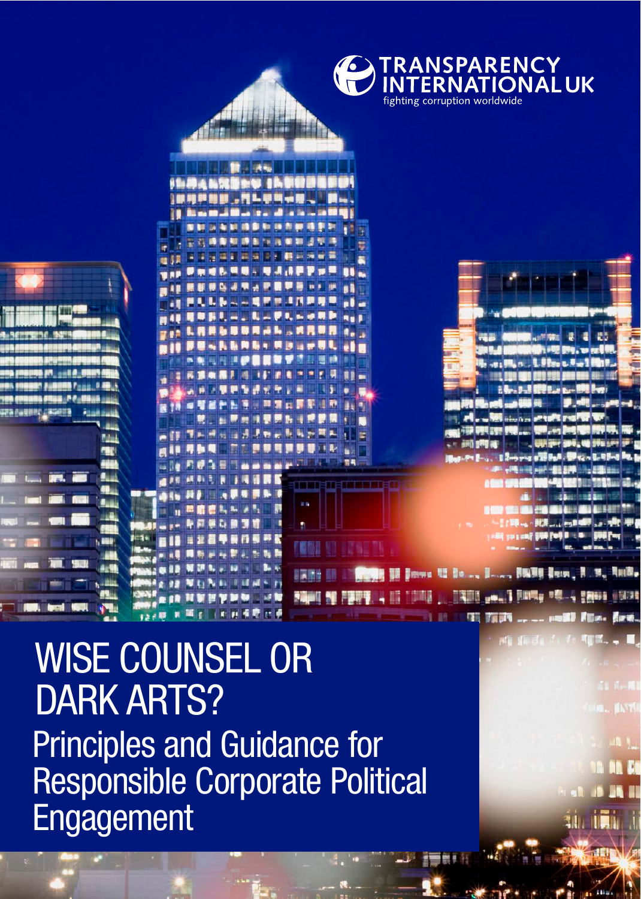TRANSPARENCY INTERNATIONAL UK

fighting corruption worldwide

# WISE COUNSEL OR DARK ARTS?

## Principles and Guidance for Responsible Corporate Political Engagement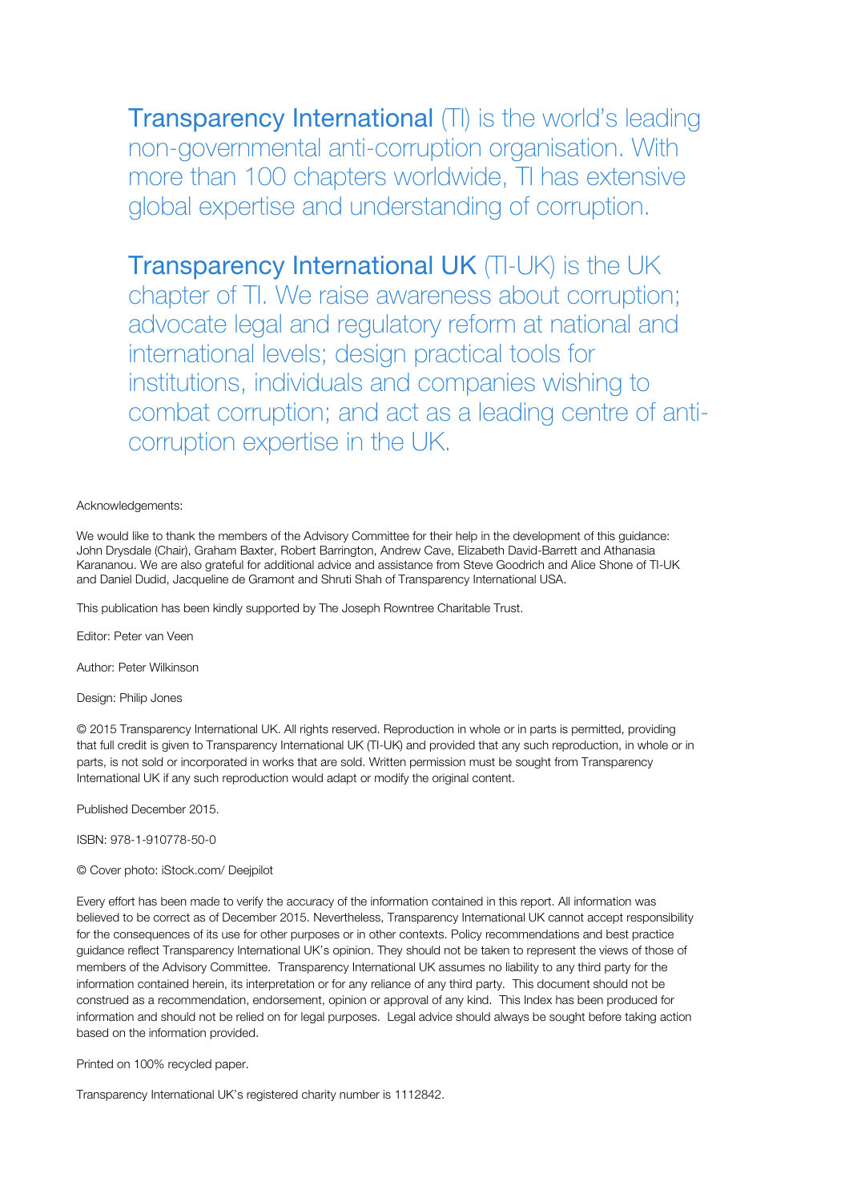**Transparency International** (TI) is the world's leading non-governmental anti-corruption organisation. With more than 100 chapters worldwide, TI has extensive global expertise and understanding of corruption.

**Transparency International UK** (TI-UK) is the UK chapter of TI. We raise awareness about corruption; advocate legal and regulatory reform at national and international levels; design practical tools for institutions, individuals and companies wishing to combat corruption; and act as a leading centre of anti-corruption expertise in the UK.

Acknowledgements:

We would like to thank the members of the Advisory Committee for their help in the development of this guidance: John Drysdale (Chair), Graham Baxter, Robert Barrington, Andrew Cave, Elizabeth David-Barrett and Athanasia Karananou. We are also grateful for additional advice and assistance from Steve Goodrich and Alice Shone of TI-UK and Daniel Dudid, Jacqueline de Gramont and Shruti Shah of Transparency International USA.

This publication has been kindly supported by The Joseph Rowntree Charitable Trust.

Editor: Peter van Veen

Author: Peter Wilkinson

Design: Philip Jones

© 2015 Transparency International UK. All rights reserved. Reproduction in whole or in parts is permitted, providing that full credit is given to Transparency International UK (TI-UK) and provided that any such reproduction, in whole or in parts, is not sold or incorporated in works that are sold. Written permission must be sought from Transparency International UK if any such reproduction would adapt or modify the original content.

Published December 2015.

ISBN: 978-1-910778-50-0

© Cover photo: iStock.com/ Deejpilot

Every effort has been made to verify the accuracy of the information contained in this report. All information was believed to be correct as of December 2015. Nevertheless, Transparency International UK cannot accept responsibility for the consequences of its use for other purposes or in other contexts. Policy recommendations and best practice guidance reflect Transparency International UK's opinion. They should not be taken to represent the views of those of members of the Advisory Committee. Transparency International UK assumes no liability to any third party for the information contained herein, its interpretation or for any reliance of any third party. This document should not be construed as a recommendation, endorsement, opinion or approval of any kind. This Index has been produced for information and should not be relied on for legal purposes. Legal advice should always be sought before taking action based on the information provided.

Printed on 100% recycled paper.

Transparency International UK's registered charity number is 1112842.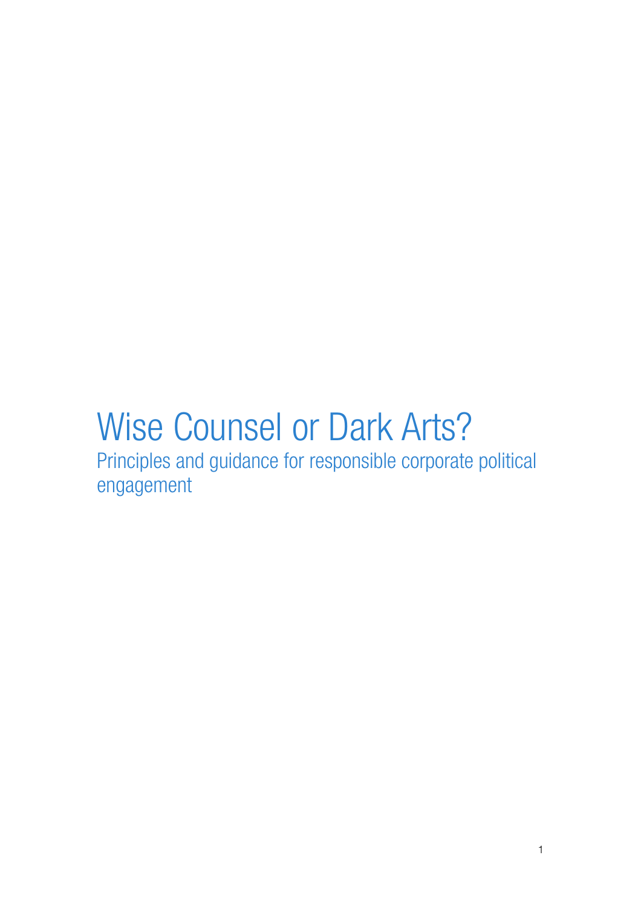# Wise Counsel or Dark Arts?

Principles and guidance for responsible corporate political engagement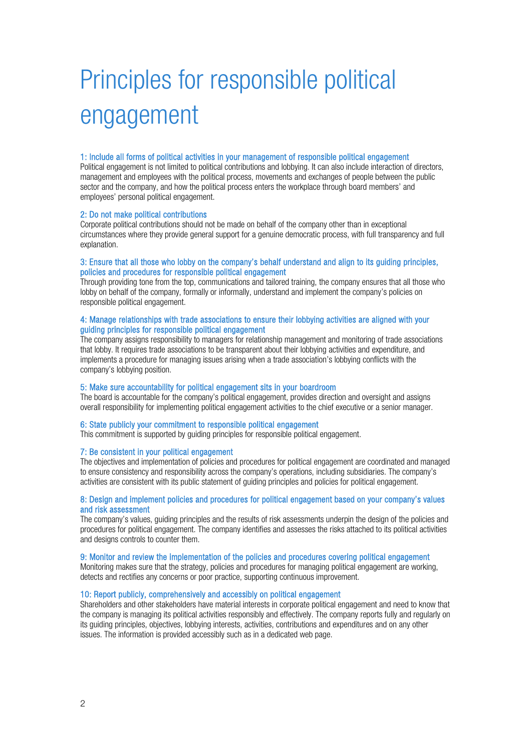# Principles for responsible political engagement

### 1: Include all forms of political activities in your management of responsible political engagement

Political engagement is not limited to political contributions and lobbying. It can also include interaction of directors, management and employees with the political process, movements and exchanges of people between the public sector and the company, and how the political process enters the workplace through board members' and employees' personal political engagement.

### 2: Do not make political contributions

Corporate political contributions should not be made on behalf of the company other than in exceptional circumstances where they provide general support for a genuine democratic process, with full transparency and full explanation.

### 3: Ensure that all those who lobby on the company's behalf understand and align to its guiding principles, policies and procedures for responsible political engagement

Through providing tone from the top, communications and tailored training, the company ensures that all those who lobby on behalf of the company, formally or informally, understand and implement the company's policies on responsible political engagement.

### 4: Manage relationships with trade associations to ensure their lobbying activities are aligned with your guiding principles for responsible political engagement

The company assigns responsibility to managers for relationship management and monitoring of trade associations that lobby. It requires trade associations to be transparent about their lobbying activities and expenditure, and implements a procedure for managing issues arising when a trade association's lobbying conflicts with the company's lobbying position.

### 5: Make sure accountability for political engagement sits in your boardroom

The board is accountable for the company's political engagement, provides direction and oversight and assigns overall responsibility for implementing political engagement activities to the chief executive or a senior manager.

### 6: State publicly your commitment to responsible political engagement

This commitment is supported by guiding principles for responsible political engagement.

### 7: Be consistent in your political engagement

The objectives and implementation of policies and procedures for political engagement are coordinated and managed to ensure consistency and responsibility across the company's operations, including subsidiaries. The company's activities are consistent with its public statement of guiding principles and policies for political engagement.

### 8: Design and implement policies and procedures for political engagement based on your company's values and risk assessment

The company's values, guiding principles and the results of risk assessments underpin the design of the policies and procedures for political engagement. The company identifies and assesses the risks attached to its political activities and designs controls to counter them.

### 9: Monitor and review the implementation of the policies and procedures covering political engagement

Monitoring makes sure that the strategy, policies and procedures for managing political engagement are working, detects and rectifies any concerns or poor practice, supporting continuous improvement.

### 10: Report publicly, comprehensively and accessibly on political engagement

Shareholders and other stakeholders have material interests in corporate political engagement and need to know that the company is managing its political activities responsibly and effectively. The company reports fully and regularly on its guiding principles, objectives, lobbying interests, activities, contributions and expenditures and on any other issues. The information is provided accessibly such as in a dedicated web page.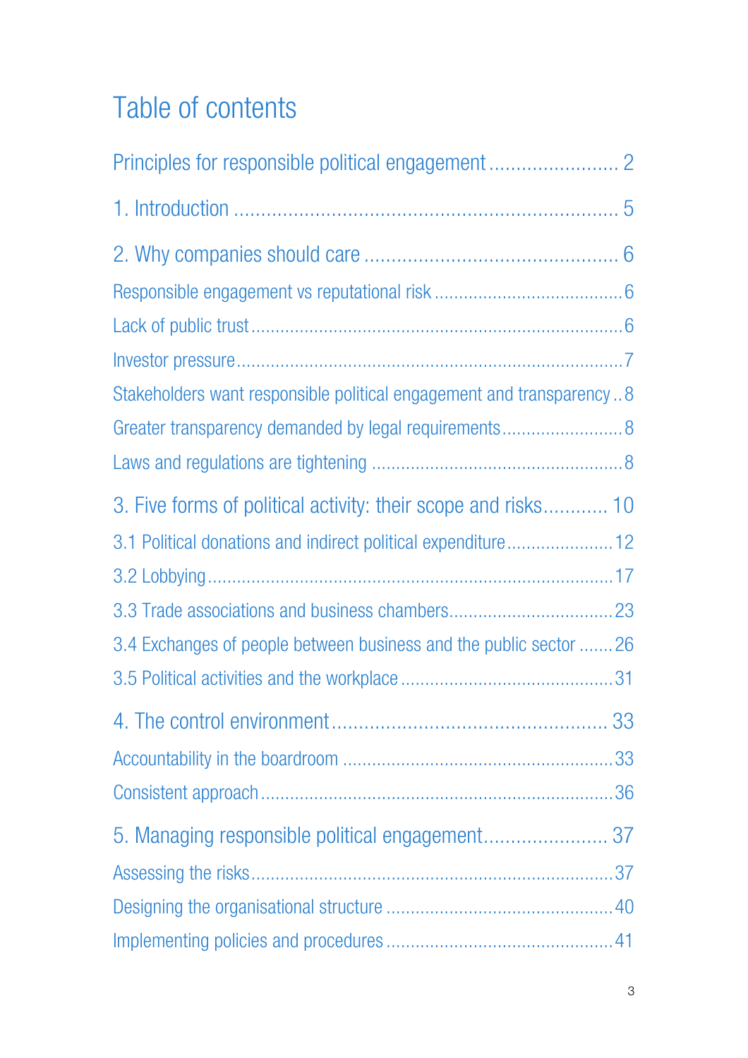# Table of contents

Principles for responsible political engagement ........................ 2

1. Introduction ........................................................................ 5

2. Why companies should care ................................................ 6

- Responsible engagement vs reputational risk ....................................... 6
- Lack of public trust ........................................................................... 6
- Investor pressure ............................................................................... 7
- Stakeholders want responsible political engagement and transparency .. 8
- Greater transparency demanded by legal requirements ......................... 8
- Laws and regulations are tightening .................................................... 8

3. Five forms of political activity: their scope and risks ............ 10

- 3.1 Political donations and indirect political expenditure ..................... 12
- 3.2 Lobbying ....................................................................................... 17
- 3.3 Trade associations and business chambers ...................................... 23
- 3.4 Exchanges of people between business and the public sector ....... 26
- 3.5 Political activities and the workplace ............................................ 31

4. The control environment ...................................................... 33

- Accountability in the boardroom ....................................................... 33
- Consistent approach ......................................................................... 36

5. Managing responsible political engagement ........................ 37

- Assessing the risks ........................................................................... 37
- Designing the organisational structure ............................................... 40
- Implementing policies and procedures ............................................... 41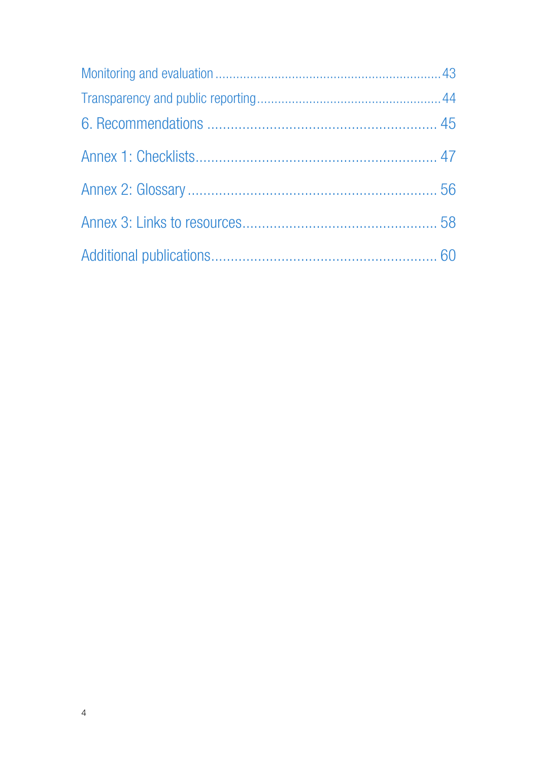Monitoring and evaluation ............................................................... 43

Transparency and public reporting ..................................................... 44

6. Recommendations ......................................................... 45

Annex 1: Checklists ........................................................... 47

Annex 2: Glossary ............................................................... 56

Annex 3: Links to resources ................................................. 58

Additional publications ......................................................... 60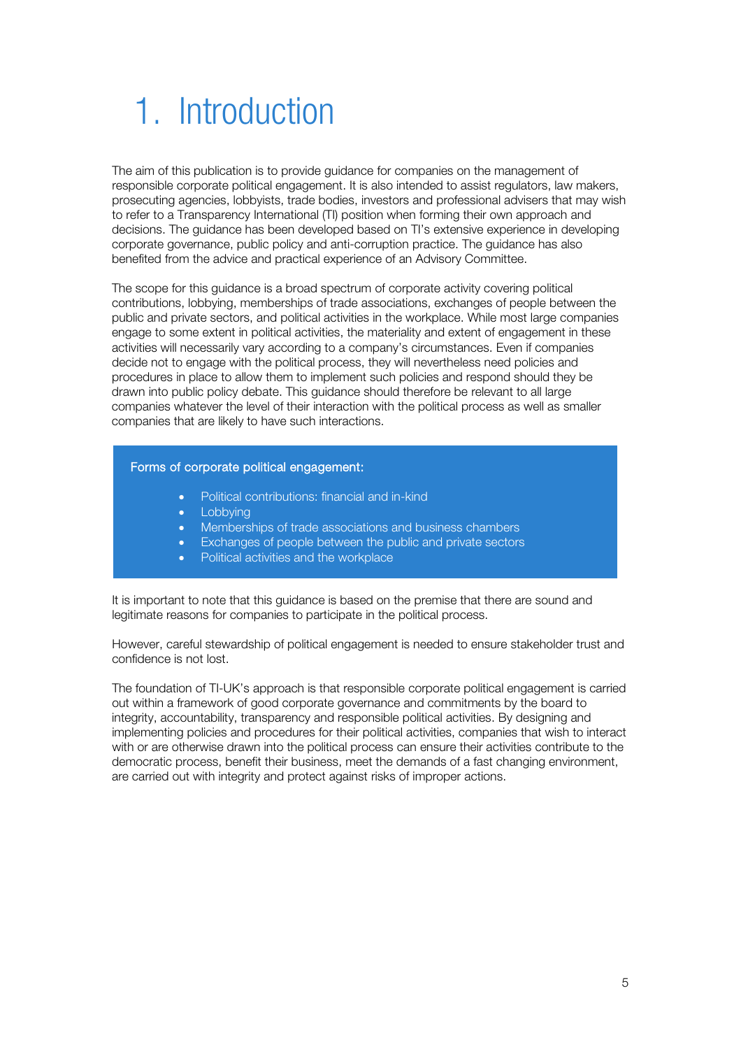# 1. Introduction

The aim of this publication is to provide guidance for companies on the management of responsible corporate political engagement. It is also intended to assist regulators, law makers, prosecuting agencies, lobbyists, trade bodies, investors and professional advisers that may wish to refer to a Transparency International (TI) position when forming their own approach and decisions. The guidance has been developed based on TI's extensive experience in developing corporate governance, public policy and anti-corruption practice. The guidance has also benefited from the advice and practical experience of an Advisory Committee.

The scope for this guidance is a broad spectrum of corporate activity covering political contributions, lobbying, memberships of trade associations, exchanges of people between the public and private sectors, and political activities in the workplace. While most large companies engage to some extent in political activities, the materiality and extent of engagement in these activities will necessarily vary according to a company's circumstances. Even if companies decide not to engage with the political process, they will nevertheless need policies and procedures in place to allow them to implement such policies and respond should they be drawn into public policy debate. This guidance should therefore be relevant to all large companies whatever the level of their interaction with the political process as well as smaller companies that are likely to have such interactions.

**Forms of corporate political engagement:**

- Political contributions: financial and in-kind
- Lobbying
- Memberships of trade associations and business chambers
- Exchanges of people between the public and private sectors
- Political activities and the workplace

It is important to note that this guidance is based on the premise that there are sound and legitimate reasons for companies to participate in the political process.

However, careful stewardship of political engagement is needed to ensure stakeholder trust and confidence is not lost.

The foundation of TI-UK's approach is that responsible corporate political engagement is carried out within a framework of good corporate governance and commitments by the board to integrity, accountability, transparency and responsible political activities. By designing and implementing policies and procedures for their political activities, companies that wish to interact with or are otherwise drawn into the political process can ensure their activities contribute to the democratic process, benefit their business, meet the demands of a fast changing environment, are carried out with integrity and protect against risks of improper actions.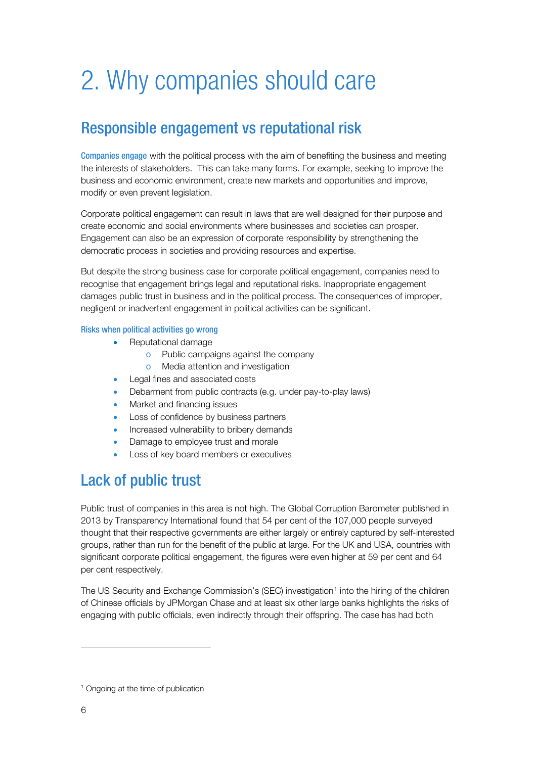# 2. Why companies should care

## Responsible engagement vs reputational risk

**Companies engage** with the political process with the aim of benefiting the business and meeting the interests of stakeholders. This can take many forms. For example, seeking to improve the business and economic environment, create new markets and opportunities and improve, modify or even prevent legislation.

Corporate political engagement can result in laws that are well designed for their purpose and create economic and social environments where businesses and societies can prosper. Engagement can also be an expression of corporate responsibility by strengthening the democratic process in societies and providing resources and expertise.

But despite the strong business case for corporate political engagement, companies need to recognise that engagement brings legal and reputational risks. Inappropriate engagement damages public trust in business and in the political process. The consequences of improper, negligent or inadvertent engagement in political activities can be significant.

#### Risks when political activities go wrong

- Reputational damage
  - Public campaigns against the company
  - Media attention and investigation
- Legal fines and associated costs
- Debarment from public contracts (e.g. under pay-to-play laws)
- Market and financing issues
- Loss of confidence by business partners
- Increased vulnerability to bribery demands
- Damage to employee trust and morale
- Loss of key board members or executives

## Lack of public trust

Public trust of companies in this area is not high. The Global Corruption Barometer published in 2013 by Transparency International found that 54 per cent of the 107,000 people surveyed thought that their respective governments are either largely or entirely captured by self-interested groups, rather than run for the benefit of the public at large. For the UK and USA, countries with significant corporate political engagement, the figures were even higher at 59 per cent and 64 per cent respectively.

The US Security and Exchange Commission's (SEC) investigation[1] into the hiring of the children of Chinese officials by JPMorgan Chase and at least six other large banks highlights the risks of engaging with public officials, even indirectly through their offspring. The case has had both

[1] Ongoing at the time of publication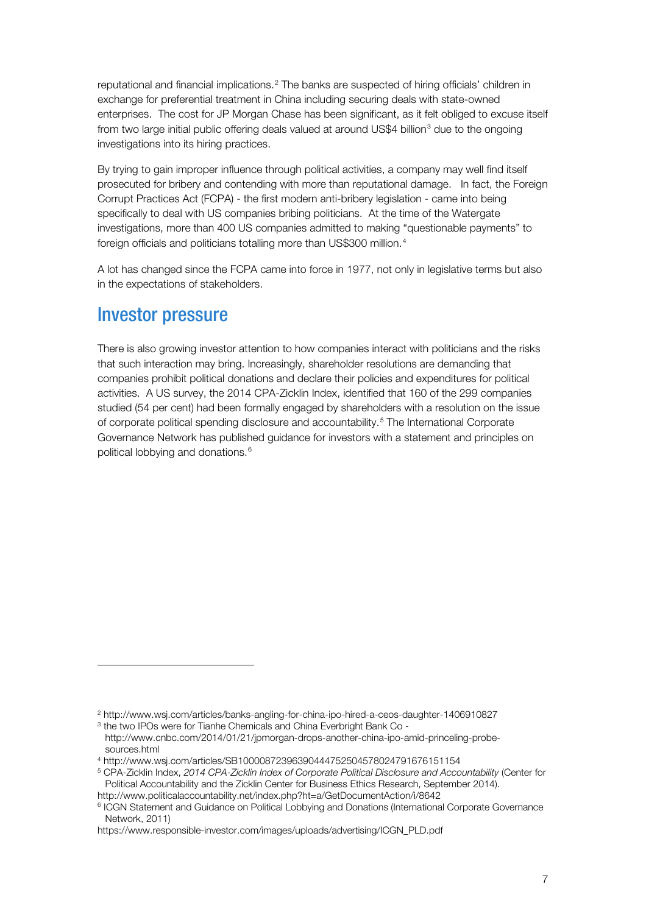reputational and financial implications.[2] The banks are suspected of hiring officials' children in exchange for preferential treatment in China including securing deals with state-owned enterprises. The cost for JP Morgan Chase has been significant, as it felt obliged to excuse itself from two large initial public offering deals valued at around US$4 billion[3] due to the ongoing investigations into its hiring practices.

By trying to gain improper influence through political activities, a company may well find itself prosecuted for bribery and contending with more than reputational damage. In fact, the Foreign Corrupt Practices Act (FCPA) - the first modern anti-bribery legislation - came into being specifically to deal with US companies bribing politicians. At the time of the Watergate investigations, more than 400 US companies admitted to making "questionable payments" to foreign officials and politicians totalling more than US$300 million.[4]

A lot has changed since the FCPA came into force in 1977, not only in legislative terms but also in the expectations of stakeholders.

## Investor pressure

There is also growing investor attention to how companies interact with politicians and the risks that such interaction may bring. Increasingly, shareholder resolutions are demanding that companies prohibit political donations and declare their policies and expenditures for political activities. A US survey, the 2014 CPA-Zicklin Index, identified that 160 of the 299 companies studied (54 per cent) had been formally engaged by shareholders with a resolution on the issue of corporate political spending disclosure and accountability.[5] The International Corporate Governance Network has published guidance for investors with a statement and principles on political lobbying and donations.[6]

---

[2] http://www.wsj.com/articles/banks-angling-for-china-ipo-hired-a-ceos-daughter-1406910827

[3] the two IPOs were for Tianhe Chemicals and China Everbright Bank Co - http://www.cnbc.com/2014/01/21/jpmorgan-drops-another-china-ipo-amid-princeling-probe-sources.html

[4] http://www.wsj.com/articles/SB10000872396390444752504578024791676151154

[5] CPA-Zicklin Index, *2014 CPA-Zicklin Index of Corporate Political Disclosure and Accountability* (Center for Political Accountability and the Zicklin Center for Business Ethics Research, September 2014). http://www.politicalaccountability.net/index.php?ht=a/GetDocumentAction/i/8642

[6] ICGN Statement and Guidance on Political Lobbying and Donations (International Corporate Governance Network, 2011) https://www.responsible-investor.com/images/uploads/advertising/ICGN_PLD.pdf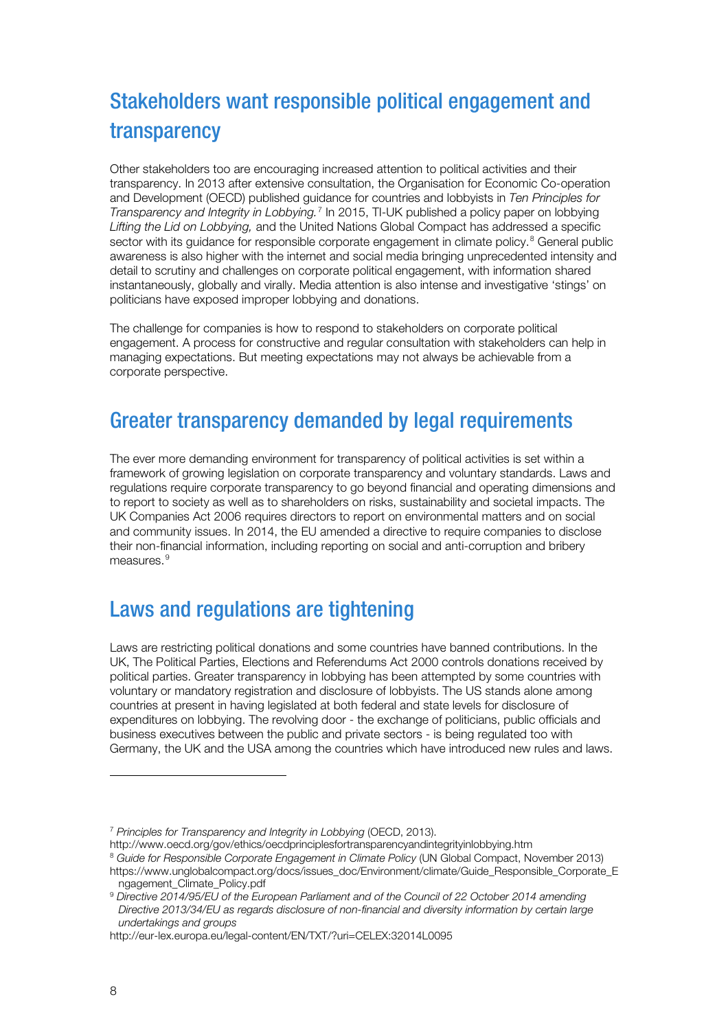## Stakeholders want responsible political engagement and transparency

Other stakeholders too are encouraging increased attention to political activities and their transparency. In 2013 after extensive consultation, the Organisation for Economic Co-operation and Development (OECD) published guidance for countries and lobbyists in *Ten Principles for Transparency and Integrity in Lobbying.*[7] In 2015, TI-UK published a policy paper on lobbying *Lifting the Lid on Lobbying,* and the United Nations Global Compact has addressed a specific sector with its guidance for responsible corporate engagement in climate policy.[8] General public awareness is also higher with the internet and social media bringing unprecedented intensity and detail to scrutiny and challenges on corporate political engagement, with information shared instantaneously, globally and virally. Media attention is also intense and investigative 'stings' on politicians have exposed improper lobbying and donations.

The challenge for companies is how to respond to stakeholders on corporate political engagement. A process for constructive and regular consultation with stakeholders can help in managing expectations. But meeting expectations may not always be achievable from a corporate perspective.

## Greater transparency demanded by legal requirements

The ever more demanding environment for transparency of political activities is set within a framework of growing legislation on corporate transparency and voluntary standards. Laws and regulations require corporate transparency to go beyond financial and operating dimensions and to report to society as well as to shareholders on risks, sustainability and societal impacts. The UK Companies Act 2006 requires directors to report on environmental matters and on social and community issues. In 2014, the EU amended a directive to require companies to disclose their non-financial information, including reporting on social and anti-corruption and bribery measures.[9]

## Laws and regulations are tightening

Laws are restricting political donations and some countries have banned contributions. In the UK, The Political Parties, Elections and Referendums Act 2000 controls donations received by political parties. Greater transparency in lobbying has been attempted by some countries with voluntary or mandatory registration and disclosure of lobbyists. The US stands alone among countries at present in having legislated at both federal and state levels for disclosure of expenditures on lobbying. The revolving door - the exchange of politicians, public officials and business executives between the public and private sectors - is being regulated too with Germany, the UK and the USA among the countries which have introduced new rules and laws.

---

[7] *Principles for Transparency and Integrity in Lobbying* (OECD, 2013).
http://www.oecd.org/gov/ethics/oecdprinciplesfortransparencyandintegrityinlobbying.htm

[8] *Guide for Responsible Corporate Engagement in Climate Policy* (UN Global Compact, November 2013)
https://www.unglobalcompact.org/docs/issues_doc/Environment/climate/Guide_Responsible_Corporate_Engagement_Climate_Policy.pdf

[9] *Directive 2014/95/EU of the European Parliament and of the Council of 22 October 2014 amending Directive 2013/34/EU as regards disclosure of non-financial and diversity information by certain large undertakings and groups*
http://eur-lex.europa.eu/legal-content/EN/TXT/?uri=CELEX:32014L0095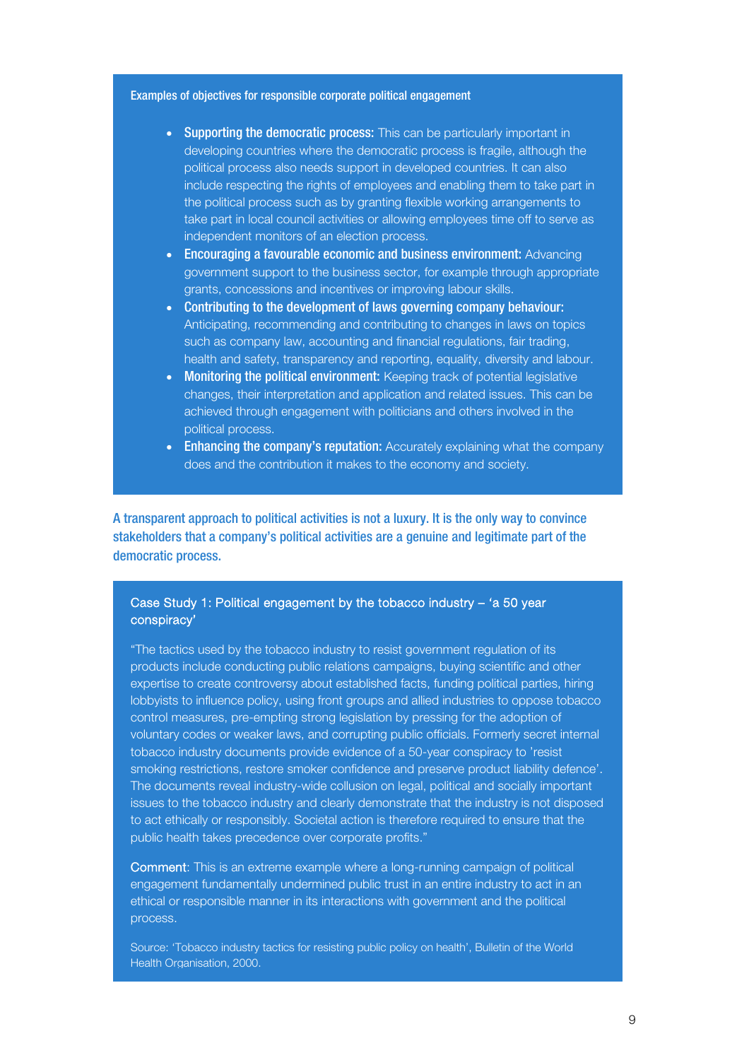### Examples of objectives for responsible corporate political engagement

- **Supporting the democratic process:** This can be particularly important in developing countries where the democratic process is fragile, although the political process also needs support in developed countries. It can also include respecting the rights of employees and enabling them to take part in the political process such as by granting flexible working arrangements to take part in local council activities or allowing employees time off to serve as independent monitors of an election process.
- **Encouraging a favourable economic and business environment:** Advancing government support to the business sector, for example through appropriate grants, concessions and incentives or improving labour skills.
- **Contributing to the development of laws governing company behaviour:** Anticipating, recommending and contributing to changes in laws on topics such as company law, accounting and financial regulations, fair trading, health and safety, transparency and reporting, equality, diversity and labour.
- **Monitoring the political environment:** Keeping track of potential legislative changes, their interpretation and application and related issues. This can be achieved through engagement with politicians and others involved in the political process.
- **Enhancing the company's reputation:** Accurately explaining what the company does and the contribution it makes to the economy and society.

**A transparent approach to political activities is not a luxury. It is the only way to convince stakeholders that a company's political activities are a genuine and legitimate part of the democratic process.**

### Case Study 1: Political engagement by the tobacco industry – 'a 50 year conspiracy'

"The tactics used by the tobacco industry to resist government regulation of its products include conducting public relations campaigns, buying scientific and other expertise to create controversy about established facts, funding political parties, hiring lobbyists to influence policy, using front groups and allied industries to oppose tobacco control measures, pre-empting strong legislation by pressing for the adoption of voluntary codes or weaker laws, and corrupting public officials. Formerly secret internal tobacco industry documents provide evidence of a 50-year conspiracy to 'resist smoking restrictions, restore smoker confidence and preserve product liability defence'. The documents reveal industry-wide collusion on legal, political and socially important issues to the tobacco industry and clearly demonstrate that the industry is not disposed to act ethically or responsibly. Societal action is therefore required to ensure that the public health takes precedence over corporate profits."

**Comment**: This is an extreme example where a long-running campaign of political engagement fundamentally undermined public trust in an entire industry to act in an ethical or responsible manner in its interactions with government and the political process.

Source: 'Tobacco industry tactics for resisting public policy on health', Bulletin of the World Health Organisation, 2000.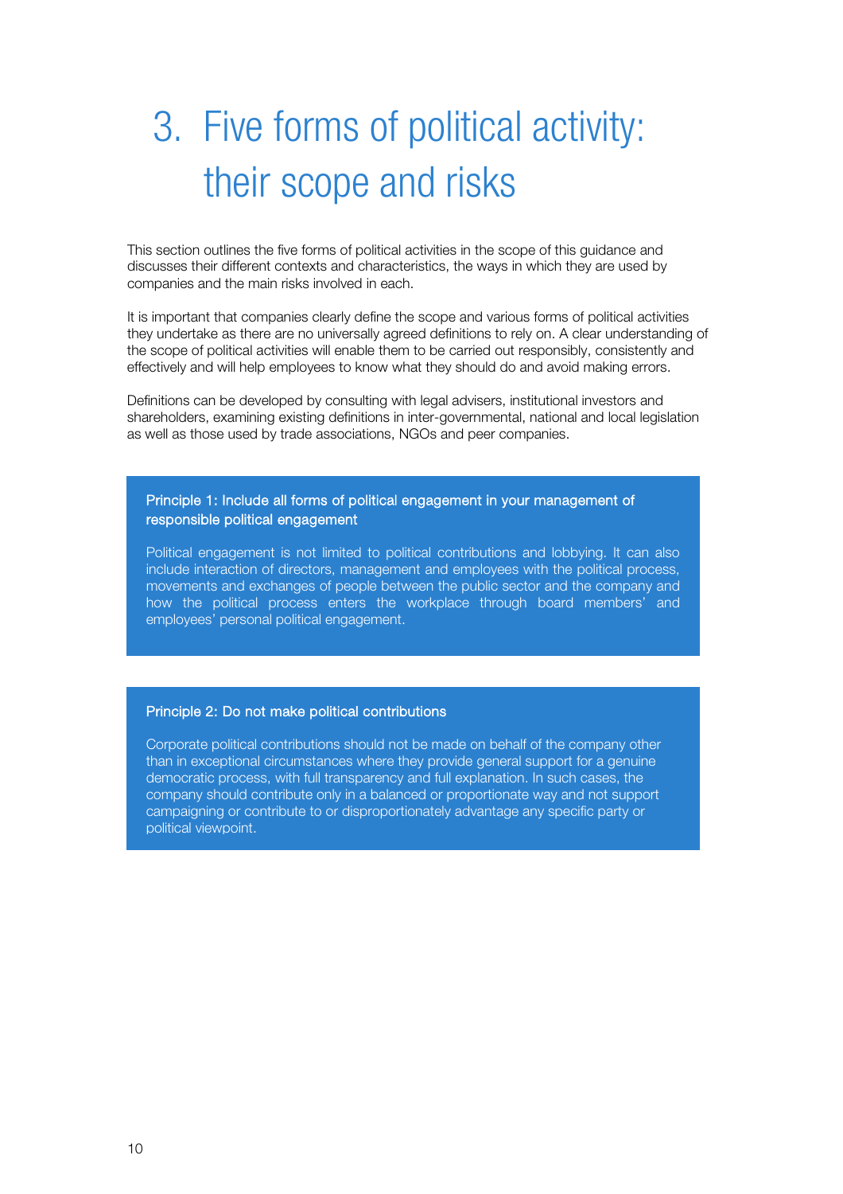# 3. Five forms of political activity: their scope and risks

This section outlines the five forms of political activities in the scope of this guidance and discusses their different contexts and characteristics, the ways in which they are used by companies and the main risks involved in each.

It is important that companies clearly define the scope and various forms of political activities they undertake as there are no universally agreed definitions to rely on. A clear understanding of the scope of political activities will enable them to be carried out responsibly, consistently and effectively and will help employees to know what they should do and avoid making errors.

Definitions can be developed by consulting with legal advisers, institutional investors and shareholders, examining existing definitions in inter-governmental, national and local legislation as well as those used by trade associations, NGOs and peer companies.

**Principle 1: Include all forms of political engagement in your management of responsible political engagement**

Political engagement is not limited to political contributions and lobbying. It can also include interaction of directors, management and employees with the political process, movements and exchanges of people between the public sector and the company and how the political process enters the workplace through board members' and employees' personal political engagement.

**Principle 2: Do not make political contributions**

Corporate political contributions should not be made on behalf of the company other than in exceptional circumstances where they provide general support for a genuine democratic process, with full transparency and full explanation. In such cases, the company should contribute only in a balanced or proportionate way and not support campaigning or contribute to or disproportionately advantage any specific party or political viewpoint.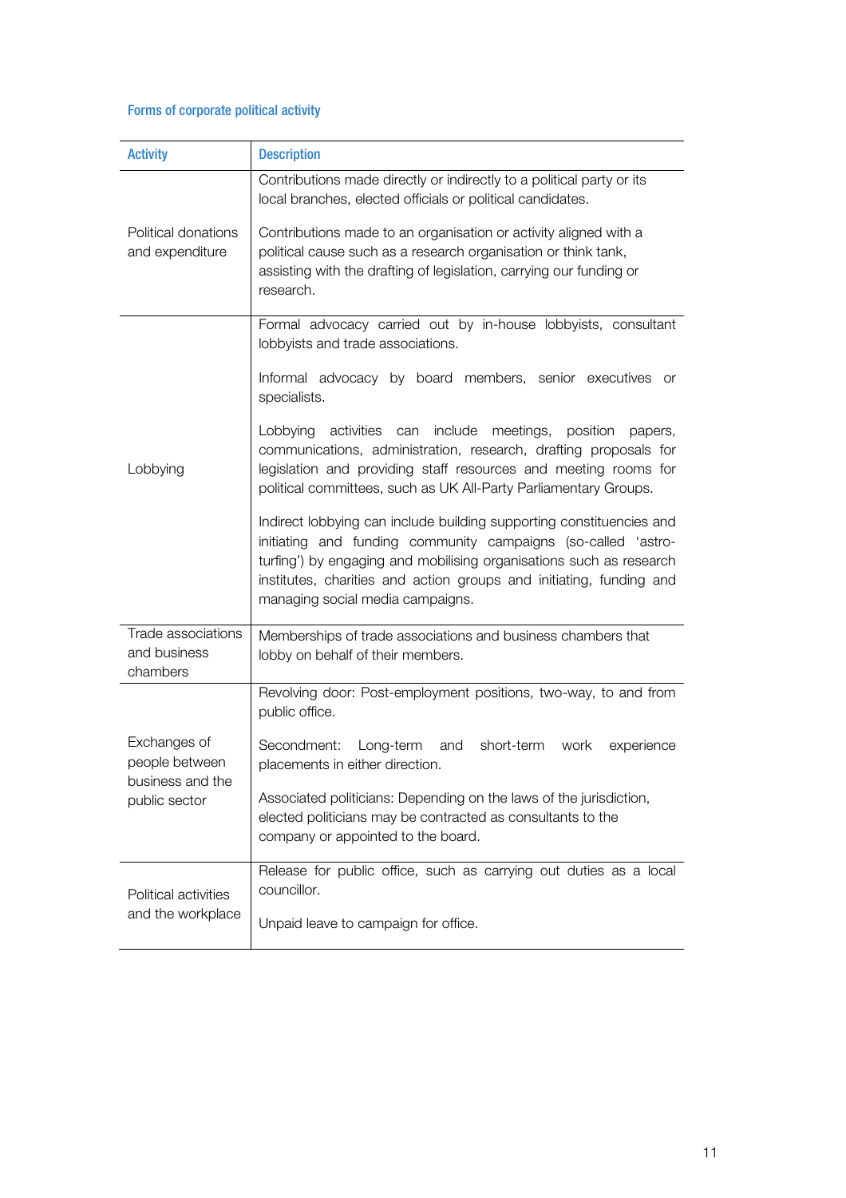### Forms of corporate political activity

| Activity | Description |
|---|---|
| Political donations and expenditure | Contributions made directly or indirectly to a political party or its local branches, elected officials or political candidates.<br><br>Contributions made to an organisation or activity aligned with a political cause such as a research organisation or think tank, assisting with the drafting of legislation, carrying our funding or research. |
| Lobbying | Formal advocacy carried out by in-house lobbyists, consultant lobbyists and trade associations.<br><br>Informal advocacy by board members, senior executives or specialists.<br><br>Lobbying activities can include meetings, position papers, communications, administration, research, drafting proposals for legislation and providing staff resources and meeting rooms for political committees, such as UK All-Party Parliamentary Groups.<br><br>Indirect lobbying can include building supporting constituencies and initiating and funding community campaigns (so-called 'astro-turfing') by engaging and mobilising organisations such as research institutes, charities and action groups and initiating, funding and managing social media campaigns. |
| Trade associations and business chambers | Memberships of trade associations and business chambers that lobby on behalf of their members. |
| Exchanges of people between business and the public sector | Revolving door: Post-employment positions, two-way, to and from public office.<br><br>Secondment: Long-term and short-term work experience placements in either direction.<br><br>Associated politicians: Depending on the laws of the jurisdiction, elected politicians may be contracted as consultants to the company or appointed to the board. |
| Political activities and the workplace | Release for public office, such as carrying out duties as a local councillor.<br><br>Unpaid leave to campaign for office. |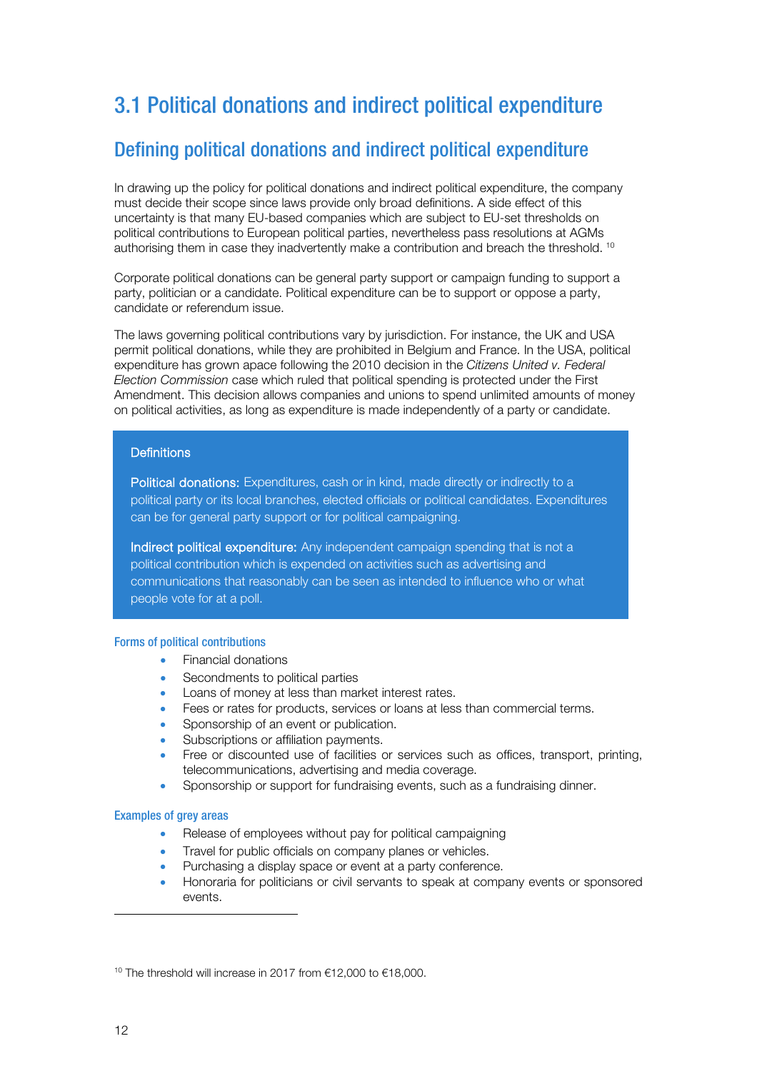# 3.1 Political donations and indirect political expenditure

## Defining political donations and indirect political expenditure

In drawing up the policy for political donations and indirect political expenditure, the company must decide their scope since laws provide only broad definitions. A side effect of this uncertainty is that many EU-based companies which are subject to EU-set thresholds on political contributions to European political parties, nevertheless pass resolutions at AGMs authorising them in case they inadvertently make a contribution and breach the threshold. [10]

Corporate political donations can be general party support or campaign funding to support a party, politician or a candidate. Political expenditure can be to support or oppose a party, candidate or referendum issue.

The laws governing political contributions vary by jurisdiction. For instance, the UK and USA permit political donations, while they are prohibited in Belgium and France. In the USA, political expenditure has grown apace following the 2010 decision in the *Citizens United v. Federal Election Commission* case which ruled that political spending is protected under the First Amendment. This decision allows companies and unions to spend unlimited amounts of money on political activities, as long as expenditure is made independently of a party or candidate.

> **Definitions**
>
> **Political donations:** Expenditures, cash or in kind, made directly or indirectly to a political party or its local branches, elected officials or political candidates. Expenditures can be for general party support or for political campaigning.
>
> **Indirect political expenditure:** Any independent campaign spending that is not a political contribution which is expended on activities such as advertising and communications that reasonably can be seen as intended to influence who or what people vote for at a poll.

#### Forms of political contributions

- Financial donations
- Secondments to political parties
- Loans of money at less than market interest rates.
- Fees or rates for products, services or loans at less than commercial terms.
- Sponsorship of an event or publication.
- Subscriptions or affiliation payments.
- Free or discounted use of facilities or services such as offices, transport, printing, telecommunications, advertising and media coverage.
- Sponsorship or support for fundraising events, such as a fundraising dinner.

#### Examples of grey areas

- Release of employees without pay for political campaigning
- Travel for public officials on company planes or vehicles.
- Purchasing a display space or event at a party conference.
- Honoraria for politicians or civil servants to speak at company events or sponsored events.

---

[10] The threshold will increase in 2017 from €12,000 to €18,000.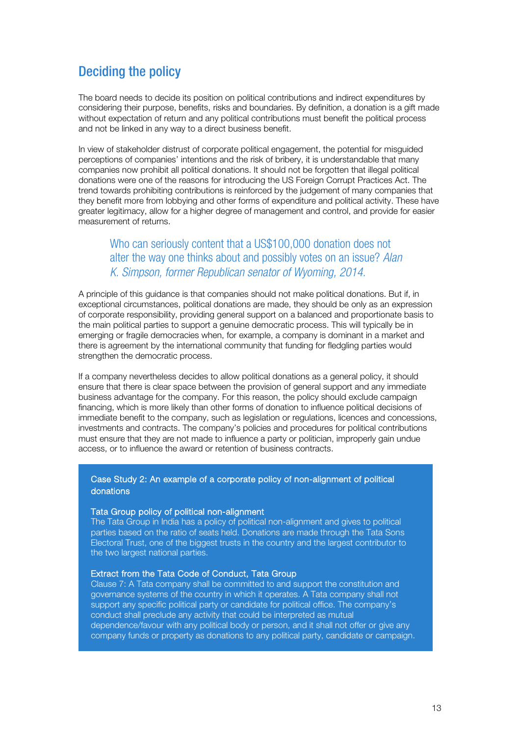## Deciding the policy

The board needs to decide its position on political contributions and indirect expenditures by considering their purpose, benefits, risks and boundaries. By definition, a donation is a gift made without expectation of return and any political contributions must benefit the political process and not be linked in any way to a direct business benefit.

In view of stakeholder distrust of corporate political engagement, the potential for misguided perceptions of companies' intentions and the risk of bribery, it is understandable that many companies now prohibit all political donations. It should not be forgotten that illegal political donations were one of the reasons for introducing the US Foreign Corrupt Practices Act. The trend towards prohibiting contributions is reinforced by the judgement of many companies that they benefit more from lobbying and other forms of expenditure and political activity. These have greater legitimacy, allow for a higher degree of management and control, and provide for easier measurement of returns.

> Who can seriously content that a US$100,000 donation does not alter the way one thinks about and possibly votes on an issue? *Alan K. Simpson, former Republican senator of Wyoming, 2014.*

A principle of this guidance is that companies should not make political donations. But if, in exceptional circumstances, political donations are made, they should be only as an expression of corporate responsibility, providing general support on a balanced and proportionate basis to the main political parties to support a genuine democratic process. This will typically be in emerging or fragile democracies when, for example, a company is dominant in a market and there is agreement by the international community that funding for fledgling parties would strengthen the democratic process.

If a company nevertheless decides to allow political donations as a general policy, it should ensure that there is clear space between the provision of general support and any immediate business advantage for the company. For this reason, the policy should exclude campaign financing, which is more likely than other forms of donation to influence political decisions of immediate benefit to the company, such as legislation or regulations, licences and concessions, investments and contracts. The company's policies and procedures for political contributions must ensure that they are not made to influence a party or politician, improperly gain undue access, or to influence the award or retention of business contracts.

### Case Study 2: An example of a corporate policy of non-alignment of political donations

**Tata Group policy of political non-alignment**

The Tata Group in India has a policy of political non-alignment and gives to political parties based on the ratio of seats held. Donations are made through the Tata Sons Electoral Trust, one of the biggest trusts in the country and the largest contributor to the two largest national parties.

**Extract from the Tata Code of Conduct, Tata Group**

Clause 7: A Tata company shall be committed to and support the constitution and governance systems of the country in which it operates. A Tata company shall not support any specific political party or candidate for political office. The company's conduct shall preclude any activity that could be interpreted as mutual dependence/favour with any political body or person, and it shall not offer or give any company funds or property as donations to any political party, candidate or campaign.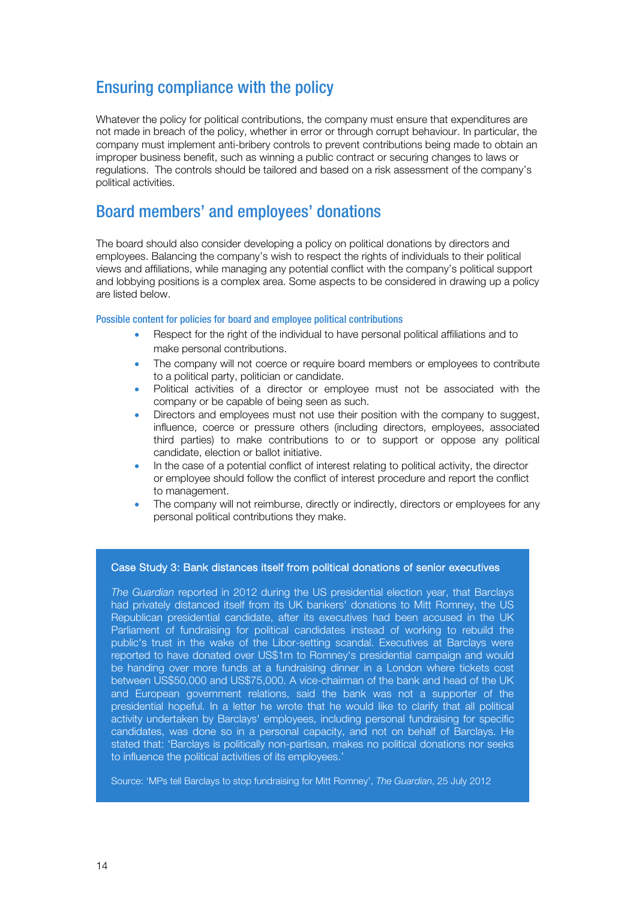## Ensuring compliance with the policy

Whatever the policy for political contributions, the company must ensure that expenditures are not made in breach of the policy, whether in error or through corrupt behaviour. In particular, the company must implement anti-bribery controls to prevent contributions being made to obtain an improper business benefit, such as winning a public contract or securing changes to laws or regulations. The controls should be tailored and based on a risk assessment of the company's political activities.

## Board members' and employees' donations

The board should also consider developing a policy on political donations by directors and employees. Balancing the company's wish to respect the rights of individuals to their political views and affiliations, while managing any potential conflict with the company's political support and lobbying positions is a complex area. Some aspects to be considered in drawing up a policy are listed below.

#### Possible content for policies for board and employee political contributions

- Respect for the right of the individual to have personal political affiliations and to make personal contributions.
- The company will not coerce or require board members or employees to contribute to a political party, politician or candidate.
- Political activities of a director or employee must not be associated with the company or be capable of being seen as such.
- Directors and employees must not use their position with the company to suggest, influence, coerce or pressure others (including directors, employees, associated third parties) to make contributions to or to support or oppose any political candidate, election or ballot initiative.
- In the case of a potential conflict of interest relating to political activity, the director or employee should follow the conflict of interest procedure and report the conflict to management.
- The company will not reimburse, directly or indirectly, directors or employees for any personal political contributions they make.

**Case Study 3: Bank distances itself from political donations of senior executives**

*The Guardian* reported in 2012 during the US presidential election year, that Barclays had privately distanced itself from its UK bankers' donations to Mitt Romney, the US Republican presidential candidate, after its executives had been accused in the UK Parliament of fundraising for political candidates instead of working to rebuild the public's trust in the wake of the Libor-setting scandal. Executives at Barclays were reported to have donated over US$1m to Romney's presidential campaign and would be handing over more funds at a fundraising dinner in a London where tickets cost between US$50,000 and US$75,000. A vice-chairman of the bank and head of the UK and European government relations, said the bank was not a supporter of the presidential hopeful. In a letter he wrote that he would like to clarify that all political activity undertaken by Barclays' employees, including personal fundraising for specific candidates, was done so in a personal capacity, and not on behalf of Barclays. He stated that: 'Barclays is politically non-partisan, makes no political donations nor seeks to influence the political activities of its employees.'

Source: 'MPs tell Barclays to stop fundraising for Mitt Romney', *The Guardian*, 25 July 2012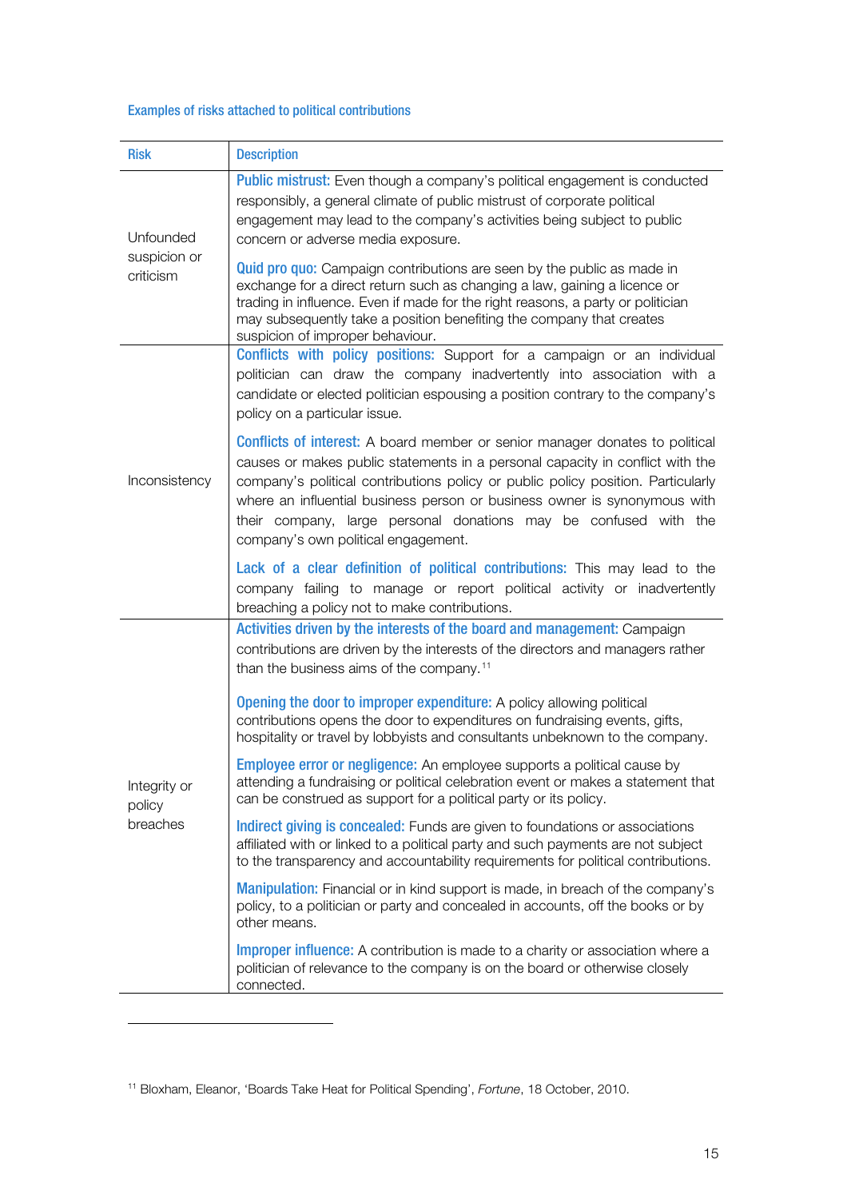### Examples of risks attached to political contributions

| Risk | Description |
|---|---|
| Unfounded suspicion or criticism | **Public mistrust:** Even though a company's political engagement is conducted responsibly, a general climate of public mistrust of corporate political engagement may lead to the company's activities being subject to public concern or adverse media exposure.<br><br>**Quid pro quo:** Campaign contributions are seen by the public as made in exchange for a direct return such as changing a law, gaining a licence or trading in influence. Even if made for the right reasons, a party or politician may subsequently take a position benefiting the company that creates suspicion of improper behaviour. |
| Inconsistency | **Conflicts with policy positions:** Support for a campaign or an individual politician can draw the company inadvertently into association with a candidate or elected politician espousing a position contrary to the company's policy on a particular issue.<br><br>**Conflicts of interest:** A board member or senior manager donates to political causes or makes public statements in a personal capacity in conflict with the company's political contributions policy or public policy position. Particularly where an influential business person or business owner is synonymous with their company, large personal donations may be confused with the company's own political engagement.<br><br>**Lack of a clear definition of political contributions:** This may lead to the company failing to manage or report political activity or inadvertently breaching a policy not to make contributions. |
| Integrity or policy breaches | **Activities driven by the interests of the board and management:** Campaign contributions are driven by the interests of the directors and managers rather than the business aims of the company.[11]<br><br>**Opening the door to improper expenditure:** A policy allowing political contributions opens the door to expenditures on fundraising events, gifts, hospitality or travel by lobbyists and consultants unbeknown to the company.<br><br>**Employee error or negligence:** An employee supports a political cause by attending a fundraising or political celebration event or makes a statement that can be construed as support for a political party or its policy.<br><br>**Indirect giving is concealed:** Funds are given to foundations or associations affiliated with or linked to a political party and such payments are not subject to the transparency and accountability requirements for political contributions.<br><br>**Manipulation:** Financial or in kind support is made, in breach of the company's policy, to a politician or party and concealed in accounts, off the books or by other means.<br><br>**Improper influence:** A contribution is made to a charity or association where a politician of relevance to the company is on the board or otherwise closely connected. |

[11] Bloxham, Eleanor, 'Boards Take Heat for Political Spending', *Fortune*, 18 October, 2010.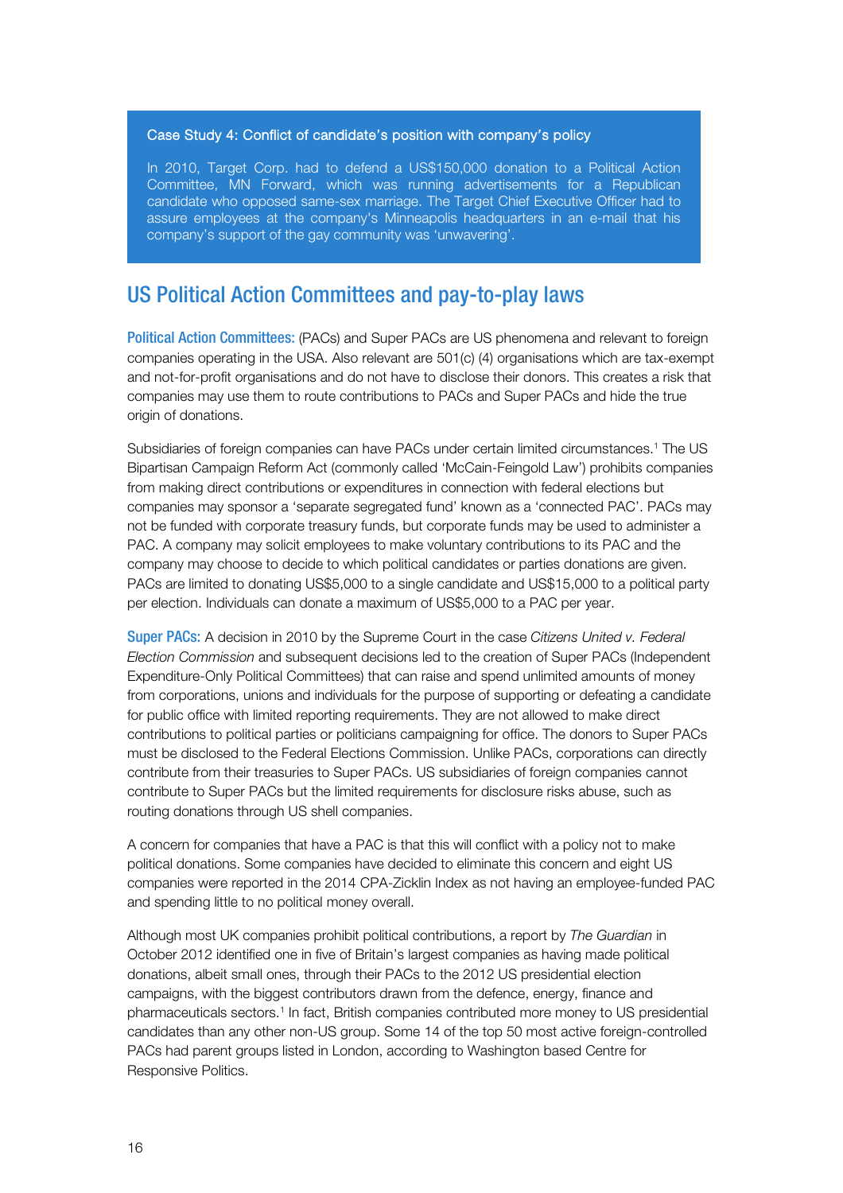**Case Study 4: Conflict of candidate's position with company's policy**

In 2010, Target Corp. had to defend a US$150,000 donation to a Political Action Committee, MN Forward, which was running advertisements for a Republican candidate who opposed same-sex marriage. The Target Chief Executive Officer had to assure employees at the company's Minneapolis headquarters in an e-mail that his company's support of the gay community was 'unwavering'.

## US Political Action Committees and pay-to-play laws

**Political Action Committees:** (PACs) and Super PACs are US phenomena and relevant to foreign companies operating in the USA. Also relevant are 501(c) (4) organisations which are tax-exempt and not-for-profit organisations and do not have to disclose their donors. This creates a risk that companies may use them to route contributions to PACs and Super PACs and hide the true origin of donations.

Subsidiaries of foreign companies can have PACs under certain limited circumstances.[1] The US Bipartisan Campaign Reform Act (commonly called 'McCain-Feingold Law') prohibits companies from making direct contributions or expenditures in connection with federal elections but companies may sponsor a 'separate segregated fund' known as a 'connected PAC'. PACs may not be funded with corporate treasury funds, but corporate funds may be used to administer a PAC. A company may solicit employees to make voluntary contributions to its PAC and the company may choose to decide to which political candidates or parties donations are given. PACs are limited to donating US$5,000 to a single candidate and US$15,000 to a political party per election. Individuals can donate a maximum of US$5,000 to a PAC per year.

**Super PACs:** A decision in 2010 by the Supreme Court in the case *Citizens United v. Federal Election Commission* and subsequent decisions led to the creation of Super PACs (Independent Expenditure-Only Political Committees) that can raise and spend unlimited amounts of money from corporations, unions and individuals for the purpose of supporting or defeating a candidate for public office with limited reporting requirements. They are not allowed to make direct contributions to political parties or politicians campaigning for office. The donors to Super PACs must be disclosed to the Federal Elections Commission. Unlike PACs, corporations can directly contribute from their treasuries to Super PACs. US subsidiaries of foreign companies cannot contribute to Super PACs but the limited requirements for disclosure risks abuse, such as routing donations through US shell companies.

A concern for companies that have a PAC is that this will conflict with a policy not to make political donations. Some companies have decided to eliminate this concern and eight US companies were reported in the 2014 CPA-Zicklin Index as not having an employee-funded PAC and spending little to no political money overall.

Although most UK companies prohibit political contributions, a report by *The Guardian* in October 2012 identified one in five of Britain's largest companies as having made political donations, albeit small ones, through their PACs to the 2012 US presidential election campaigns, with the biggest contributors drawn from the defence, energy, finance and pharmaceuticals sectors.[1] In fact, British companies contributed more money to US presidential candidates than any other non-US group. Some 14 of the top 50 most active foreign-controlled PACs had parent groups listed in London, according to Washington based Centre for Responsive Politics.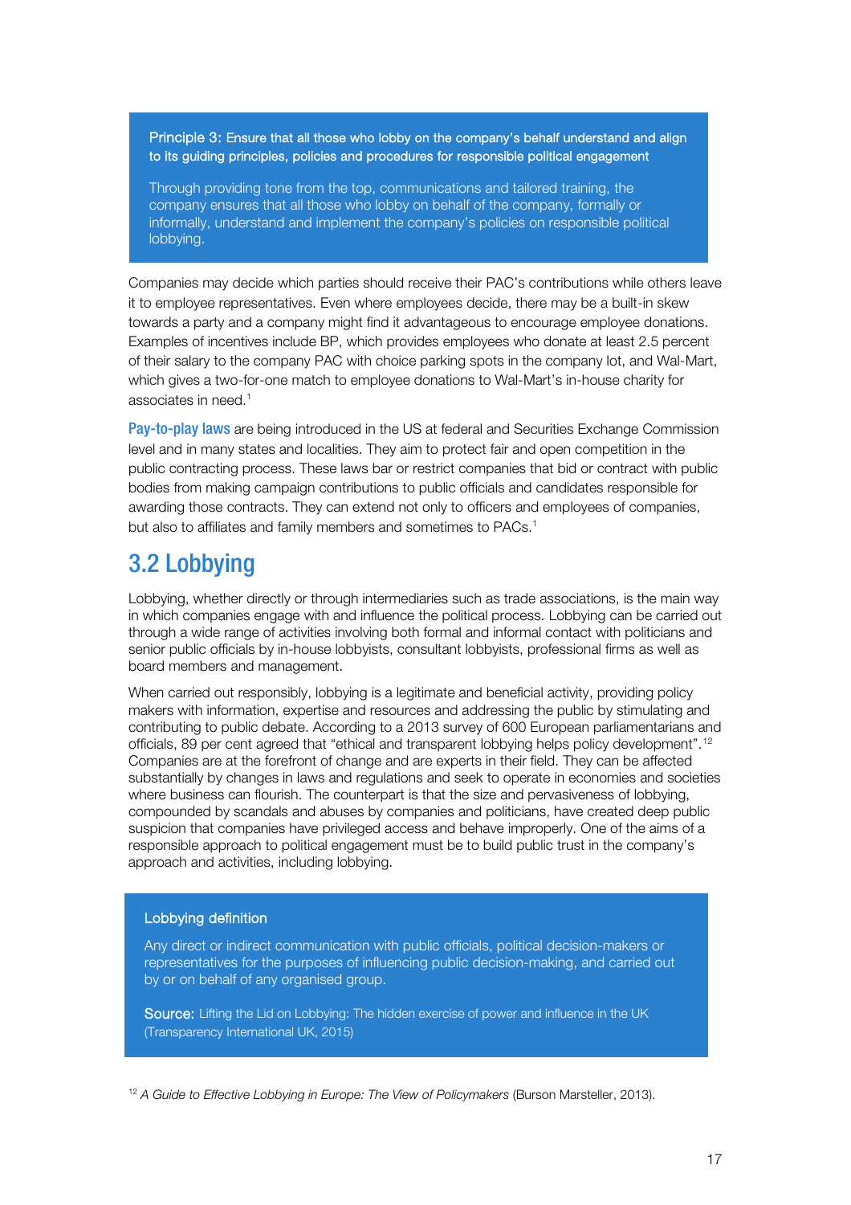**Principle 3:** Ensure that all those who lobby on the company's behalf understand and align to its guiding principles, policies and procedures for responsible political engagement

Through providing tone from the top, communications and tailored training, the company ensures that all those who lobby on behalf of the company, formally or informally, understand and implement the company's policies on responsible political lobbying.

Companies may decide which parties should receive their PAC's contributions while others leave it to employee representatives. Even where employees decide, there may be a built-in skew towards a party and a company might find it advantageous to encourage employee donations. Examples of incentives include BP, which provides employees who donate at least 2.5 percent of their salary to the company PAC with choice parking spots in the company lot, and Wal-Mart, which gives a two-for-one match to employee donations to Wal-Mart's in-house charity for associates in need.[1]

**Pay-to-play laws** are being introduced in the US at federal and Securities Exchange Commission level and in many states and localities. They aim to protect fair and open competition in the public contracting process. These laws bar or restrict companies that bid or contract with public bodies from making campaign contributions to public officials and candidates responsible for awarding those contracts. They can extend not only to officers and employees of companies, but also to affiliates and family members and sometimes to PACs.[1]

## 3.2 Lobbying

Lobbying, whether directly or through intermediaries such as trade associations, is the main way in which companies engage with and influence the political process. Lobbying can be carried out through a wide range of activities involving both formal and informal contact with politicians and senior public officials by in-house lobbyists, consultant lobbyists, professional firms as well as board members and management.

When carried out responsibly, lobbying is a legitimate and beneficial activity, providing policy makers with information, expertise and resources and addressing the public by stimulating and contributing to public debate. According to a 2013 survey of 600 European parliamentarians and officials, 89 per cent agreed that "ethical and transparent lobbying helps policy development".[12] Companies are at the forefront of change and are experts in their field. They can be affected substantially by changes in laws and regulations and seek to operate in economies and societies where business can flourish. The counterpart is that the size and pervasiveness of lobbying, compounded by scandals and abuses by companies and politicians, have created deep public suspicion that companies have privileged access and behave improperly. One of the aims of a responsible approach to political engagement must be to build public trust in the company's approach and activities, including lobbying.

**Lobbying definition**

Any direct or indirect communication with public officials, political decision-makers or representatives for the purposes of influencing public decision-making, and carried out by or on behalf of any organised group.

**Source:** Lifting the Lid on Lobbying: The hidden exercise of power and influence in the UK (Transparency International UK, 2015)

[12] *A Guide to Effective Lobbying in Europe: The View of Policymakers* (Burson Marsteller, 2013).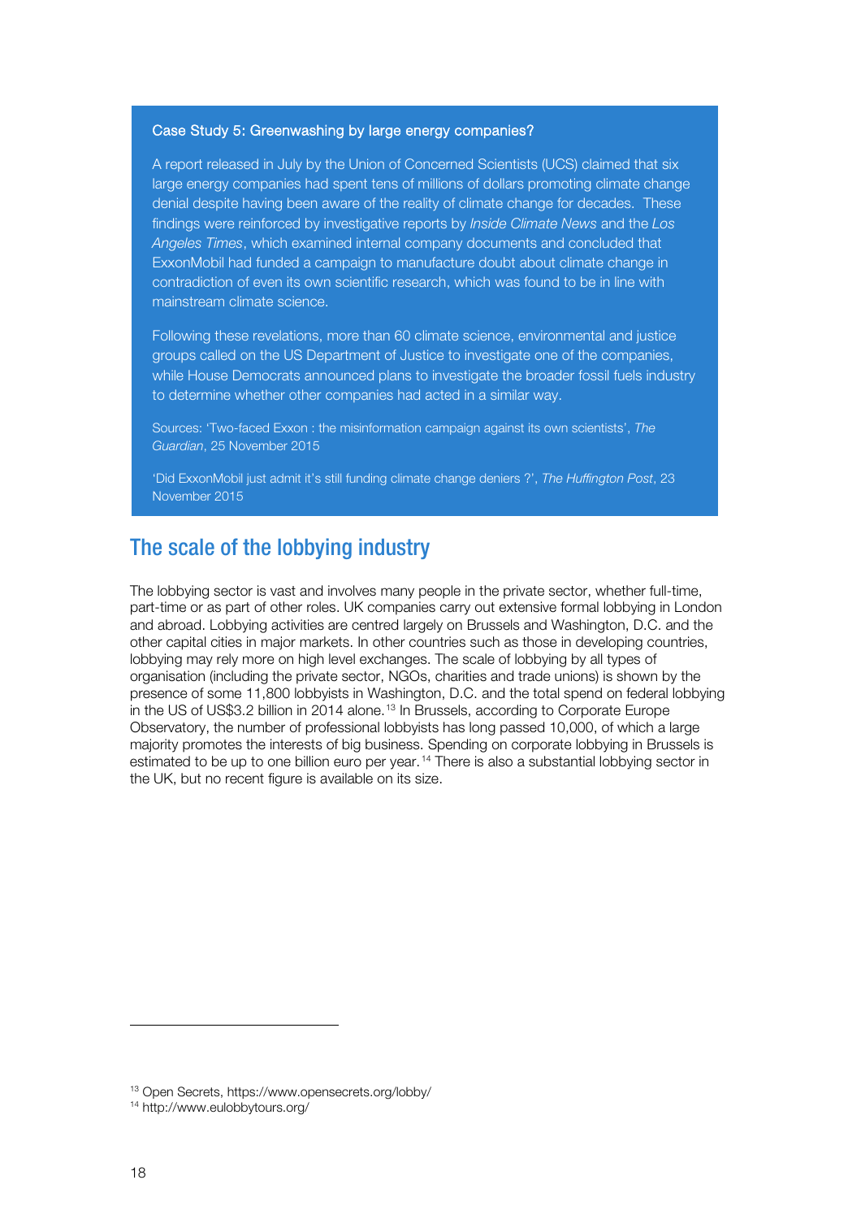### Case Study 5: Greenwashing by large energy companies?

A report released in July by the Union of Concerned Scientists (UCS) claimed that six large energy companies had spent tens of millions of dollars promoting climate change denial despite having been aware of the reality of climate change for decades. These findings were reinforced by investigative reports by *Inside Climate News* and the *Los Angeles Times*, which examined internal company documents and concluded that ExxonMobil had funded a campaign to manufacture doubt about climate change in contradiction of even its own scientific research, which was found to be in line with mainstream climate science.

Following these revelations, more than 60 climate science, environmental and justice groups called on the US Department of Justice to investigate one of the companies, while House Democrats announced plans to investigate the broader fossil fuels industry to determine whether other companies had acted in a similar way.

Sources: 'Two-faced Exxon : the misinformation campaign against its own scientists', *The Guardian*, 25 November 2015

'Did ExxonMobil just admit it's still funding climate change deniers ?', *The Huffington Post*, 23 November 2015

## The scale of the lobbying industry

The lobbying sector is vast and involves many people in the private sector, whether full-time, part-time or as part of other roles. UK companies carry out extensive formal lobbying in London and abroad. Lobbying activities are centred largely on Brussels and Washington, D.C. and the other capital cities in major markets. In other countries such as those in developing countries, lobbying may rely more on high level exchanges. The scale of lobbying by all types of organisation (including the private sector, NGOs, charities and trade unions) is shown by the presence of some 11,800 lobbyists in Washington, D.C. and the total spend on federal lobbying in the US of US$3.2 billion in 2014 alone.[13] In Brussels, according to Corporate Europe Observatory, the number of professional lobbyists has long passed 10,000, of which a large majority promotes the interests of big business. Spending on corporate lobbying in Brussels is estimated to be up to one billion euro per year.[14] There is also a substantial lobbying sector in the UK, but no recent figure is available on its size.

---

[13] Open Secrets, https://www.opensecrets.org/lobby/

[14] http://www.eulobbytours.org/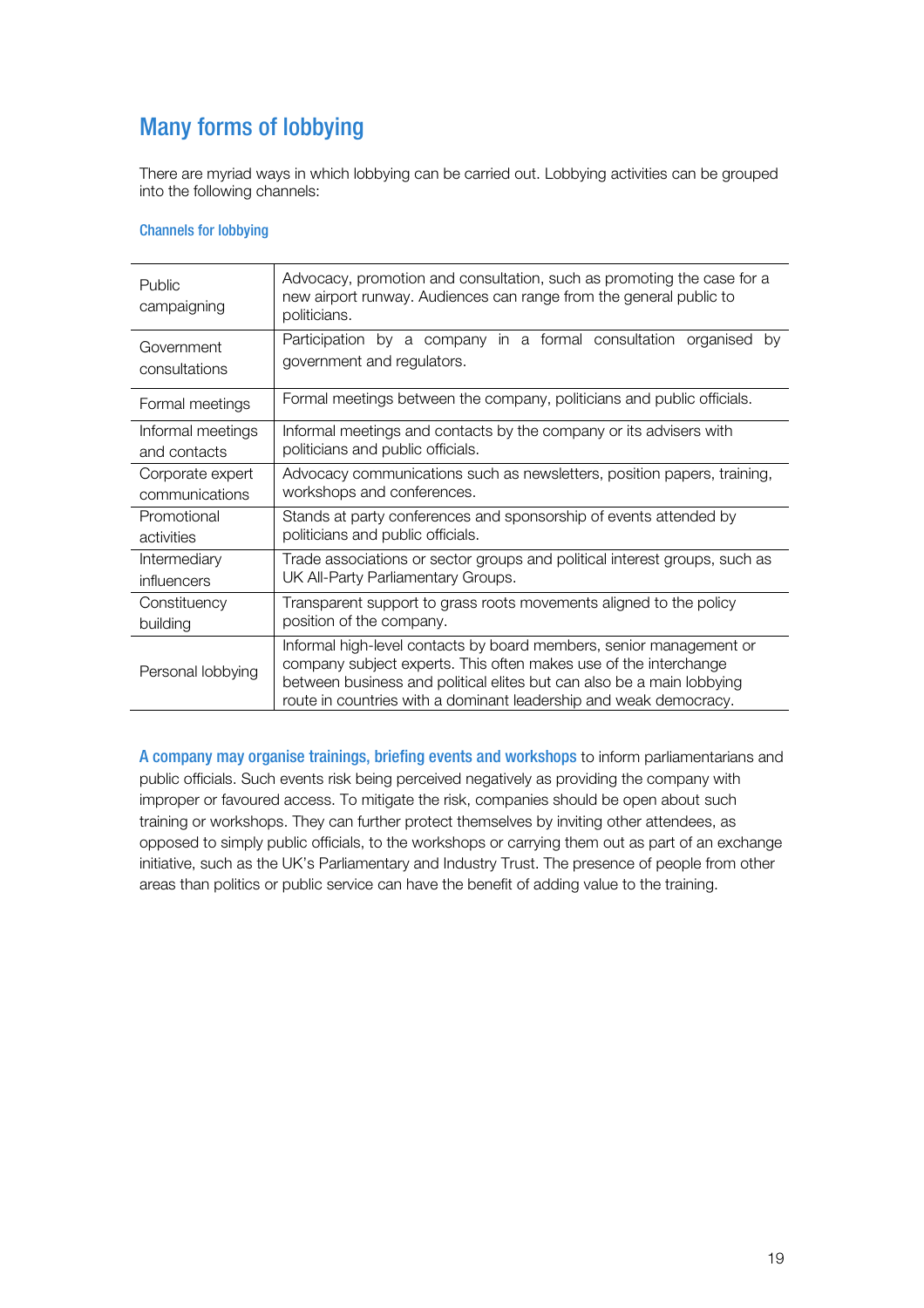## Many forms of lobbying

There are myriad ways in which lobbying can be carried out. Lobbying activities can be grouped into the following channels:

### Channels for lobbying

| | |
|---|---|
| Public campaigning | Advocacy, promotion and consultation, such as promoting the case for a new airport runway. Audiences can range from the general public to politicians. |
| Government consultations | Participation by a company in a formal consultation organised by government and regulators. |
| Formal meetings | Formal meetings between the company, politicians and public officials. |
| Informal meetings and contacts | Informal meetings and contacts by the company or its advisers with politicians and public officials. |
| Corporate expert communications | Advocacy communications such as newsletters, position papers, training, workshops and conferences. |
| Promotional activities | Stands at party conferences and sponsorship of events attended by politicians and public officials. |
| Intermediary influencers | Trade associations or sector groups and political interest groups, such as UK All-Party Parliamentary Groups. |
| Constituency building | Transparent support to grass roots movements aligned to the policy position of the company. |
| Personal lobbying | Informal high-level contacts by board members, senior management or company subject experts. This often makes use of the interchange between business and political elites but can also be a main lobbying route in countries with a dominant leadership and weak democracy. |

**A company may organise trainings, briefing events and workshops** to inform parliamentarians and public officials. Such events risk being perceived negatively as providing the company with improper or favoured access. To mitigate the risk, companies should be open about such training or workshops. They can further protect themselves by inviting other attendees, as opposed to simply public officials, to the workshops or carrying them out as part of an exchange initiative, such as the UK's Parliamentary and Industry Trust. The presence of people from other areas than politics or public service can have the benefit of adding value to the training.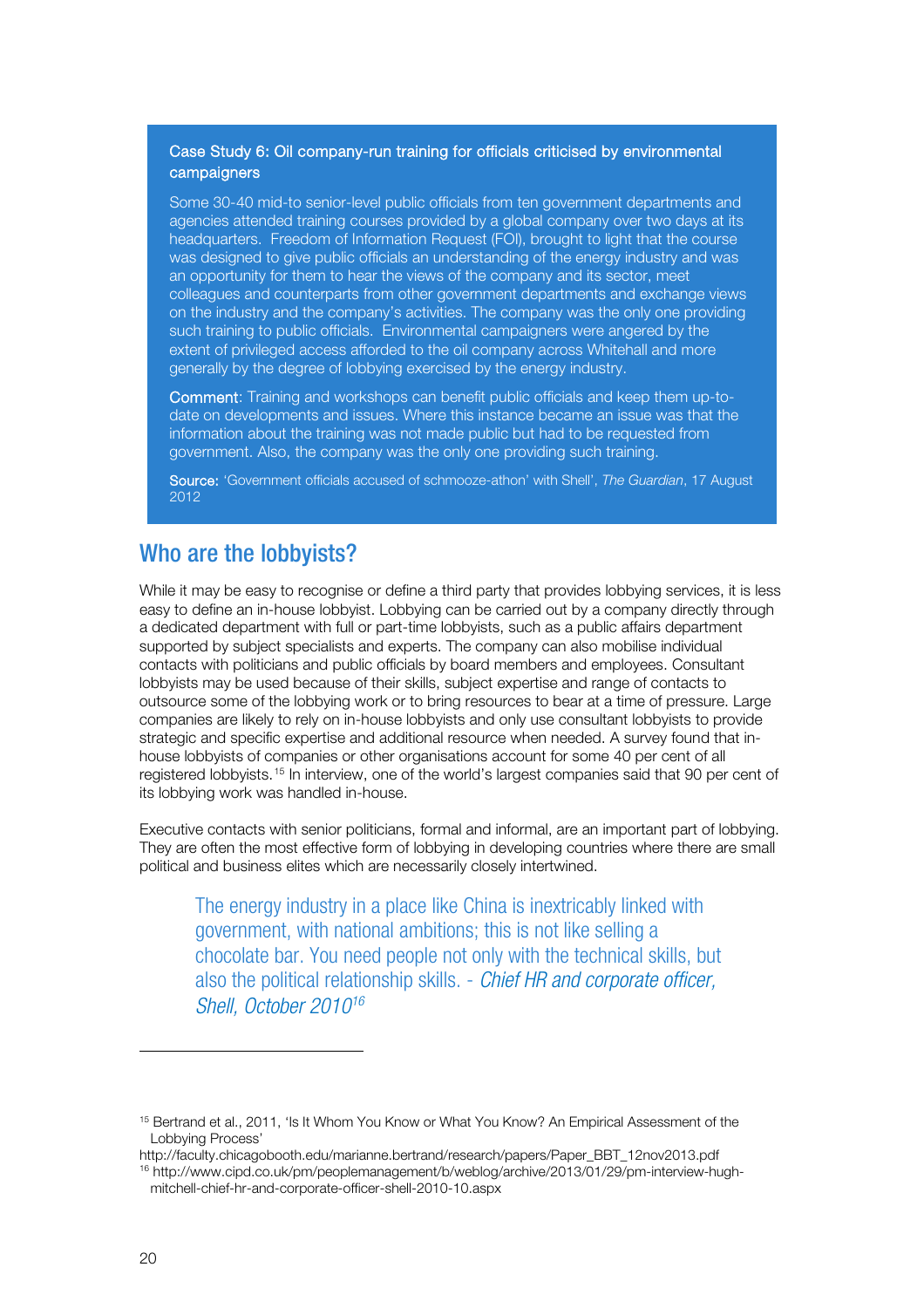**Case Study 6: Oil company-run training for officials criticised by environmental campaigners**

Some 30-40 mid-to senior-level public officials from ten government departments and agencies attended training courses provided by a global company over two days at its headquarters. Freedom of Information Request (FOI), brought to light that the course was designed to give public officials an understanding of the energy industry and was an opportunity for them to hear the views of the company and its sector, meet colleagues and counterparts from other government departments and exchange views on the industry and the company's activities. The company was the only one providing such training to public officials. Environmental campaigners were angered by the extent of privileged access afforded to the oil company across Whitehall and more generally by the degree of lobbying exercised by the energy industry.

**Comment**: Training and workshops can benefit public officials and keep them up-to-date on developments and issues. Where this instance became an issue was that the information about the training was not made public but had to be requested from government. Also, the company was the only one providing such training.

**Source:** 'Government officials accused of schmooze-athon' with Shell', *The Guardian*, 17 August 2012

## Who are the lobbyists?

While it may be easy to recognise or define a third party that provides lobbying services, it is less easy to define an in-house lobbyist. Lobbying can be carried out by a company directly through a dedicated department with full or part-time lobbyists, such as a public affairs department supported by subject specialists and experts. The company can also mobilise individual contacts with politicians and public officials by board members and employees. Consultant lobbyists may be used because of their skills, subject expertise and range of contacts to outsource some of the lobbying work or to bring resources to bear at a time of pressure. Large companies are likely to rely on in-house lobbyists and only use consultant lobbyists to provide strategic and specific expertise and additional resource when needed. A survey found that in-house lobbyists of companies or other organisations account for some 40 per cent of all registered lobbyists.[15] In interview, one of the world's largest companies said that 90 per cent of its lobbying work was handled in-house.

Executive contacts with senior politicians, formal and informal, are an important part of lobbying. They are often the most effective form of lobbying in developing countries where there are small political and business elites which are necessarily closely intertwined.

> The energy industry in a place like China is inextricably linked with government, with national ambitions; this is not like selling a chocolate bar. You need people not only with the technical skills, but also the political relationship skills. - *Chief HR and corporate officer, Shell, October 2010*[16]

---

[15] Bertrand et al., 2011, 'Is It Whom You Know or What You Know? An Empirical Assessment of the Lobbying Process'
http://faculty.chicagobooth.edu/marianne.bertrand/research/papers/Paper_BBT_12nov2013.pdf

[16] http://www.cipd.co.uk/pm/peoplemanagement/b/weblog/archive/2013/01/29/pm-interview-hugh-mitchell-chief-hr-and-corporate-officer-shell-2010-10.aspx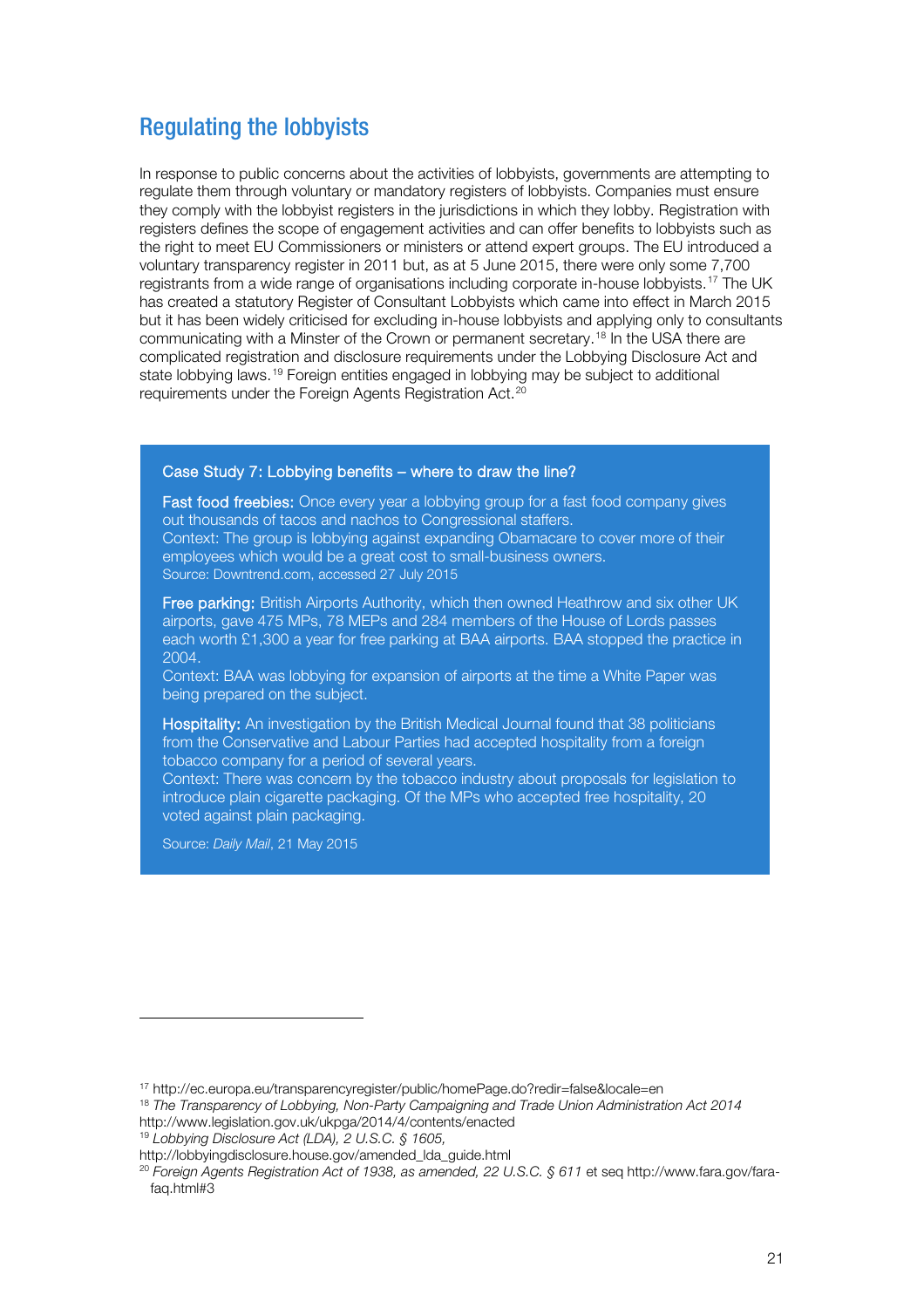## Regulating the lobbyists

In response to public concerns about the activities of lobbyists, governments are attempting to regulate them through voluntary or mandatory registers of lobbyists. Companies must ensure they comply with the lobbyist registers in the jurisdictions in which they lobby. Registration with registers defines the scope of engagement activities and can offer benefits to lobbyists such as the right to meet EU Commissioners or ministers or attend expert groups. The EU introduced a voluntary transparency register in 2011 but, as at 5 June 2015, there were only some 7,700 registrants from a wide range of organisations including corporate in-house lobbyists.[17] The UK has created a statutory Register of Consultant Lobbyists which came into effect in March 2015 but it has been widely criticised for excluding in-house lobbyists and applying only to consultants communicating with a Minster of the Crown or permanent secretary.[18] In the USA there are complicated registration and disclosure requirements under the Lobbying Disclosure Act and state lobbying laws.[19] Foreign entities engaged in lobbying may be subject to additional requirements under the Foreign Agents Registration Act.[20]

### Case Study 7: Lobbying benefits – where to draw the line?

**Fast food freebies:** Once every year a lobbying group for a fast food company gives out thousands of tacos and nachos to Congressional staffers.
Context: The group is lobbying against expanding Obamacare to cover more of their employees which would be a great cost to small-business owners.
Source: Downtrend.com, accessed 27 July 2015

**Free parking:** British Airports Authority, which then owned Heathrow and six other UK airports, gave 475 MPs, 78 MEPs and 284 members of the House of Lords passes each worth £1,300 a year for free parking at BAA airports. BAA stopped the practice in 2004.
Context: BAA was lobbying for expansion of airports at the time a White Paper was being prepared on the subject.

**Hospitality:** An investigation by the British Medical Journal found that 38 politicians from the Conservative and Labour Parties had accepted hospitality from a foreign tobacco company for a period of several years.
Context: There was concern by the tobacco industry about proposals for legislation to introduce plain cigarette packaging. Of the MPs who accepted free hospitality, 20 voted against plain packaging.

Source: *Daily Mail*, 21 May 2015

---

[17] http://ec.europa.eu/transparencyregister/public/homePage.do?redir=false&locale=en

[18] *The Transparency of Lobbying, Non-Party Campaigning and Trade Union Administration Act 2014* http://www.legislation.gov.uk/ukpga/2014/4/contents/enacted

[19] *Lobbying Disclosure Act (LDA), 2 U.S.C. § 1605,* http://lobbyingdisclosure.house.gov/amended_lda_guide.html

[20] *Foreign Agents Registration Act of 1938, as amended, 22 U.S.C. § 611* et seq http://www.fara.gov/fara-faq.html#3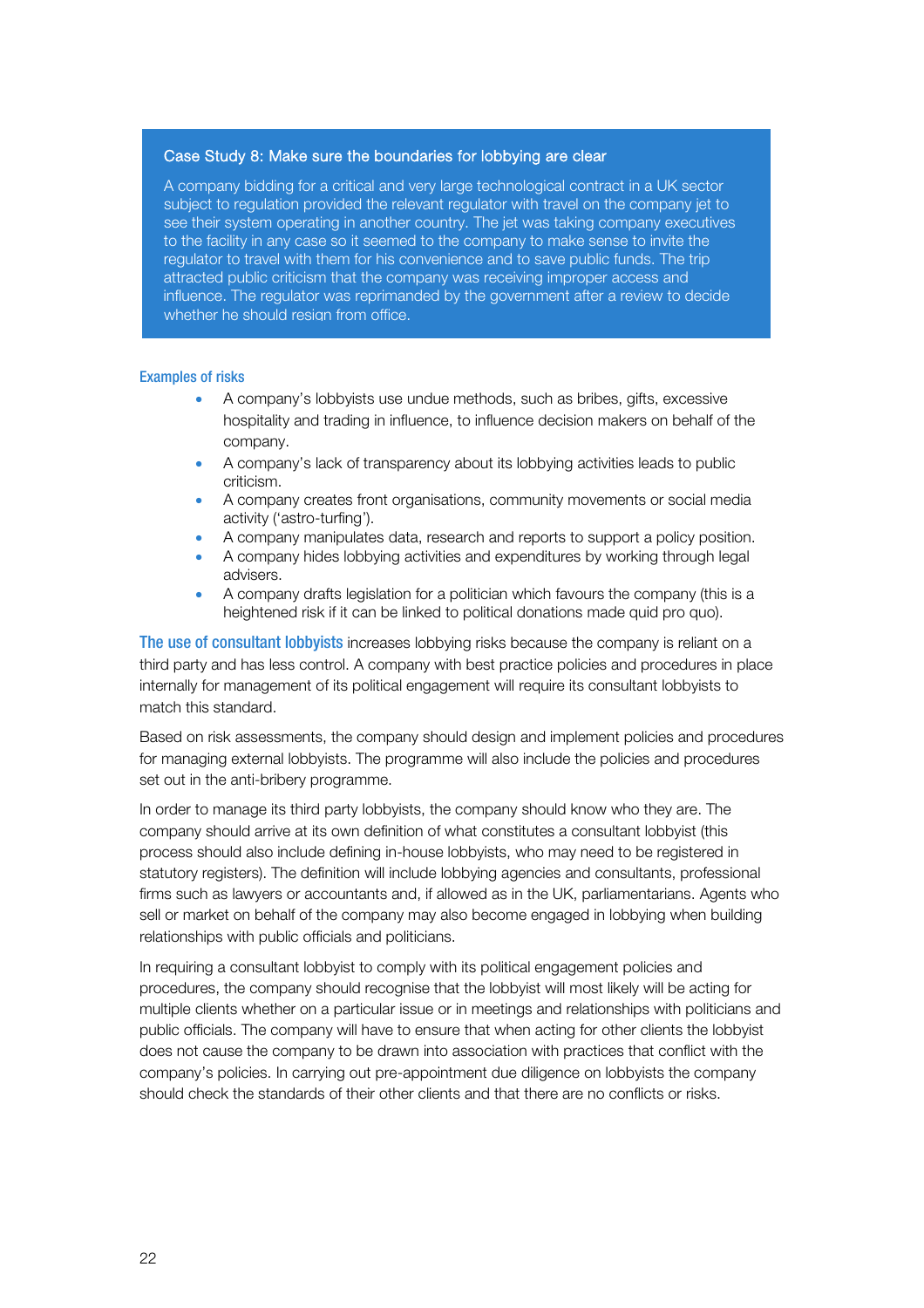### Case Study 8: Make sure the boundaries for lobbying are clear

A company bidding for a critical and very large technological contract in a UK sector subject to regulation provided the relevant regulator with travel on the company jet to see their system operating in another country. The jet was taking company executives to the facility in any case so it seemed to the company to make sense to invite the regulator to travel with them for his convenience and to save public funds. The trip attracted public criticism that the company was receiving improper access and influence. The regulator was reprimanded by the government after a review to decide whether he should resign from office.

#### Examples of risks

- A company's lobbyists use undue methods, such as bribes, gifts, excessive hospitality and trading in influence, to influence decision makers on behalf of the company.
- A company's lack of transparency about its lobbying activities leads to public criticism.
- A company creates front organisations, community movements or social media activity ('astro-turfing').
- A company manipulates data, research and reports to support a policy position.
- A company hides lobbying activities and expenditures by working through legal advisers.
- A company drafts legislation for a politician which favours the company (this is a heightened risk if it can be linked to political donations made quid pro quo).

**The use of consultant lobbyists** increases lobbying risks because the company is reliant on a third party and has less control. A company with best practice policies and procedures in place internally for management of its political engagement will require its consultant lobbyists to match this standard.

Based on risk assessments, the company should design and implement policies and procedures for managing external lobbyists. The programme will also include the policies and procedures set out in the anti-bribery programme.

In order to manage its third party lobbyists, the company should know who they are. The company should arrive at its own definition of what constitutes a consultant lobbyist (this process should also include defining in-house lobbyists, who may need to be registered in statutory registers). The definition will include lobbying agencies and consultants, professional firms such as lawyers or accountants and, if allowed as in the UK, parliamentarians. Agents who sell or market on behalf of the company may also become engaged in lobbying when building relationships with public officials and politicians.

In requiring a consultant lobbyist to comply with its political engagement policies and procedures, the company should recognise that the lobbyist will most likely will be acting for multiple clients whether on a particular issue or in meetings and relationships with politicians and public officials. The company will have to ensure that when acting for other clients the lobbyist does not cause the company to be drawn into association with practices that conflict with the company's policies. In carrying out pre-appointment due diligence on lobbyists the company should check the standards of their other clients and that there are no conflicts or risks.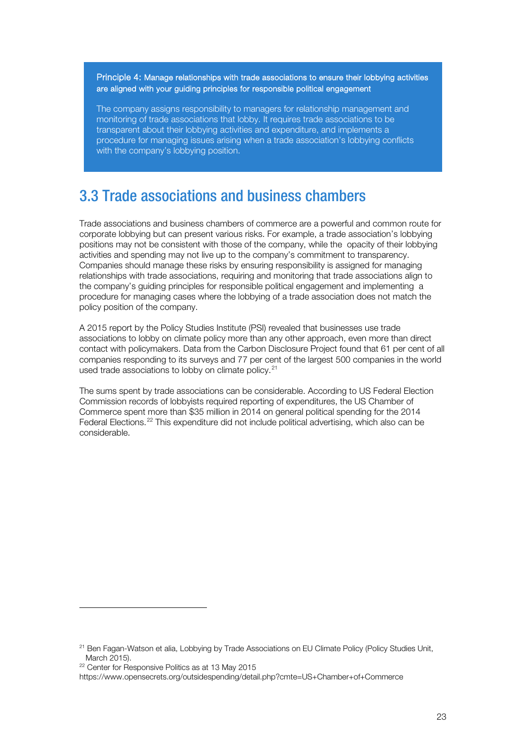> **Principle 4: Manage relationships with trade associations to ensure their lobbying activities are aligned with your guiding principles for responsible political engagement**
>
> The company assigns responsibility to managers for relationship management and monitoring of trade associations that lobby. It requires trade associations to be transparent about their lobbying activities and expenditure, and implements a procedure for managing issues arising when a trade association's lobbying conflicts with the company's lobbying position.

## 3.3 Trade associations and business chambers

Trade associations and business chambers of commerce are a powerful and common route for corporate lobbying but can present various risks. For example, a trade association's lobbying positions may not be consistent with those of the company, while the opacity of their lobbying activities and spending may not live up to the company's commitment to transparency. Companies should manage these risks by ensuring responsibility is assigned for managing relationships with trade associations, requiring and monitoring that trade associations align to the company's guiding principles for responsible political engagement and implementing a procedure for managing cases where the lobbying of a trade association does not match the policy position of the company.

A 2015 report by the Policy Studies Institute (PSI) revealed that businesses use trade associations to lobby on climate policy more than any other approach, even more than direct contact with policymakers. Data from the Carbon Disclosure Project found that 61 per cent of all companies responding to its surveys and 77 per cent of the largest 500 companies in the world used trade associations to lobby on climate policy.[21]

The sums spent by trade associations can be considerable. According to US Federal Election Commission records of lobbyists required reporting of expenditures, the US Chamber of Commerce spent more than $35 million in 2014 on general political spending for the 2014 Federal Elections.[22] This expenditure did not include political advertising, which also can be considerable.

---

[21] Ben Fagan-Watson et alia, Lobbying by Trade Associations on EU Climate Policy (Policy Studies Unit, March 2015).

[22] Center for Responsive Politics as at 13 May 2015
https://www.opensecrets.org/outsidespending/detail.php?cmte=US+Chamber+of+Commerce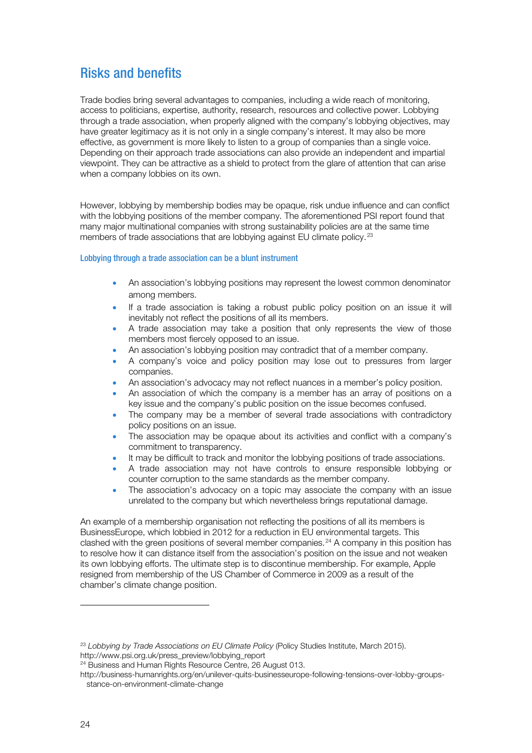## Risks and benefits

Trade bodies bring several advantages to companies, including a wide reach of monitoring, access to politicians, expertise, authority, research, resources and collective power. Lobbying through a trade association, when properly aligned with the company's lobbying objectives, may have greater legitimacy as it is not only in a single company's interest. It may also be more effective, as government is more likely to listen to a group of companies than a single voice. Depending on their approach trade associations can also provide an independent and impartial viewpoint. They can be attractive as a shield to protect from the glare of attention that can arise when a company lobbies on its own.

However, lobbying by membership bodies may be opaque, risk undue influence and can conflict with the lobbying positions of the member company. The aforementioned PSI report found that many major multinational companies with strong sustainability policies are at the same time members of trade associations that are lobbying against EU climate policy.[23]

### Lobbying through a trade association can be a blunt instrument

- An association's lobbying positions may represent the lowest common denominator among members.
- If a trade association is taking a robust public policy position on an issue it will inevitably not reflect the positions of all its members.
- A trade association may take a position that only represents the view of those members most fiercely opposed to an issue.
- An association's lobbying position may contradict that of a member company.
- A company's voice and policy position may lose out to pressures from larger companies.
- An association's advocacy may not reflect nuances in a member's policy position.
- An association of which the company is a member has an array of positions on a key issue and the company's public position on the issue becomes confused.
- The company may be a member of several trade associations with contradictory policy positions on an issue.
- The association may be opaque about its activities and conflict with a company's commitment to transparency.
- It may be difficult to track and monitor the lobbying positions of trade associations.
- A trade association may not have controls to ensure responsible lobbying or counter corruption to the same standards as the member company.
- The association's advocacy on a topic may associate the company with an issue unrelated to the company but which nevertheless brings reputational damage.

An example of a membership organisation not reflecting the positions of all its members is BusinessEurope, which lobbied in 2012 for a reduction in EU environmental targets. This clashed with the green positions of several member companies.[24] A company in this position has to resolve how it can distance itself from the association's position on the issue and not weaken its own lobbying efforts. The ultimate step is to discontinue membership. For example, Apple resigned from membership of the US Chamber of Commerce in 2009 as a result of the chamber's climate change position.

---

[23] *Lobbying by Trade Associations on EU Climate Policy* (Policy Studies Institute, March 2015). http://www.psi.org.uk/press_preview/lobbying_report

[24] Business and Human Rights Resource Centre, 26 August 013. http://business-humanrights.org/en/unilever-quits-businesseurope-following-tensions-over-lobby-groups-stance-on-environment-climate-change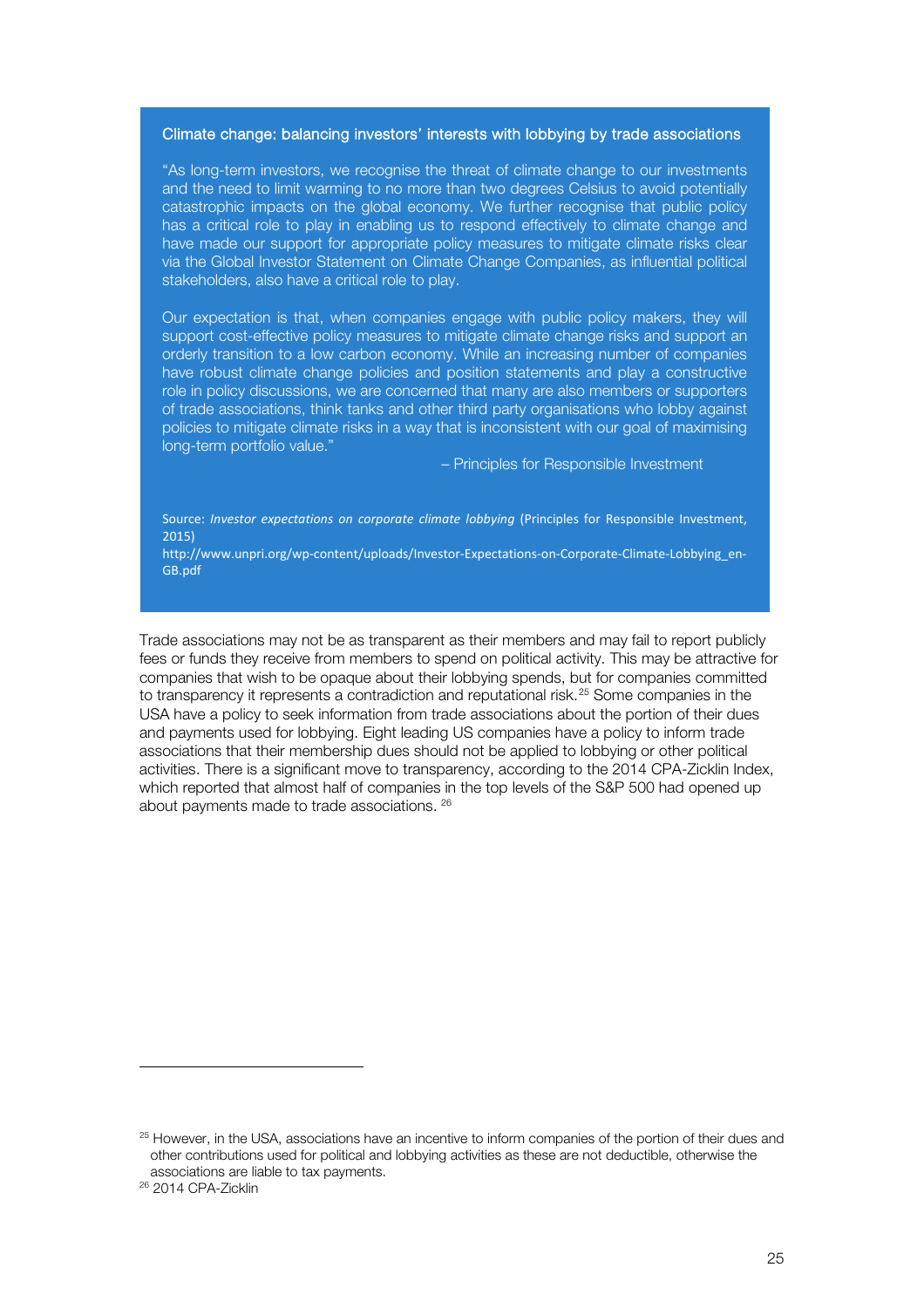### Climate change: balancing investors' interests with lobbying by trade associations

"As long-term investors, we recognise the threat of climate change to our investments and the need to limit warming to no more than two degrees Celsius to avoid potentially catastrophic impacts on the global economy. We further recognise that public policy has a critical role to play in enabling us to respond effectively to climate change and have made our support for appropriate policy measures to mitigate climate risks clear via the Global Investor Statement on Climate Change Companies, as influential political stakeholders, also have a critical role to play.

Our expectation is that, when companies engage with public policy makers, they will support cost-effective policy measures to mitigate climate change risks and support an orderly transition to a low carbon economy. While an increasing number of companies have robust climate change policies and position statements and play a constructive role in policy discussions, we are concerned that many are also members or supporters of trade associations, think tanks and other third party organisations who lobby against policies to mitigate climate risks in a way that is inconsistent with our goal of maximising long-term portfolio value."

– Principles for Responsible Investment

Source: *Investor expectations on corporate climate lobbying* (Principles for Responsible Investment, 2015)
http://www.unpri.org/wp-content/uploads/Investor-Expectations-on-Corporate-Climate-Lobbying_en-GB.pdf

Trade associations may not be as transparent as their members and may fail to report publicly fees or funds they receive from members to spend on political activity. This may be attractive for companies that wish to be opaque about their lobbying spends, but for companies committed to transparency it represents a contradiction and reputational risk.[25] Some companies in the USA have a policy to seek information from trade associations about the portion of their dues and payments used for lobbying. Eight leading US companies have a policy to inform trade associations that their membership dues should not be applied to lobbying or other political activities. There is a significant move to transparency, according to the 2014 CPA-Zicklin Index, which reported that almost half of companies in the top levels of the S&P 500 had opened up about payments made to trade associations. [26]

[25] However, in the USA, associations have an incentive to inform companies of the portion of their dues and other contributions used for political and lobbying activities as these are not deductible, otherwise the associations are liable to tax payments.

[26] 2014 CPA-Zicklin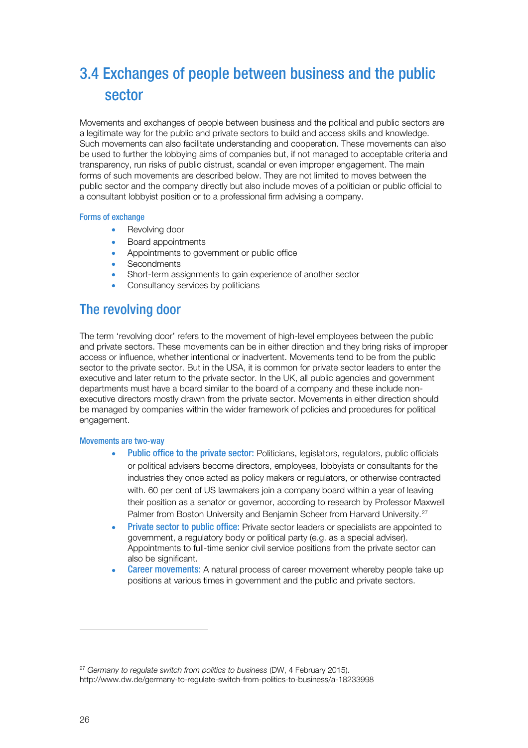## 3.4 Exchanges of people between business and the public sector

Movements and exchanges of people between business and the political and public sectors are a legitimate way for the public and private sectors to build and access skills and knowledge. Such movements can also facilitate understanding and cooperation. These movements can also be used to further the lobbying aims of companies but, if not managed to acceptable criteria and transparency, run risks of public distrust, scandal or even improper engagement. The main forms of such movements are described below. They are not limited to moves between the public sector and the company directly but also include moves of a politician or public official to a consultant lobbyist position or to a professional firm advising a company.

#### Forms of exchange

- Revolving door
- Board appointments
- Appointments to government or public office
- Secondments
- Short-term assignments to gain experience of another sector
- Consultancy services by politicians

## The revolving door

The term 'revolving door' refers to the movement of high-level employees between the public and private sectors. These movements can be in either direction and they bring risks of improper access or influence, whether intentional or inadvertent. Movements tend to be from the public sector to the private sector. But in the USA, it is common for private sector leaders to enter the executive and later return to the private sector. In the UK, all public agencies and government departments must have a board similar to the board of a company and these include non-executive directors mostly drawn from the private sector. Movements in either direction should be managed by companies within the wider framework of policies and procedures for political engagement.

#### Movements are two-way

- **Public office to the private sector:** Politicians, legislators, regulators, public officials or political advisers become directors, employees, lobbyists or consultants for the industries they once acted as policy makers or regulators, or otherwise contracted with. 60 per cent of US lawmakers join a company board within a year of leaving their position as a senator or governor, according to research by Professor Maxwell Palmer from Boston University and Benjamin Scheer from Harvard University.[27]
- **Private sector to public office:** Private sector leaders or specialists are appointed to government, a regulatory body or political party (e.g. as a special adviser). Appointments to full-time senior civil service positions from the private sector can also be significant.
- **Career movements:** A natural process of career movement whereby people take up positions at various times in government and the public and private sectors.

---

[27] *Germany to regulate switch from politics to business* (DW, 4 February 2015). http://www.dw.de/germany-to-regulate-switch-from-politics-to-business/a-18233998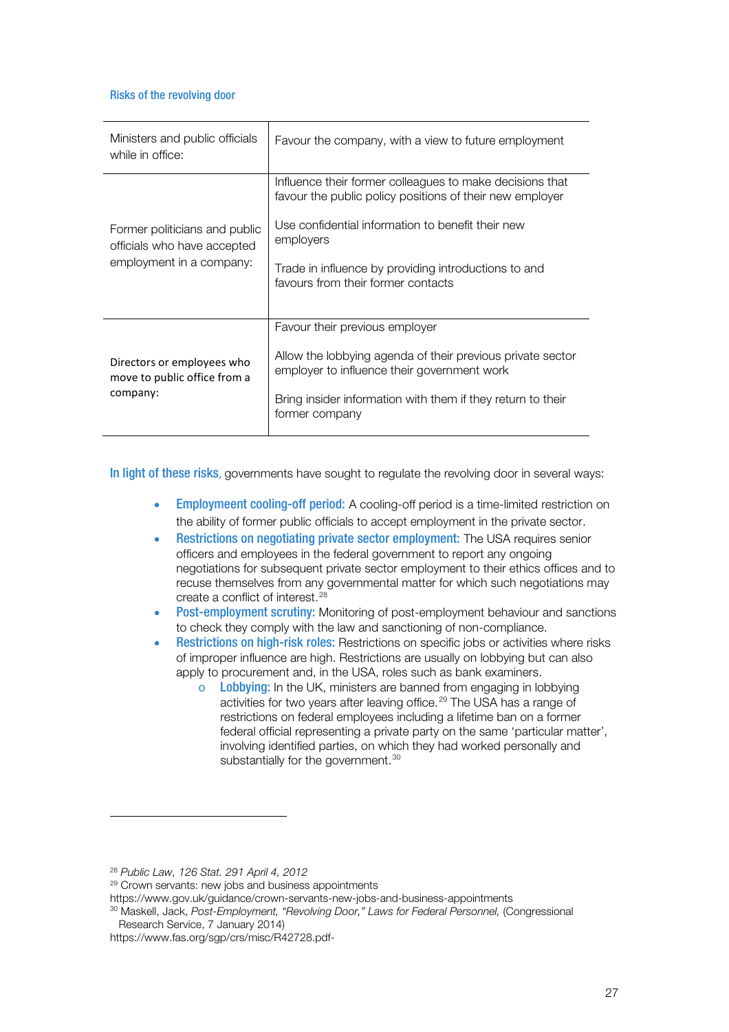### Risks of the revolving door

| | |
|---|---|
| Ministers and public officials while in office: | Favour the company, with a view to future employment |
| Former politicians and public officials who have accepted employment in a company: | Influence their former colleagues to make decisions that favour the public policy positions of their new employer<br><br>Use confidential information to benefit their new employers<br><br>Trade in influence by providing introductions to and favours from their former contacts |
| Directors or employees who move to public office from a company: | Favour their previous employer<br><br>Allow the lobbying agenda of their previous private sector employer to influence their government work<br><br>Bring insider information with them if they return to their former company |

**In light of these risks**, governments have sought to regulate the revolving door in several ways:

- **Employement cooling-off period:** A cooling-off period is a time-limited restriction on the ability of former public officials to accept employment in the private sector.
- **Restrictions on negotiating private sector employment:** The USA requires senior officers and employees in the federal government to report any ongoing negotiations for subsequent private sector employment to their ethics offices and to recuse themselves from any governmental matter for which such negotiations may create a conflict of interest.[28]
- **Post-employment scrutiny:** Monitoring of post-employment behaviour and sanctions to check they comply with the law and sanctioning of non-compliance.
- **Restrictions on high-risk roles:** Restrictions on specific jobs or activities where risks of improper influence are high. Restrictions are usually on lobbying but can also apply to procurement and, in the USA, roles such as bank examiners.
  - **Lobbying:** In the UK, ministers are banned from engaging in lobbying activities for two years after leaving office.[29] The USA has a range of restrictions on federal employees including a lifetime ban on a former federal official representing a private party on the same 'particular matter', involving identified parties, on which they had worked personally and substantially for the government.[30]

---

[28] *Public Law, 126 Stat. 291 April 4, 2012*

[29] Crown servants: new jobs and business appointments https://www.gov.uk/guidance/crown-servants-new-jobs-and-business-appointments

[30] Maskell, Jack, *Post-Employment, "Revolving Door," Laws for Federal Personnel,* (Congressional Research Service, 7 January 2014) https://www.fas.org/sgp/crs/misc/R42728.pdf-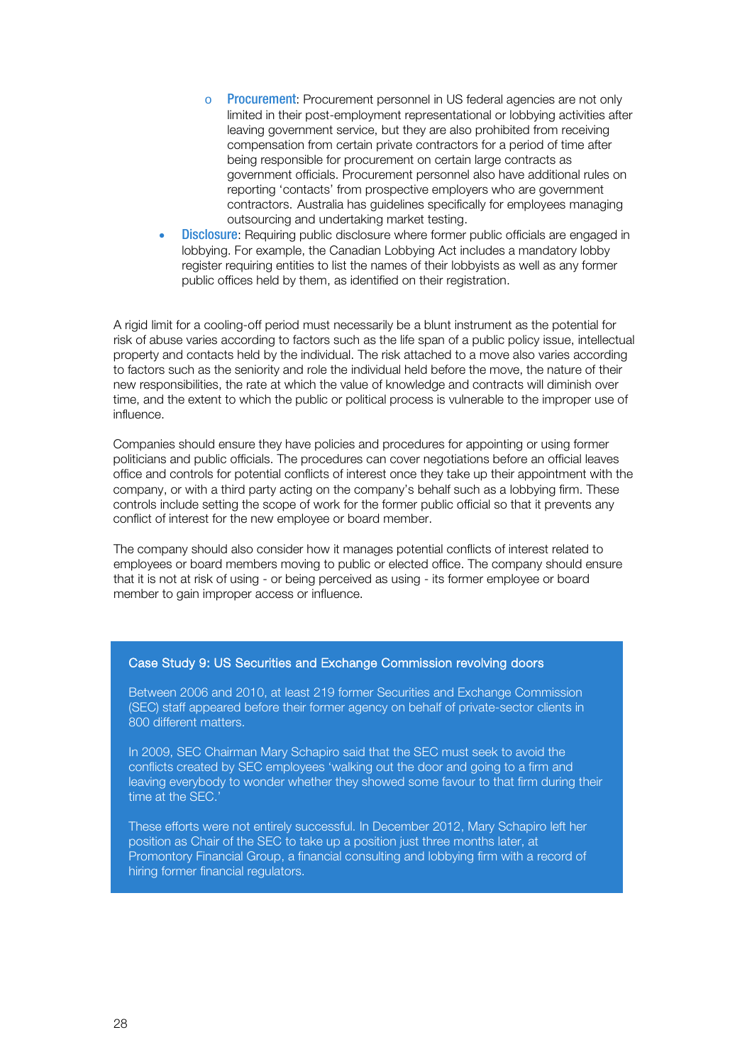- **Procurement**: Procurement personnel in US federal agencies are not only limited in their post-employment representational or lobbying activities after leaving government service, but they are also prohibited from receiving compensation from certain private contractors for a period of time after being responsible for procurement on certain large contracts as government officials. Procurement personnel also have additional rules on reporting 'contacts' from prospective employers who are government contractors. Australia has guidelines specifically for employees managing outsourcing and undertaking market testing.
- **Disclosure**: Requiring public disclosure where former public officials are engaged in lobbying. For example, the Canadian Lobbying Act includes a mandatory lobby register requiring entities to list the names of their lobbyists as well as any former public offices held by them, as identified on their registration.

A rigid limit for a cooling-off period must necessarily be a blunt instrument as the potential for risk of abuse varies according to factors such as the life span of a public policy issue, intellectual property and contacts held by the individual. The risk attached to a move also varies according to factors such as the seniority and role the individual held before the move, the nature of their new responsibilities, the rate at which the value of knowledge and contracts will diminish over time, and the extent to which the public or political process is vulnerable to the improper use of influence.

Companies should ensure they have policies and procedures for appointing or using former politicians and public officials. The procedures can cover negotiations before an official leaves office and controls for potential conflicts of interest once they take up their appointment with the company, or with a third party acting on the company's behalf such as a lobbying firm. These controls include setting the scope of work for the former public official so that it prevents any conflict of interest for the new employee or board member.

The company should also consider how it manages potential conflicts of interest related to employees or board members moving to public or elected office. The company should ensure that it is not at risk of using - or being perceived as using - its former employee or board member to gain improper access or influence.

### Case Study 9: US Securities and Exchange Commission revolving doors

Between 2006 and 2010, at least 219 former Securities and Exchange Commission (SEC) staff appeared before their former agency on behalf of private-sector clients in 800 different matters.

In 2009, SEC Chairman Mary Schapiro said that the SEC must seek to avoid the conflicts created by SEC employees 'walking out the door and going to a firm and leaving everybody to wonder whether they showed some favour to that firm during their time at the SEC.'

These efforts were not entirely successful. In December 2012, Mary Schapiro left her position as Chair of the SEC to take up a position just three months later, at Promontory Financial Group, a financial consulting and lobbying firm with a record of hiring former financial regulators.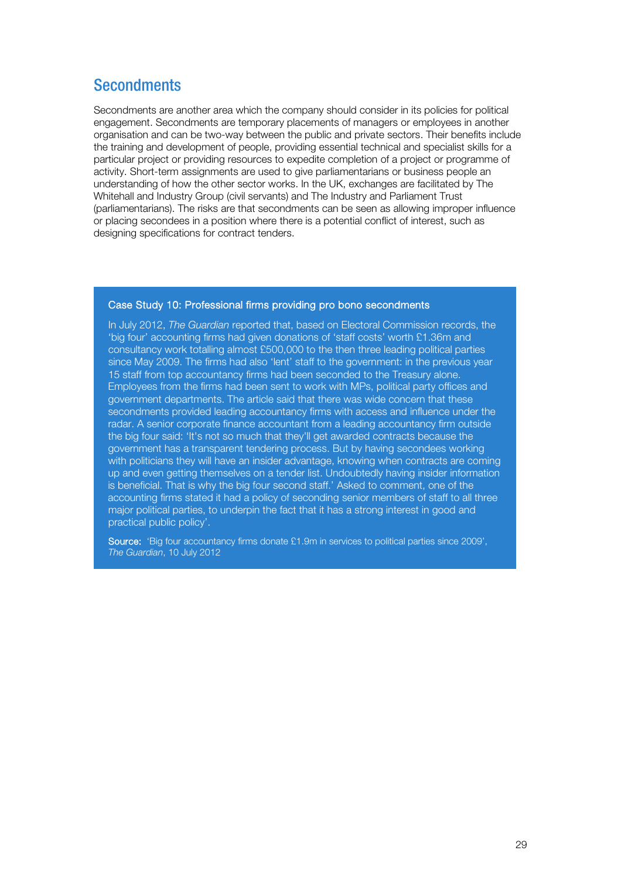## Secondments

Secondments are another area which the company should consider in its policies for political engagement. Secondments are temporary placements of managers or employees in another organisation and can be two-way between the public and private sectors. Their benefits include the training and development of people, providing essential technical and specialist skills for a particular project or providing resources to expedite completion of a project or programme of activity. Short-term assignments are used to give parliamentarians or business people an understanding of how the other sector works. In the UK, exchanges are facilitated by The Whitehall and Industry Group (civil servants) and The Industry and Parliament Trust (parliamentarians). The risks are that secondments can be seen as allowing improper influence or placing secondees in a position where there is a potential conflict of interest, such as designing specifications for contract tenders.

### Case Study 10: Professional firms providing pro bono secondments

In July 2012, *The Guardian* reported that, based on Electoral Commission records, the 'big four' accounting firms had given donations of 'staff costs' worth £1.36m and consultancy work totalling almost £500,000 to the then three leading political parties since May 2009. The firms had also 'lent' staff to the government: in the previous year 15 staff from top accountancy firms had been seconded to the Treasury alone. Employees from the firms had been sent to work with MPs, political party offices and government departments. The article said that there was wide concern that these secondments provided leading accountancy firms with access and influence under the radar. A senior corporate finance accountant from a leading accountancy firm outside the big four said: 'It's not so much that they'll get awarded contracts because the government has a transparent tendering process. But by having secondees working with politicians they will have an insider advantage, knowing when contracts are coming up and even getting themselves on a tender list. Undoubtedly having insider information is beneficial. That is why the big four second staff.' Asked to comment, one of the accounting firms stated it had a policy of seconding senior members of staff to all three major political parties, to underpin the fact that it has a strong interest in good and practical public policy'.

**Source:** 'Big four accountancy firms donate £1.9m in services to political parties since 2009', *The Guardian*, 10 July 2012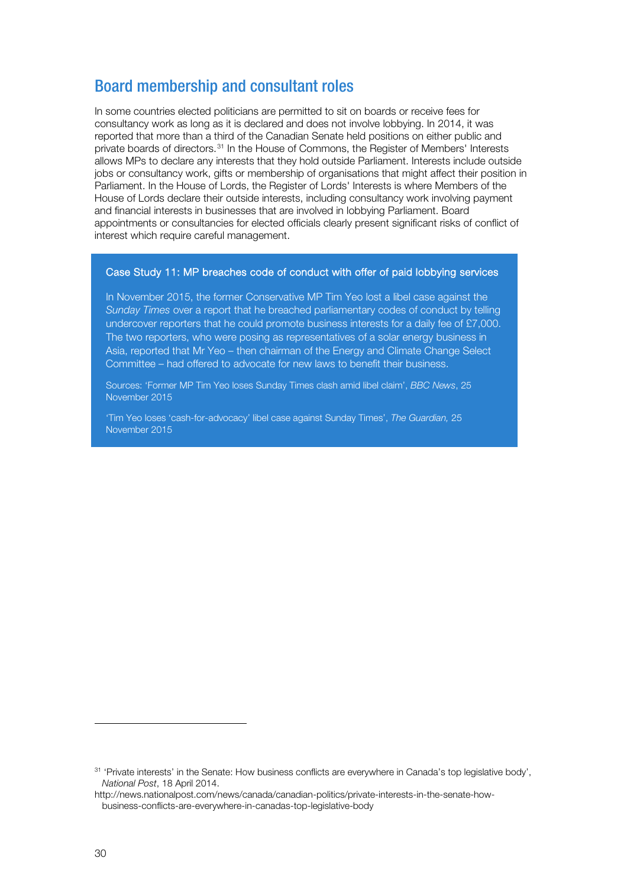## Board membership and consultant roles

In some countries elected politicians are permitted to sit on boards or receive fees for consultancy work as long as it is declared and does not involve lobbying. In 2014, it was reported that more than a third of the Canadian Senate held positions on either public and private boards of directors.[31] In the House of Commons, the Register of Members' Interests allows MPs to declare any interests that they hold outside Parliament. Interests include outside jobs or consultancy work, gifts or membership of organisations that might affect their position in Parliament. In the House of Lords, the Register of Lords' Interests is where Members of the House of Lords declare their outside interests, including consultancy work involving payment and financial interests in businesses that are involved in lobbying Parliament. Board appointments or consultancies for elected officials clearly present significant risks of conflict of interest which require careful management.

### Case Study 11: MP breaches code of conduct with offer of paid lobbying services

In November 2015, the former Conservative MP Tim Yeo lost a libel case against the *Sunday Times* over a report that he breached parliamentary codes of conduct by telling undercover reporters that he could promote business interests for a daily fee of £7,000. The two reporters, who were posing as representatives of a solar energy business in Asia, reported that Mr Yeo – then chairman of the Energy and Climate Change Select Committee – had offered to advocate for new laws to benefit their business.

Sources: 'Former MP Tim Yeo loses Sunday Times clash amid libel claim', *BBC News*, 25 November 2015

'Tim Yeo loses 'cash-for-advocacy' libel case against Sunday Times', *The Guardian,* 25 November 2015

---

[31] 'Private interests' in the Senate: How business conflicts are everywhere in Canada's top legislative body', *National Post*, 18 April 2014.
http://news.nationalpost.com/news/canada/canadian-politics/private-interests-in-the-senate-how-business-conflicts-are-everywhere-in-canadas-top-legislative-body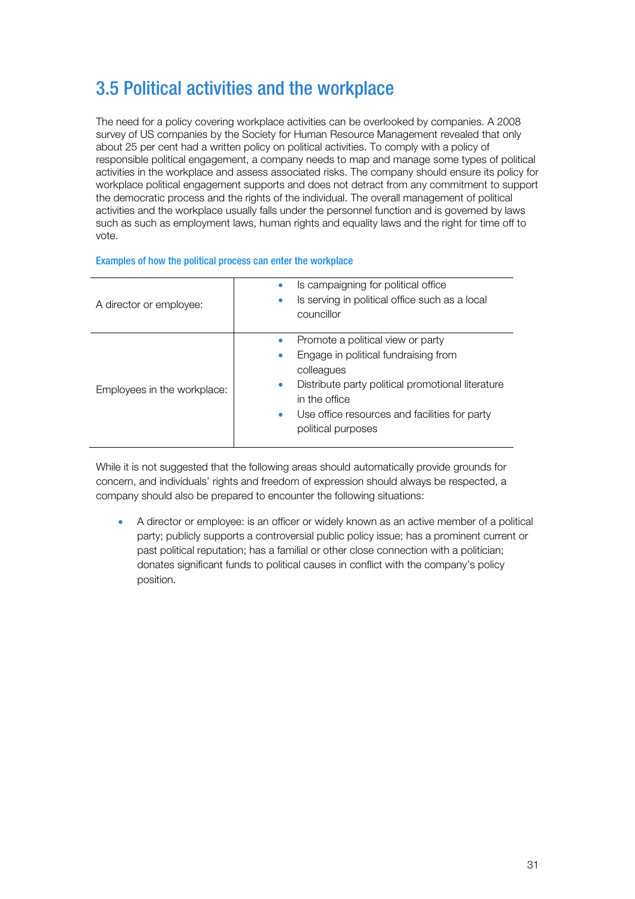## 3.5 Political activities and the workplace

The need for a policy covering workplace activities can be overlooked by companies. A 2008 survey of US companies by the Society for Human Resource Management revealed that only about 25 per cent had a written policy on political activities. To comply with a policy of responsible political engagement, a company needs to map and manage some types of political activities in the workplace and assess associated risks. The company should ensure its policy for workplace political engagement supports and does not detract from any commitment to support the democratic process and the rights of the individual. The overall management of political activities and the workplace usually falls under the personnel function and is governed by laws such as such as employment laws, human rights and equality laws and the right for time off to vote.

#### Examples of how the political process can enter the workplace

| | |
|---|---|
| A director or employee: | • Is campaigning for political office<br>• Is serving in political office such as a local councillor |
| Employees in the workplace: | • Promote a political view or party<br>• Engage in political fundraising from colleagues<br>• Distribute party political promotional literature in the office<br>• Use office resources and facilities for party political purposes |

While it is not suggested that the following areas should automatically provide grounds for concern, and individuals' rights and freedom of expression should always be respected, a company should also be prepared to encounter the following situations:

- A director or employee: is an officer or widely known as an active member of a political party; publicly supports a controversial public policy issue; has a prominent current or past political reputation; has a familial or other close connection with a politician; donates significant funds to political causes in conflict with the company's policy position.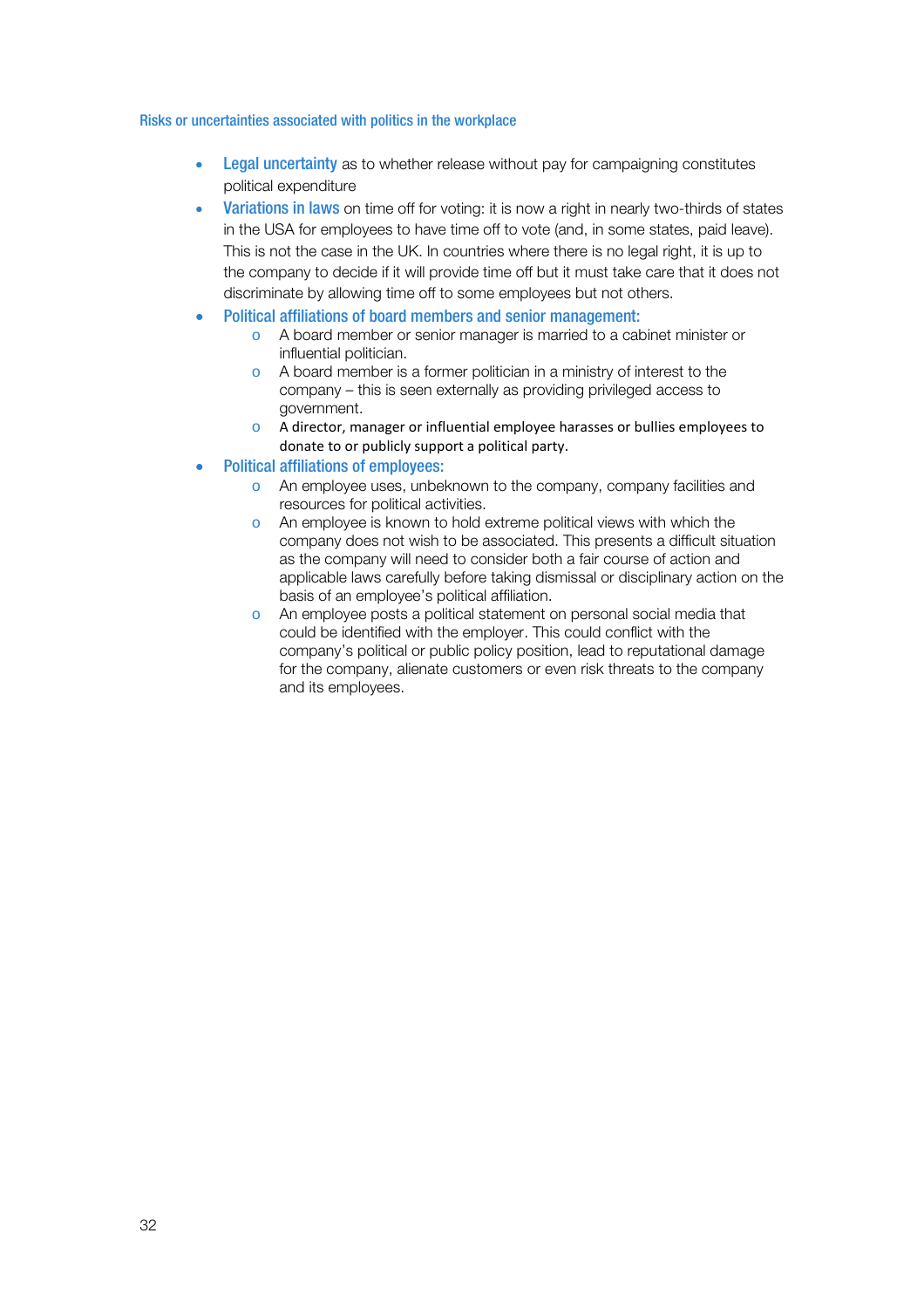### Risks or uncertainties associated with politics in the workplace

- **Legal uncertainty** as to whether release without pay for campaigning constitutes political expenditure
- **Variations in laws** on time off for voting: it is now a right in nearly two-thirds of states in the USA for employees to have time off to vote (and, in some states, paid leave). This is not the case in the UK. In countries where there is no legal right, it is up to the company to decide if it will provide time off but it must take care that it does not discriminate by allowing time off to some employees but not others.
- **Political affiliations of board members and senior management:**
  - A board member or senior manager is married to a cabinet minister or influential politician.
  - A board member is a former politician in a ministry of interest to the company – this is seen externally as providing privileged access to government.
  - A director, manager or influential employee harasses or bullies employees to donate to or publicly support a political party.
- **Political affiliations of employees:**
  - An employee uses, unbeknown to the company, company facilities and resources for political activities.
  - An employee is known to hold extreme political views with which the company does not wish to be associated. This presents a difficult situation as the company will need to consider both a fair course of action and applicable laws carefully before taking dismissal or disciplinary action on the basis of an employee's political affiliation.
  - An employee posts a political statement on personal social media that could be identified with the employer. This could conflict with the company's political or public policy position, lead to reputational damage for the company, alienate customers or even risk threats to the company and its employees.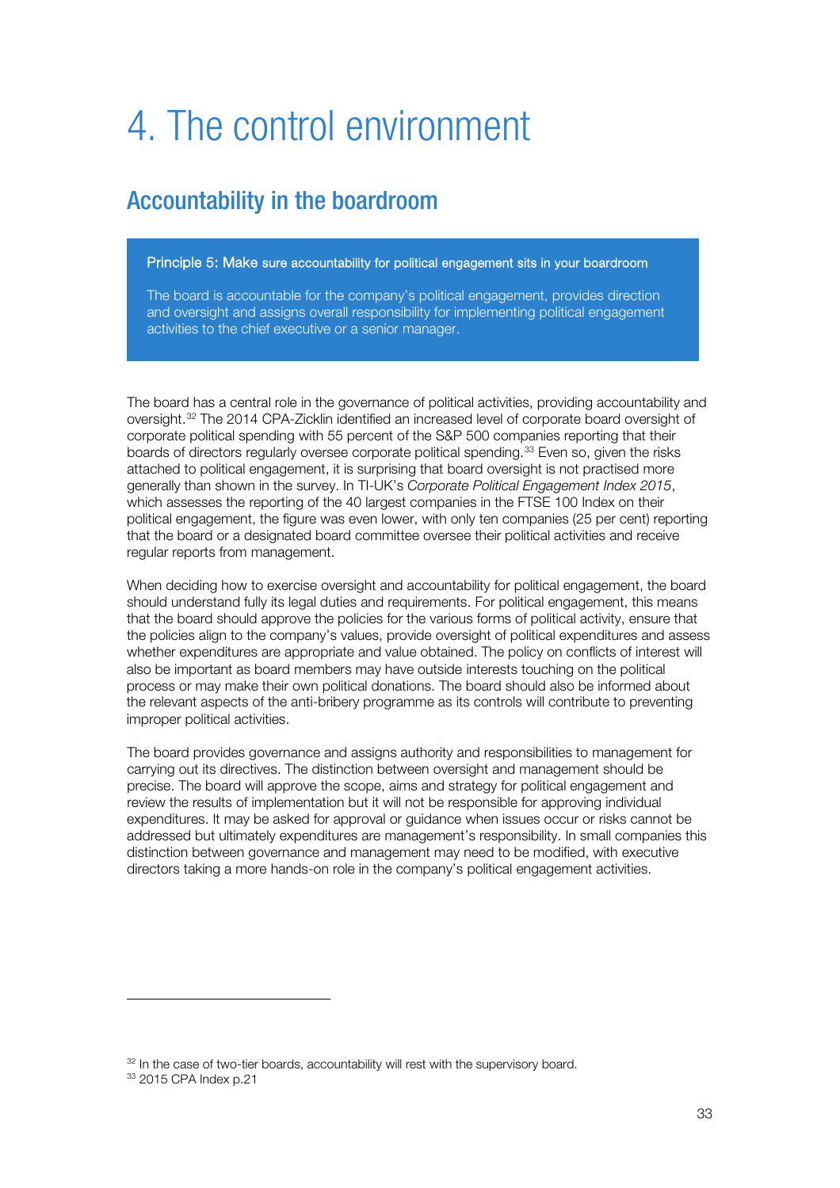# 4. The control environment

## Accountability in the boardroom

> **Principle 5: Make sure accountability for political engagement sits in your boardroom**
>
> The board is accountable for the company's political engagement, provides direction and oversight and assigns overall responsibility for implementing political engagement activities to the chief executive or a senior manager.

The board has a central role in the governance of political activities, providing accountability and oversight.[32] The 2014 CPA-Zicklin identified an increased level of corporate board oversight of corporate political spending with 55 percent of the S&P 500 companies reporting that their boards of directors regularly oversee corporate political spending.[33] Even so, given the risks attached to political engagement, it is surprising that board oversight is not practised more generally than shown in the survey. In TI-UK's *Corporate Political Engagement Index 2015*, which assesses the reporting of the 40 largest companies in the FTSE 100 Index on their political engagement, the figure was even lower, with only ten companies (25 per cent) reporting that the board or a designated board committee oversee their political activities and receive regular reports from management.

When deciding how to exercise oversight and accountability for political engagement, the board should understand fully its legal duties and requirements. For political engagement, this means that the board should approve the policies for the various forms of political activity, ensure that the policies align to the company's values, provide oversight of political expenditures and assess whether expenditures are appropriate and value obtained. The policy on conflicts of interest will also be important as board members may have outside interests touching on the political process or may make their own political donations. The board should also be informed about the relevant aspects of the anti-bribery programme as its controls will contribute to preventing improper political activities.

The board provides governance and assigns authority and responsibilities to management for carrying out its directives. The distinction between oversight and management should be precise. The board will approve the scope, aims and strategy for political engagement and review the results of implementation but it will not be responsible for approving individual expenditures. It may be asked for approval or guidance when issues occur or risks cannot be addressed but ultimately expenditures are management's responsibility. In small companies this distinction between governance and management may need to be modified, with executive directors taking a more hands-on role in the company's political engagement activities.

---

[32] In the case of two-tier boards, accountability will rest with the supervisory board.

[33] 2015 CPA Index p.21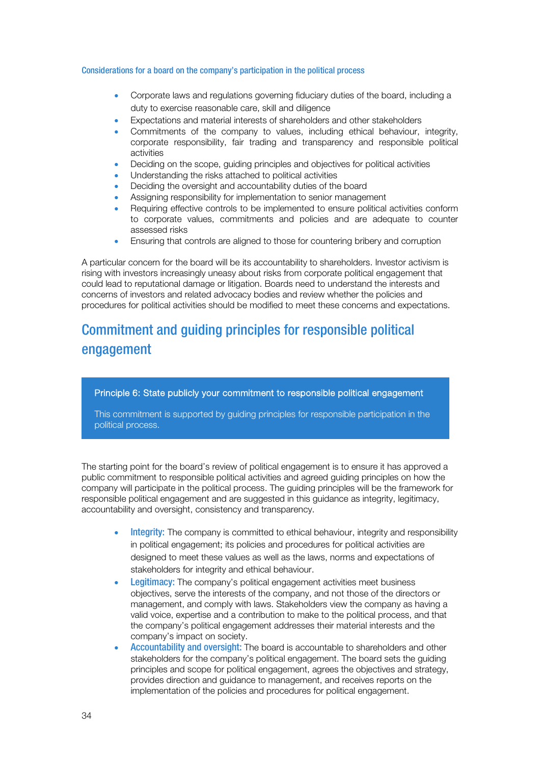### Considerations for a board on the company's participation in the political process

- Corporate laws and regulations governing fiduciary duties of the board, including a duty to exercise reasonable care, skill and diligence
- Expectations and material interests of shareholders and other stakeholders
- Commitments of the company to values, including ethical behaviour, integrity, corporate responsibility, fair trading and transparency and responsible political activities
- Deciding on the scope, guiding principles and objectives for political activities
- Understanding the risks attached to political activities
- Deciding the oversight and accountability duties of the board
- Assigning responsibility for implementation to senior management
- Requiring effective controls to be implemented to ensure political activities conform to corporate values, commitments and policies and are adequate to counter assessed risks
- Ensuring that controls are aligned to those for countering bribery and corruption

A particular concern for the board will be its accountability to shareholders. Investor activism is rising with investors increasingly uneasy about risks from corporate political engagement that could lead to reputational damage or litigation. Boards need to understand the interests and concerns of investors and related advocacy bodies and review whether the policies and procedures for political activities should be modified to meet these concerns and expectations.

## Commitment and guiding principles for responsible political engagement

> **Principle 6: State publicly your commitment to responsible political engagement**
>
> This commitment is supported by guiding principles for responsible participation in the political process.

The starting point for the board's review of political engagement is to ensure it has approved a public commitment to responsible political activities and agreed guiding principles on how the company will participate in the political process. The guiding principles will be the framework for responsible political engagement and are suggested in this guidance as integrity, legitimacy, accountability and oversight, consistency and transparency.

- **Integrity:** The company is committed to ethical behaviour, integrity and responsibility in political engagement; its policies and procedures for political activities are designed to meet these values as well as the laws, norms and expectations of stakeholders for integrity and ethical behaviour.
- **Legitimacy:** The company's political engagement activities meet business objectives, serve the interests of the company, and not those of the directors or management, and comply with laws. Stakeholders view the company as having a valid voice, expertise and a contribution to make to the political process, and that the company's political engagement addresses their material interests and the company's impact on society.
- **Accountability and oversight:** The board is accountable to shareholders and other stakeholders for the company's political engagement. The board sets the guiding principles and scope for political engagement, agrees the objectives and strategy, provides direction and guidance to management, and receives reports on the implementation of the policies and procedures for political engagement.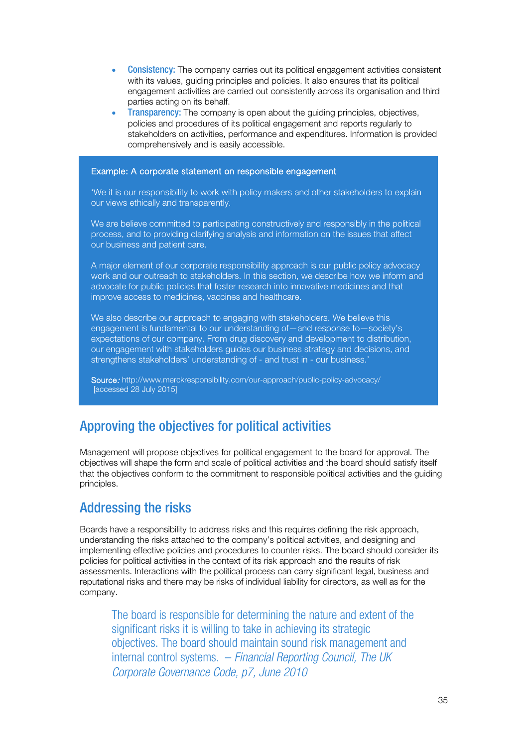- **Consistency:** The company carries out its political engagement activities consistent with its values, guiding principles and policies. It also ensures that its political engagement activities are carried out consistently across its organisation and third parties acting on its behalf.
- **Transparency:** The company is open about the guiding principles, objectives, policies and procedures of its political engagement and reports regularly to stakeholders on activities, performance and expenditures. Information is provided comprehensively and is easily accessible.

> **Example: A corporate statement on responsible engagement**
>
> 'We it is our responsibility to work with policy makers and other stakeholders to explain our views ethically and transparently.
>
> We are believe committed to participating constructively and responsibly in the political process, and to providing clarifying analysis and information on the issues that affect our business and patient care.
>
> A major element of our corporate responsibility approach is our public policy advocacy work and our outreach to stakeholders. In this section, we describe how we inform and advocate for public policies that foster research into innovative medicines and that improve access to medicines, vaccines and healthcare.
>
> We also describe our approach to engaging with stakeholders. We believe this engagement is fundamental to our understanding of—and response to—society's expectations of our company. From drug discovery and development to distribution, our engagement with stakeholders guides our business strategy and decisions, and strengthens stakeholders' understanding of - and trust in - our business.'
>
> Source: http://www.merckresponsibility.com/our-approach/public-policy-advocacy/ [accessed 28 July 2015]

## Approving the objectives for political activities

Management will propose objectives for political engagement to the board for approval. The objectives will shape the form and scale of political activities and the board should satisfy itself that the objectives conform to the commitment to responsible political activities and the guiding principles.

## Addressing the risks

Boards have a responsibility to address risks and this requires defining the risk approach, understanding the risks attached to the company's political activities, and designing and implementing effective policies and procedures to counter risks. The board should consider its policies for political activities in the context of its risk approach and the results of risk assessments. Interactions with the political process can carry significant legal, business and reputational risks and there may be risks of individual liability for directors, as well as for the company.

> The board is responsible for determining the nature and extent of the significant risks it is willing to take in achieving its strategic objectives. The board should maintain sound risk management and internal control systems. – *Financial Reporting Council, The UK Corporate Governance Code, p7, June 2010*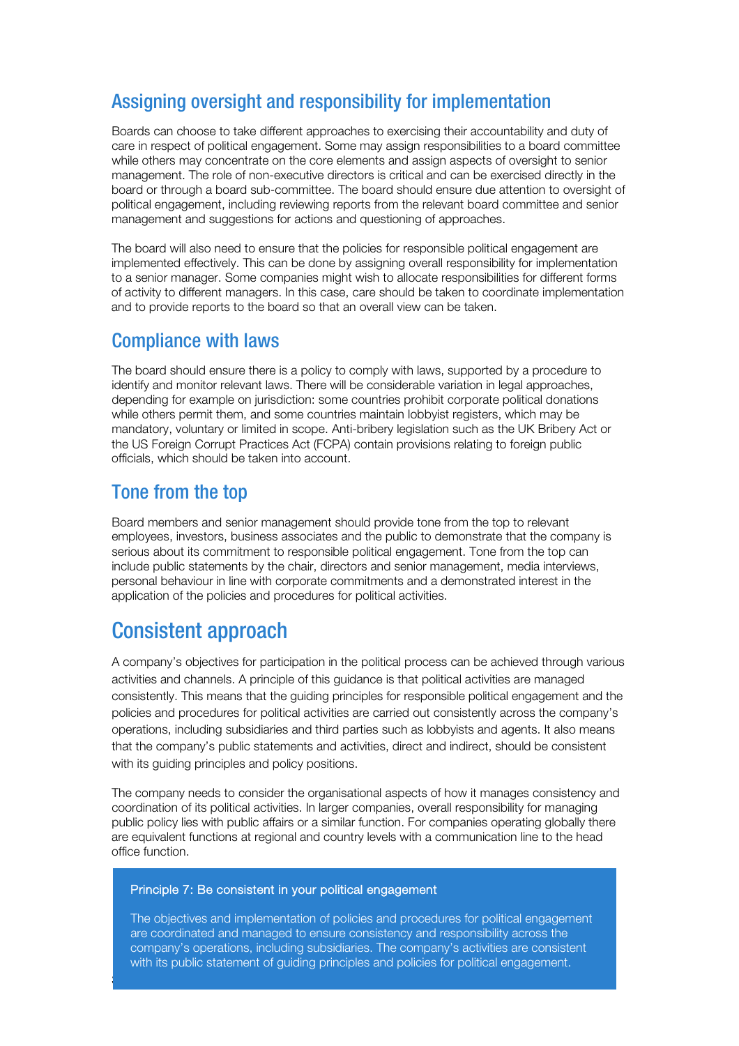## Assigning oversight and responsibility for implementation

Boards can choose to take different approaches to exercising their accountability and duty of care in respect of political engagement. Some may assign responsibilities to a board committee while others may concentrate on the core elements and assign aspects of oversight to senior management. The role of non-executive directors is critical and can be exercised directly in the board or through a board sub-committee. The board should ensure due attention to oversight of political engagement, including reviewing reports from the relevant board committee and senior management and suggestions for actions and questioning of approaches.

The board will also need to ensure that the policies for responsible political engagement are implemented effectively. This can be done by assigning overall responsibility for implementation to a senior manager. Some companies might wish to allocate responsibilities for different forms of activity to different managers. In this case, care should be taken to coordinate implementation and to provide reports to the board so that an overall view can be taken.

## Compliance with laws

The board should ensure there is a policy to comply with laws, supported by a procedure to identify and monitor relevant laws. There will be considerable variation in legal approaches, depending for example on jurisdiction: some countries prohibit corporate political donations while others permit them, and some countries maintain lobbyist registers, which may be mandatory, voluntary or limited in scope. Anti-bribery legislation such as the UK Bribery Act or the US Foreign Corrupt Practices Act (FCPA) contain provisions relating to foreign public officials, which should be taken into account.

## Tone from the top

Board members and senior management should provide tone from the top to relevant employees, investors, business associates and the public to demonstrate that the company is serious about its commitment to responsible political engagement. Tone from the top can include public statements by the chair, directors and senior management, media interviews, personal behaviour in line with corporate commitments and a demonstrated interest in the application of the policies and procedures for political activities.

# Consistent approach

A company's objectives for participation in the political process can be achieved through various activities and channels. A principle of this guidance is that political activities are managed consistently. This means that the guiding principles for responsible political engagement and the policies and procedures for political activities are carried out consistently across the company's operations, including subsidiaries and third parties such as lobbyists and agents. It also means that the company's public statements and activities, direct and indirect, should be consistent with its guiding principles and policy positions.

The company needs to consider the organisational aspects of how it manages consistency and coordination of its political activities. In larger companies, overall responsibility for managing public policy lies with public affairs or a similar function. For companies operating globally there are equivalent functions at regional and country levels with a communication line to the head office function.

**Principle 7: Be consistent in your political engagement**

The objectives and implementation of policies and procedures for political engagement are coordinated and managed to ensure consistency and responsibility across the company's operations, including subsidiaries. The company's activities are consistent with its public statement of guiding principles and policies for political engagement.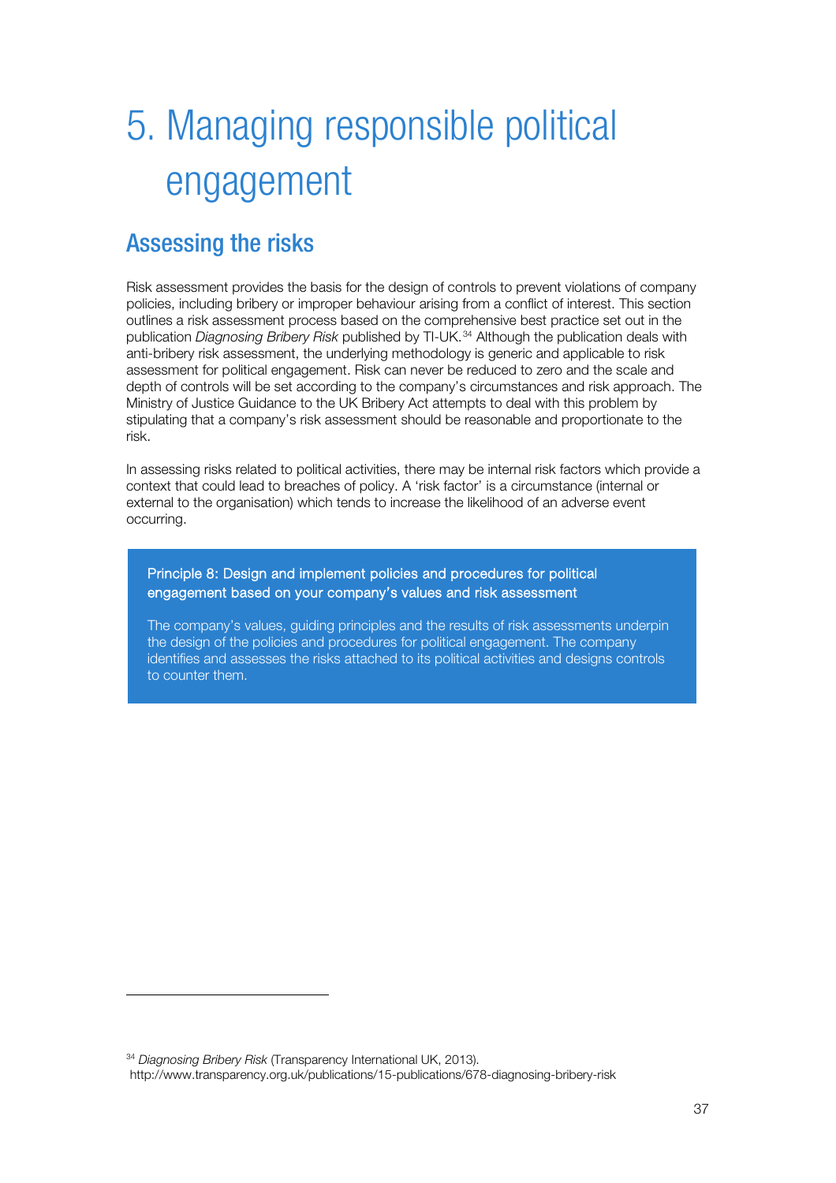# 5. Managing responsible political engagement

## Assessing the risks

Risk assessment provides the basis for the design of controls to prevent violations of company policies, including bribery or improper behaviour arising from a conflict of interest. This section outlines a risk assessment process based on the comprehensive best practice set out in the publication *Diagnosing Bribery Risk* published by TI-UK.[34] Although the publication deals with anti-bribery risk assessment, the underlying methodology is generic and applicable to risk assessment for political engagement. Risk can never be reduced to zero and the scale and depth of controls will be set according to the company's circumstances and risk approach. The Ministry of Justice Guidance to the UK Bribery Act attempts to deal with this problem by stipulating that a company's risk assessment should be reasonable and proportionate to the risk.

In assessing risks related to political activities, there may be internal risk factors which provide a context that could lead to breaches of policy. A 'risk factor' is a circumstance (internal or external to the organisation) which tends to increase the likelihood of an adverse event occurring.

> **Principle 8: Design and implement policies and procedures for political engagement based on your company's values and risk assessment**
>
> The company's values, guiding principles and the results of risk assessments underpin the design of the policies and procedures for political engagement. The company identifies and assesses the risks attached to its political activities and designs controls to counter them.

---

[34] *Diagnosing Bribery Risk* (Transparency International UK, 2013). http://www.transparency.org.uk/publications/15-publications/678-diagnosing-bribery-risk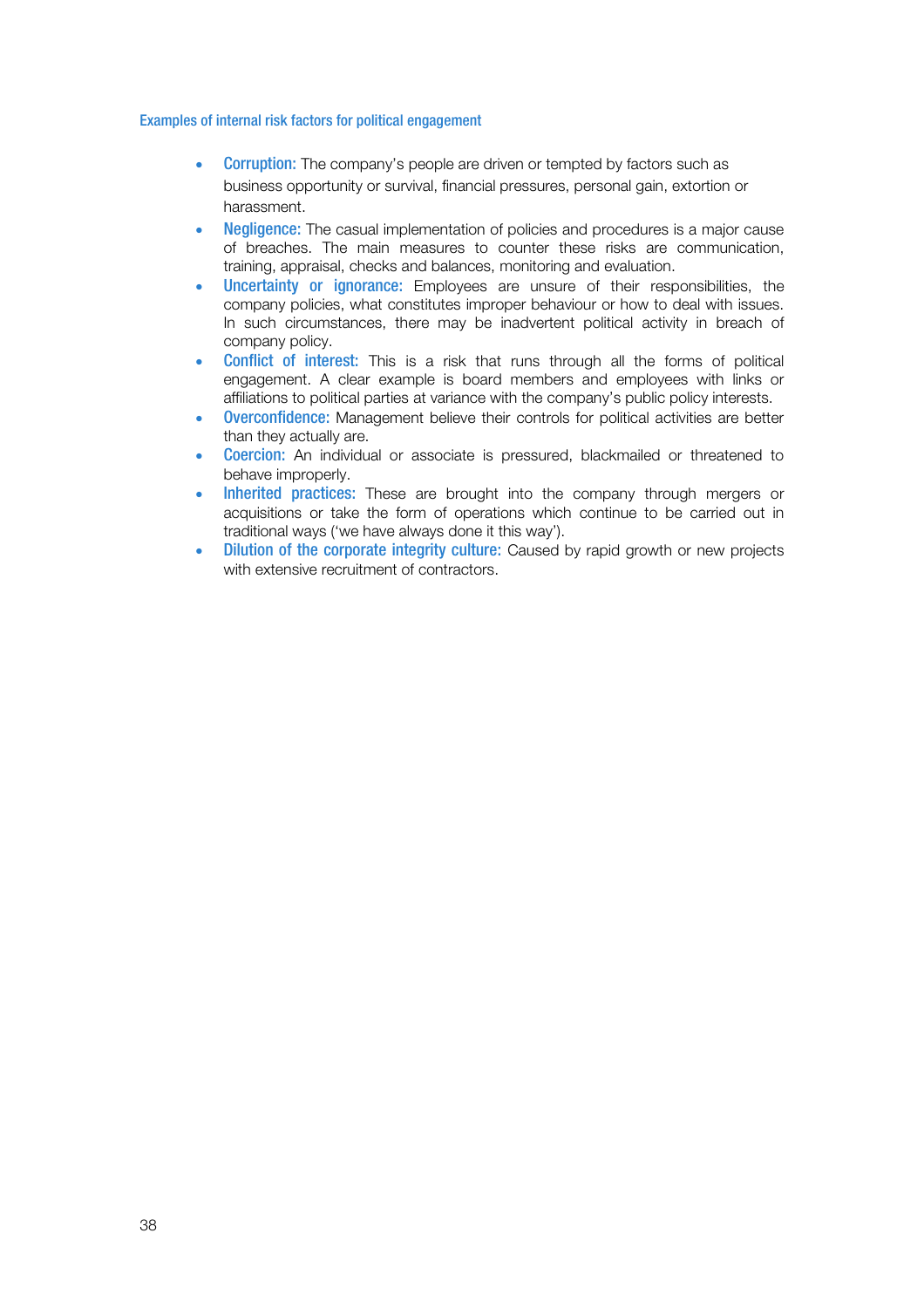### Examples of internal risk factors for political engagement

- **Corruption:** The company's people are driven or tempted by factors such as business opportunity or survival, financial pressures, personal gain, extortion or harassment.
- **Negligence:** The casual implementation of policies and procedures is a major cause of breaches. The main measures to counter these risks are communication, training, appraisal, checks and balances, monitoring and evaluation.
- **Uncertainty or ignorance:** Employees are unsure of their responsibilities, the company policies, what constitutes improper behaviour or how to deal with issues. In such circumstances, there may be inadvertent political activity in breach of company policy.
- **Conflict of interest:** This is a risk that runs through all the forms of political engagement. A clear example is board members and employees with links or affiliations to political parties at variance with the company's public policy interests.
- **Overconfidence:** Management believe their controls for political activities are better than they actually are.
- **Coercion:** An individual or associate is pressured, blackmailed or threatened to behave improperly.
- **Inherited practices:** These are brought into the company through mergers or acquisitions or take the form of operations which continue to be carried out in traditional ways ('we have always done it this way').
- **Dilution of the corporate integrity culture:** Caused by rapid growth or new projects with extensive recruitment of contractors.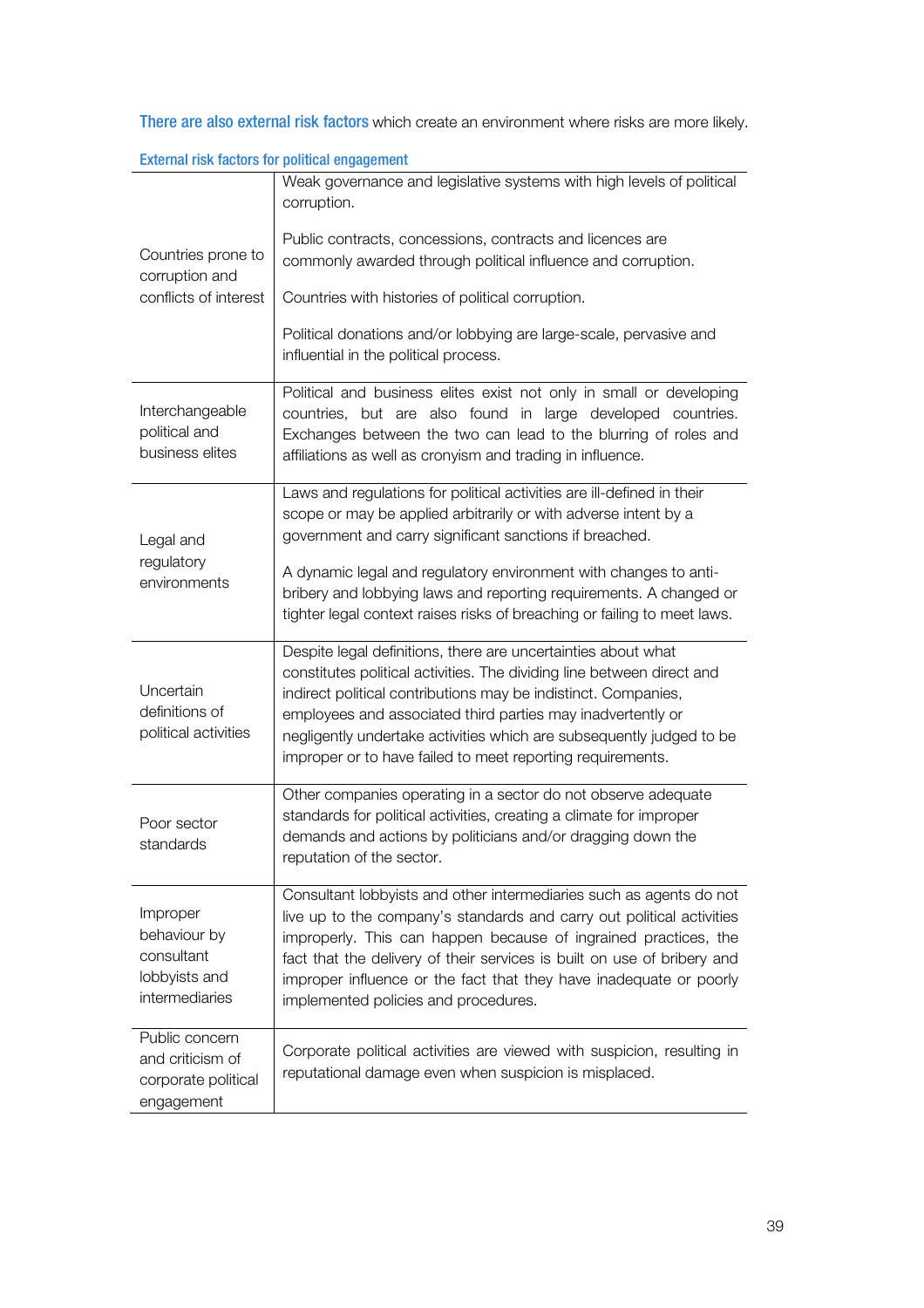**There are also external risk factors** which create an environment where risks are more likely.

**External risk factors for political engagement**

| | |
|---|---|
| Countries prone to corruption and conflicts of interest | Weak governance and legislative systems with high levels of political corruption.<br><br>Public contracts, concessions, contracts and licences are commonly awarded through political influence and corruption.<br><br>Countries with histories of political corruption.<br><br>Political donations and/or lobbying are large-scale, pervasive and influential in the political process. |
| Interchangeable political and business elites | Political and business elites exist not only in small or developing countries, but are also found in large developed countries. Exchanges between the two can lead to the blurring of roles and affiliations as well as cronyism and trading in influence. |
| Legal and regulatory environments | Laws and regulations for political activities are ill-defined in their scope or may be applied arbitrarily or with adverse intent by a government and carry significant sanctions if breached.<br><br>A dynamic legal and regulatory environment with changes to anti-bribery and lobbying laws and reporting requirements. A changed or tighter legal context raises risks of breaching or failing to meet laws. |
| Uncertain definitions of political activities | Despite legal definitions, there are uncertainties about what constitutes political activities. The dividing line between direct and indirect political contributions may be indistinct. Companies, employees and associated third parties may inadvertently or negligently undertake activities which are subsequently judged to be improper or to have failed to meet reporting requirements. |
| Poor sector standards | Other companies operating in a sector do not observe adequate standards for political activities, creating a climate for improper demands and actions by politicians and/or dragging down the reputation of the sector. |
| Improper behaviour by consultant lobbyists and intermediaries | Consultant lobbyists and other intermediaries such as agents do not live up to the company's standards and carry out political activities improperly. This can happen because of ingrained practices, the fact that the delivery of their services is built on use of bribery and improper influence or the fact that they have inadequate or poorly implemented policies and procedures. |
| Public concern and criticism of corporate political engagement | Corporate political activities are viewed with suspicion, resulting in reputational damage even when suspicion is misplaced. |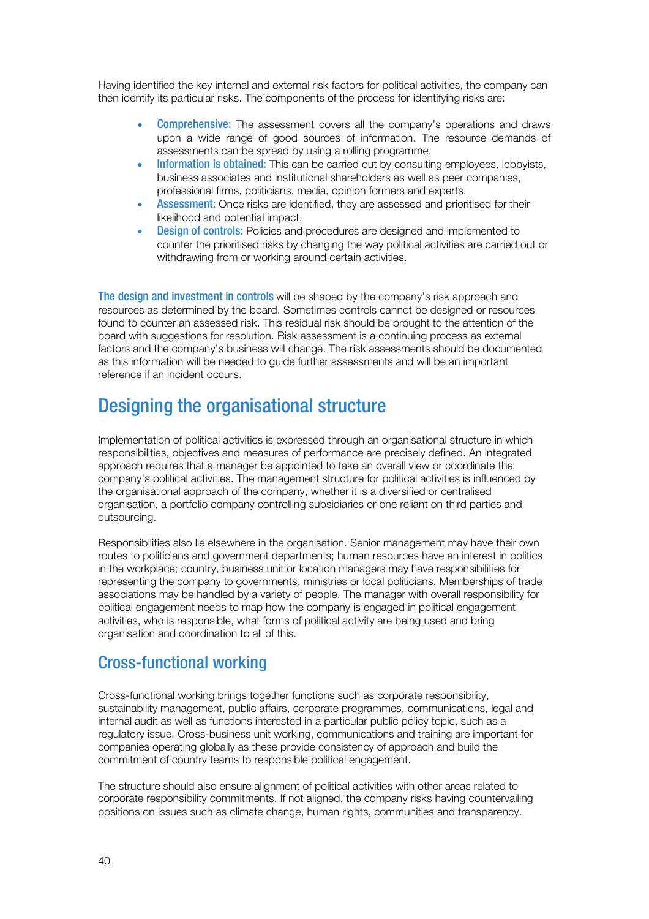Having identified the key internal and external risk factors for political activities, the company can then identify its particular risks. The components of the process for identifying risks are:

- **Comprehensive:** The assessment covers all the company's operations and draws upon a wide range of good sources of information. The resource demands of assessments can be spread by using a rolling programme.
- **Information is obtained:** This can be carried out by consulting employees, lobbyists, business associates and institutional shareholders as well as peer companies, professional firms, politicians, media, opinion formers and experts.
- **Assessment:** Once risks are identified, they are assessed and prioritised for their likelihood and potential impact.
- **Design of controls:** Policies and procedures are designed and implemented to counter the prioritised risks by changing the way political activities are carried out or withdrawing from or working around certain activities.

**The design and investment in controls** will be shaped by the company's risk approach and resources as determined by the board. Sometimes controls cannot be designed or resources found to counter an assessed risk. This residual risk should be brought to the attention of the board with suggestions for resolution. Risk assessment is a continuing process as external factors and the company's business will change. The risk assessments should be documented as this information will be needed to guide further assessments and will be an important reference if an incident occurs.

# Designing the organisational structure

Implementation of political activities is expressed through an organisational structure in which responsibilities, objectives and measures of performance are precisely defined. An integrated approach requires that a manager be appointed to take an overall view or coordinate the company's political activities. The management structure for political activities is influenced by the organisational approach of the company, whether it is a diversified or centralised organisation, a portfolio company controlling subsidiaries or one reliant on third parties and outsourcing.

Responsibilities also lie elsewhere in the organisation. Senior management may have their own routes to politicians and government departments; human resources have an interest in politics in the workplace; country, business unit or location managers may have responsibilities for representing the company to governments, ministries or local politicians. Memberships of trade associations may be handled by a variety of people. The manager with overall responsibility for political engagement needs to map how the company is engaged in political engagement activities, who is responsible, what forms of political activity are being used and bring organisation and coordination to all of this.

## Cross-functional working

Cross-functional working brings together functions such as corporate responsibility, sustainability management, public affairs, corporate programmes, communications, legal and internal audit as well as functions interested in a particular public policy topic, such as a regulatory issue. Cross-business unit working, communications and training are important for companies operating globally as these provide consistency of approach and build the commitment of country teams to responsible political engagement.

The structure should also ensure alignment of political activities with other areas related to corporate responsibility commitments. If not aligned, the company risks having countervailing positions on issues such as climate change, human rights, communities and transparency.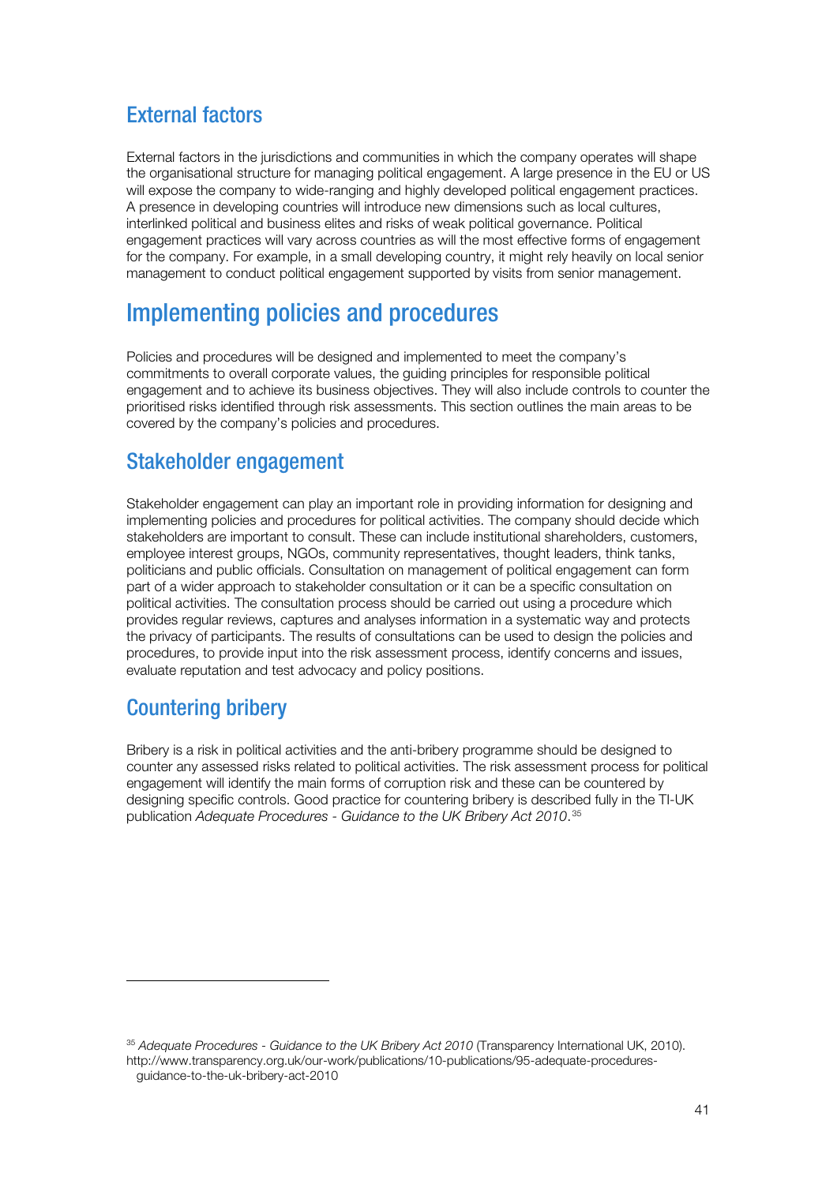### External factors

External factors in the jurisdictions and communities in which the company operates will shape the organisational structure for managing political engagement. A large presence in the EU or US will expose the company to wide-ranging and highly developed political engagement practices. A presence in developing countries will introduce new dimensions such as local cultures, interlinked political and business elites and risks of weak political governance. Political engagement practices will vary across countries as will the most effective forms of engagement for the company. For example, in a small developing country, it might rely heavily on local senior management to conduct political engagement supported by visits from senior management.

## Implementing policies and procedures

Policies and procedures will be designed and implemented to meet the company's commitments to overall corporate values, the guiding principles for responsible political engagement and to achieve its business objectives. They will also include controls to counter the prioritised risks identified through risk assessments. This section outlines the main areas to be covered by the company's policies and procedures.

### Stakeholder engagement

Stakeholder engagement can play an important role in providing information for designing and implementing policies and procedures for political activities. The company should decide which stakeholders are important to consult. These can include institutional shareholders, customers, employee interest groups, NGOs, community representatives, thought leaders, think tanks, politicians and public officials. Consultation on management of political engagement can form part of a wider approach to stakeholder consultation or it can be a specific consultation on political activities. The consultation process should be carried out using a procedure which provides regular reviews, captures and analyses information in a systematic way and protects the privacy of participants. The results of consultations can be used to design the policies and procedures, to provide input into the risk assessment process, identify concerns and issues, evaluate reputation and test advocacy and policy positions.

### Countering bribery

Bribery is a risk in political activities and the anti-bribery programme should be designed to counter any assessed risks related to political activities. The risk assessment process for political engagement will identify the main forms of corruption risk and these can be countered by designing specific controls. Good practice for countering bribery is described fully in the TI-UK publication *Adequate Procedures - Guidance to the UK Bribery Act 2010.*[35]

[35] *Adequate Procedures - Guidance to the UK Bribery Act 2010* (Transparency International UK, 2010). http://www.transparency.org.uk/our-work/publications/10-publications/95-adequate-procedures-guidance-to-the-uk-bribery-act-2010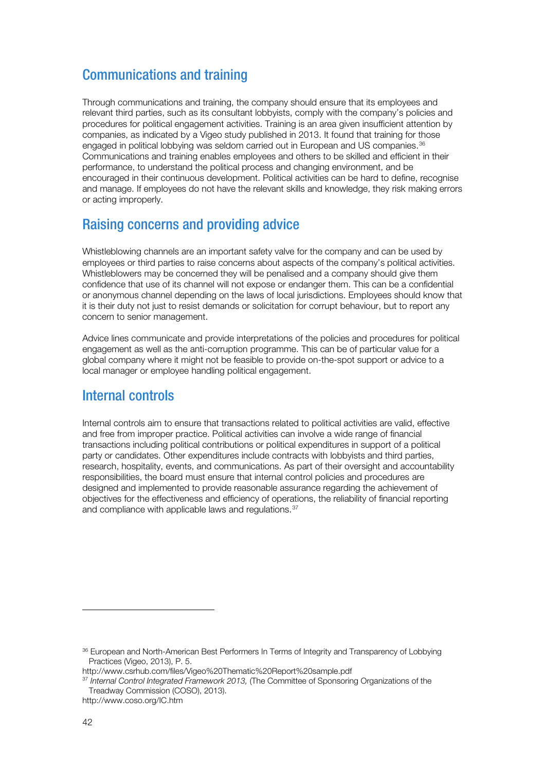## Communications and training

Through communications and training, the company should ensure that its employees and relevant third parties, such as its consultant lobbyists, comply with the company's policies and procedures for political engagement activities. Training is an area given insufficient attention by companies, as indicated by a Vigeo study published in 2013. It found that training for those engaged in political lobbying was seldom carried out in European and US companies.[36] Communications and training enables employees and others to be skilled and efficient in their performance, to understand the political process and changing environment, and be encouraged in their continuous development. Political activities can be hard to define, recognise and manage. If employees do not have the relevant skills and knowledge, they risk making errors or acting improperly.

## Raising concerns and providing advice

Whistleblowing channels are an important safety valve for the company and can be used by employees or third parties to raise concerns about aspects of the company's political activities. Whistleblowers may be concerned they will be penalised and a company should give them confidence that use of its channel will not expose or endanger them. This can be a confidential or anonymous channel depending on the laws of local jurisdictions. Employees should know that it is their duty not just to resist demands or solicitation for corrupt behaviour, but to report any concern to senior management.

Advice lines communicate and provide interpretations of the policies and procedures for political engagement as well as the anti-corruption programme. This can be of particular value for a global company where it might not be feasible to provide on-the-spot support or advice to a local manager or employee handling political engagement.

## Internal controls

Internal controls aim to ensure that transactions related to political activities are valid, effective and free from improper practice. Political activities can involve a wide range of financial transactions including political contributions or political expenditures in support of a political party or candidates. Other expenditures include contracts with lobbyists and third parties, research, hospitality, events, and communications. As part of their oversight and accountability responsibilities, the board must ensure that internal control policies and procedures are designed and implemented to provide reasonable assurance regarding the achievement of objectives for the effectiveness and efficiency of operations, the reliability of financial reporting and compliance with applicable laws and regulations.[37]

---

[36] European and North-American Best Performers In Terms of Integrity and Transparency of Lobbying Practices (Vigeo, 2013), P. 5.
http://www.csrhub.com/files/Vigeo%20Thematic%20Report%20sample.pdf

[37] *Internal Control Integrated Framework 2013,* (The Committee of Sponsoring Organizations of the Treadway Commission (COSO), 2013).
http://www.coso.org/IC.htm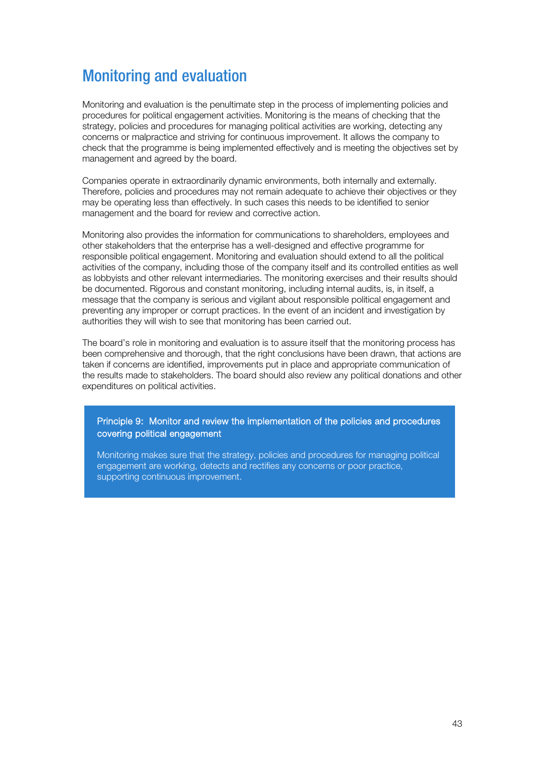## Monitoring and evaluation

Monitoring and evaluation is the penultimate step in the process of implementing policies and procedures for political engagement activities. Monitoring is the means of checking that the strategy, policies and procedures for managing political activities are working, detecting any concerns or malpractice and striving for continuous improvement. It allows the company to check that the programme is being implemented effectively and is meeting the objectives set by management and agreed by the board.

Companies operate in extraordinarily dynamic environments, both internally and externally. Therefore, policies and procedures may not remain adequate to achieve their objectives or they may be operating less than effectively. In such cases this needs to be identified to senior management and the board for review and corrective action.

Monitoring also provides the information for communications to shareholders, employees and other stakeholders that the enterprise has a well-designed and effective programme for responsible political engagement. Monitoring and evaluation should extend to all the political activities of the company, including those of the company itself and its controlled entities as well as lobbyists and other relevant intermediaries. The monitoring exercises and their results should be documented. Rigorous and constant monitoring, including internal audits, is, in itself, a message that the company is serious and vigilant about responsible political engagement and preventing any improper or corrupt practices. In the event of an incident and investigation by authorities they will wish to see that monitoring has been carried out.

The board's role in monitoring and evaluation is to assure itself that the monitoring process has been comprehensive and thorough, that the right conclusions have been drawn, that actions are taken if concerns are identified, improvements put in place and appropriate communication of the results made to stakeholders. The board should also review any political donations and other expenditures on political activities.

**Principle 9: Monitor and review the implementation of the policies and procedures covering political engagement**

Monitoring makes sure that the strategy, policies and procedures for managing political engagement are working, detects and rectifies any concerns or poor practice, supporting continuous improvement.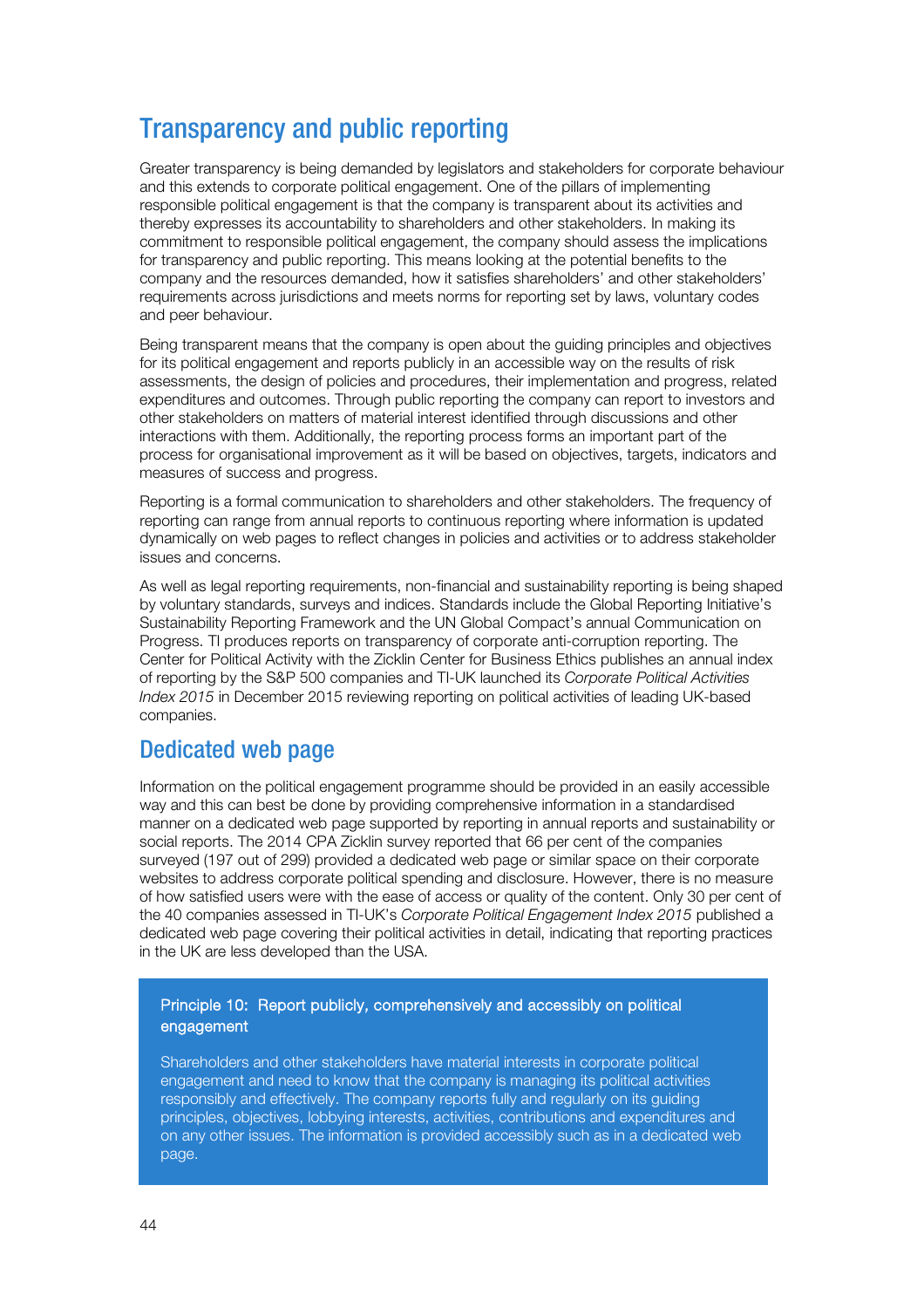## Transparency and public reporting

Greater transparency is being demanded by legislators and stakeholders for corporate behaviour and this extends to corporate political engagement. One of the pillars of implementing responsible political engagement is that the company is transparent about its activities and thereby expresses its accountability to shareholders and other stakeholders. In making its commitment to responsible political engagement, the company should assess the implications for transparency and public reporting. This means looking at the potential benefits to the company and the resources demanded, how it satisfies shareholders' and other stakeholders' requirements across jurisdictions and meets norms for reporting set by laws, voluntary codes and peer behaviour.

Being transparent means that the company is open about the guiding principles and objectives for its political engagement and reports publicly in an accessible way on the results of risk assessments, the design of policies and procedures, their implementation and progress, related expenditures and outcomes. Through public reporting the company can report to investors and other stakeholders on matters of material interest identified through discussions and other interactions with them. Additionally, the reporting process forms an important part of the process for organisational improvement as it will be based on objectives, targets, indicators and measures of success and progress.

Reporting is a formal communication to shareholders and other stakeholders. The frequency of reporting can range from annual reports to continuous reporting where information is updated dynamically on web pages to reflect changes in policies and activities or to address stakeholder issues and concerns.

As well as legal reporting requirements, non-financial and sustainability reporting is being shaped by voluntary standards, surveys and indices. Standards include the Global Reporting Initiative's Sustainability Reporting Framework and the UN Global Compact's annual Communication on Progress. TI produces reports on transparency of corporate anti-corruption reporting. The Center for Political Activity with the Zicklin Center for Business Ethics publishes an annual index of reporting by the S&P 500 companies and TI-UK launched its *Corporate Political Activities Index 2015* in December 2015 reviewing reporting on political activities of leading UK-based companies.

## Dedicated web page

Information on the political engagement programme should be provided in an easily accessible way and this can best be done by providing comprehensive information in a standardised manner on a dedicated web page supported by reporting in annual reports and sustainability or social reports. The 2014 CPA Zicklin survey reported that 66 per cent of the companies surveyed (197 out of 299) provided a dedicated web page or similar space on their corporate websites to address corporate political spending and disclosure. However, there is no measure of how satisfied users were with the ease of access or quality of the content. Only 30 per cent of the 40 companies assessed in TI-UK's *Corporate Political Engagement Index 2015* published a dedicated web page covering their political activities in detail, indicating that reporting practices in the UK are less developed than the USA.

**Principle 10: Report publicly, comprehensively and accessibly on political engagement**

Shareholders and other stakeholders have material interests in corporate political engagement and need to know that the company is managing its political activities responsibly and effectively. The company reports fully and regularly on its guiding principles, objectives, lobbying interests, activities, contributions and expenditures and on any other issues. The information is provided accessibly such as in a dedicated web page.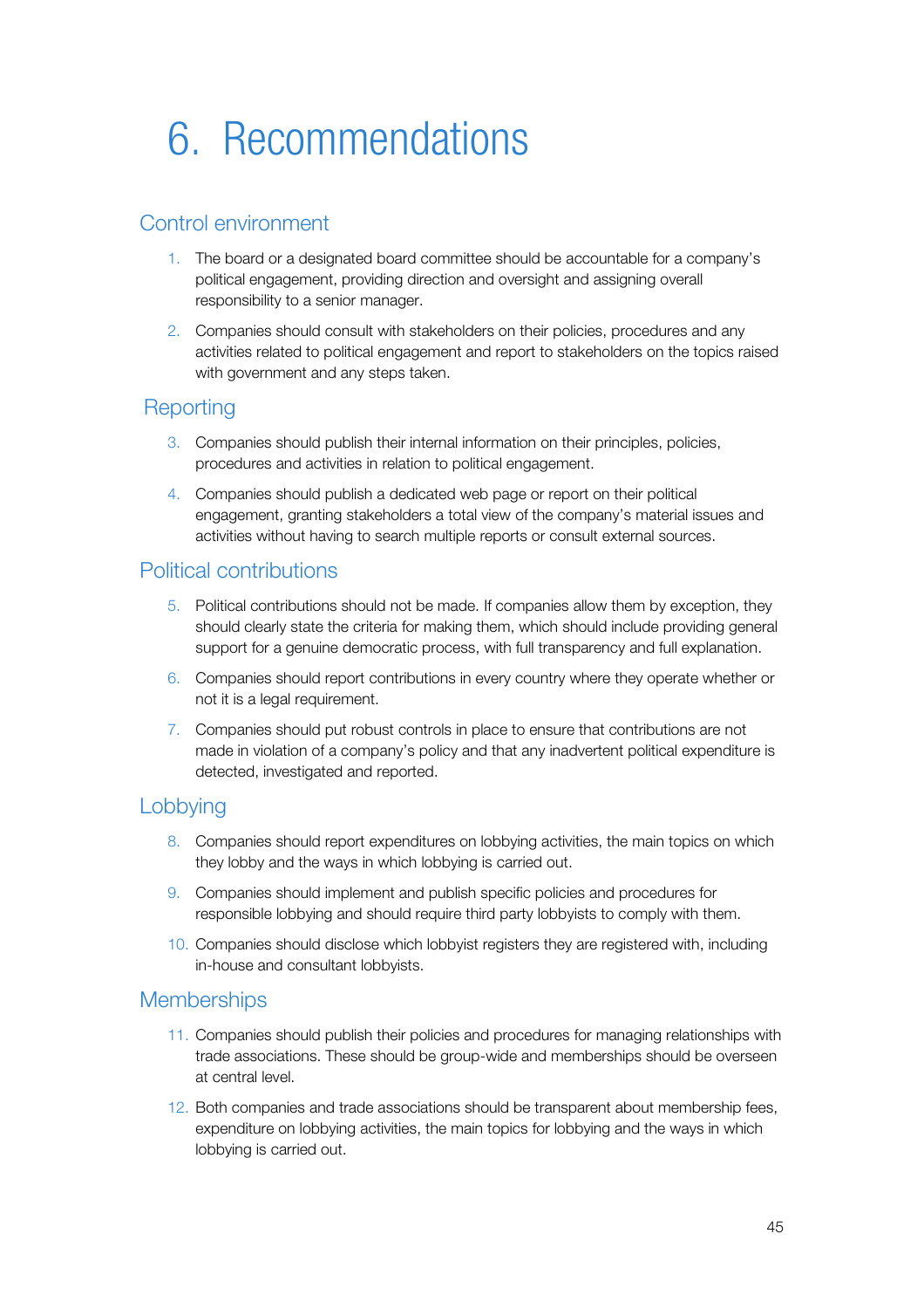# 6. Recommendations

## Control environment

1. The board or a designated board committee should be accountable for a company's political engagement, providing direction and oversight and assigning overall responsibility to a senior manager.
2. Companies should consult with stakeholders on their policies, procedures and any activities related to political engagement and report to stakeholders on the topics raised with government and any steps taken.

## Reporting

3. Companies should publish their internal information on their principles, policies, procedures and activities in relation to political engagement.
4. Companies should publish a dedicated web page or report on their political engagement, granting stakeholders a total view of the company's material issues and activities without having to search multiple reports or consult external sources.

## Political contributions

5. Political contributions should not be made. If companies allow them by exception, they should clearly state the criteria for making them, which should include providing general support for a genuine democratic process, with full transparency and full explanation.
6. Companies should report contributions in every country where they operate whether or not it is a legal requirement.
7. Companies should put robust controls in place to ensure that contributions are not made in violation of a company's policy and that any inadvertent political expenditure is detected, investigated and reported.

## Lobbying

8. Companies should report expenditures on lobbying activities, the main topics on which they lobby and the ways in which lobbying is carried out.
9. Companies should implement and publish specific policies and procedures for responsible lobbying and should require third party lobbyists to comply with them.
10. Companies should disclose which lobbyist registers they are registered with, including in-house and consultant lobbyists.

## Memberships

11. Companies should publish their policies and procedures for managing relationships with trade associations. These should be group-wide and memberships should be overseen at central level.
12. Both companies and trade associations should be transparent about membership fees, expenditure on lobbying activities, the main topics for lobbying and the ways in which lobbying is carried out.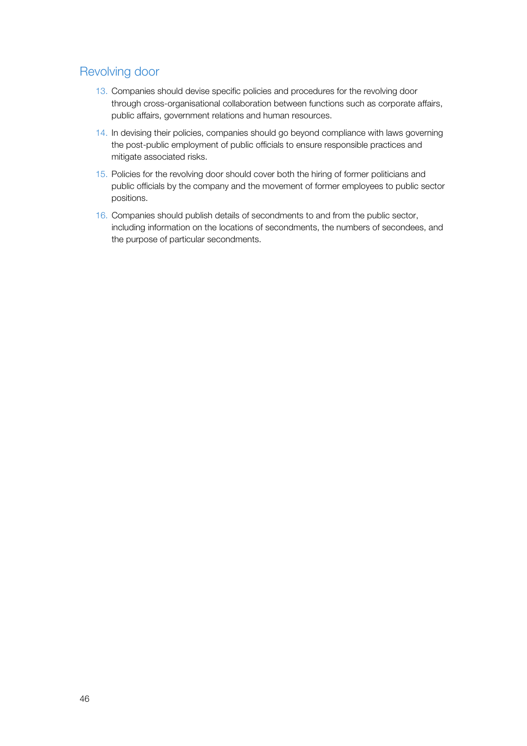## Revolving door

13. Companies should devise specific policies and procedures for the revolving door through cross-organisational collaboration between functions such as corporate affairs, public affairs, government relations and human resources.
14. In devising their policies, companies should go beyond compliance with laws governing the post-public employment of public officials to ensure responsible practices and mitigate associated risks.
15. Policies for the revolving door should cover both the hiring of former politicians and public officials by the company and the movement of former employees to public sector positions.
16. Companies should publish details of secondments to and from the public sector, including information on the locations of secondments, the numbers of secondees, and the purpose of particular secondments.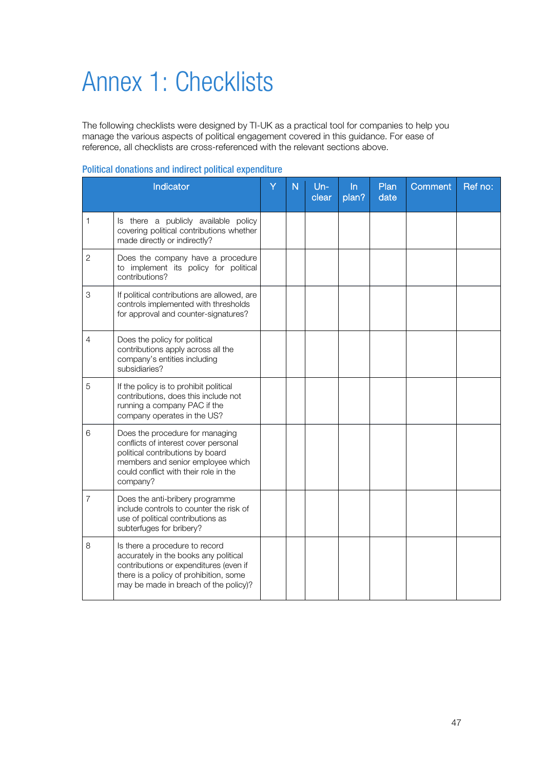# Annex 1: Checklists

The following checklists were designed by TI-UK as a practical tool for companies to help you manage the various aspects of political engagement covered in this guidance. For ease of reference, all checklists are cross-referenced with the relevant sections above.

## Political donations and indirect political expenditure

| | Indicator | Y | N | Un-clear | In plan? | Plan date | Comment | Ref no: |
|---|---|---|---|---|---|---|---|---|
| 1 | Is there a publicly available policy covering political contributions whether made directly or indirectly? | | | | | | | |
| 2 | Does the company have a procedure to implement its policy for political contributions? | | | | | | | |
| 3 | If political contributions are allowed, are controls implemented with thresholds for approval and counter-signatures? | | | | | | | |
| 4 | Does the policy for political contributions apply across all the company's entities including subsidiaries? | | | | | | | |
| 5 | If the policy is to prohibit political contributions, does this include not running a company PAC if the company operates in the US? | | | | | | | |
| 6 | Does the procedure for managing conflicts of interest cover personal political contributions by board members and senior employee which could conflict with their role in the company? | | | | | | | |
| 7 | Does the anti-bribery programme include controls to counter the risk of use of political contributions as subterfuges for bribery? | | | | | | | |
| 8 | Is there a procedure to record accurately in the books any political contributions or expenditures (even if there is a policy of prohibition, some may be made in breach of the policy)? | | | | | | | |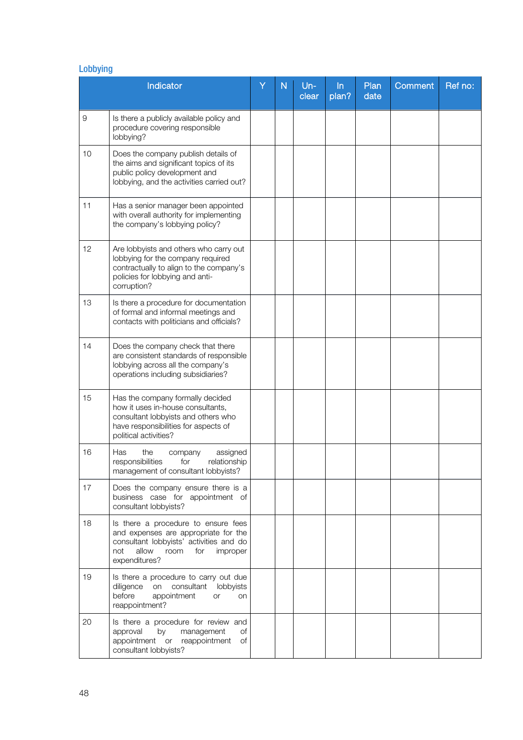## Lobbying

| Indicator | | Y | N | Un-clear | In plan? | Plan date | Comment | Ref no: |
|---|---|---|---|---|---|---|---|---|
| 9 | Is there a publicly available policy and procedure covering responsible lobbying? | | | | | | | |
| 10 | Does the company publish details of the aims and significant topics of its public policy development and lobbying, and the activities carried out? | | | | | | | |
| 11 | Has a senior manager been appointed with overall authority for implementing the company's lobbying policy? | | | | | | | |
| 12 | Are lobbyists and others who carry out lobbying for the company required contractually to align to the company's policies for lobbying and anti-corruption? | | | | | | | |
| 13 | Is there a procedure for documentation of formal and informal meetings and contacts with politicians and officials? | | | | | | | |
| 14 | Does the company check that there are consistent standards of responsible lobbying across all the company's operations including subsidiaries? | | | | | | | |
| 15 | Has the company formally decided how it uses in-house consultants, consultant lobbyists and others who have responsibilities for aspects of political activities? | | | | | | | |
| 16 | Has the company assigned responsibilities for relationship management of consultant lobbyists? | | | | | | | |
| 17 | Does the company ensure there is a business case for appointment of consultant lobbyists? | | | | | | | |
| 18 | Is there a procedure to ensure fees and expenses are appropriate for the consultant lobbyists' activities and do not allow room for improper expenditures? | | | | | | | |
| 19 | Is there a procedure to carry out due diligence on consultant lobbyists before appointment or on reappointment? | | | | | | | |
| 20 | Is there a procedure for review and approval by management of appointment or reappointment of consultant lobbyists? | | | | | | | |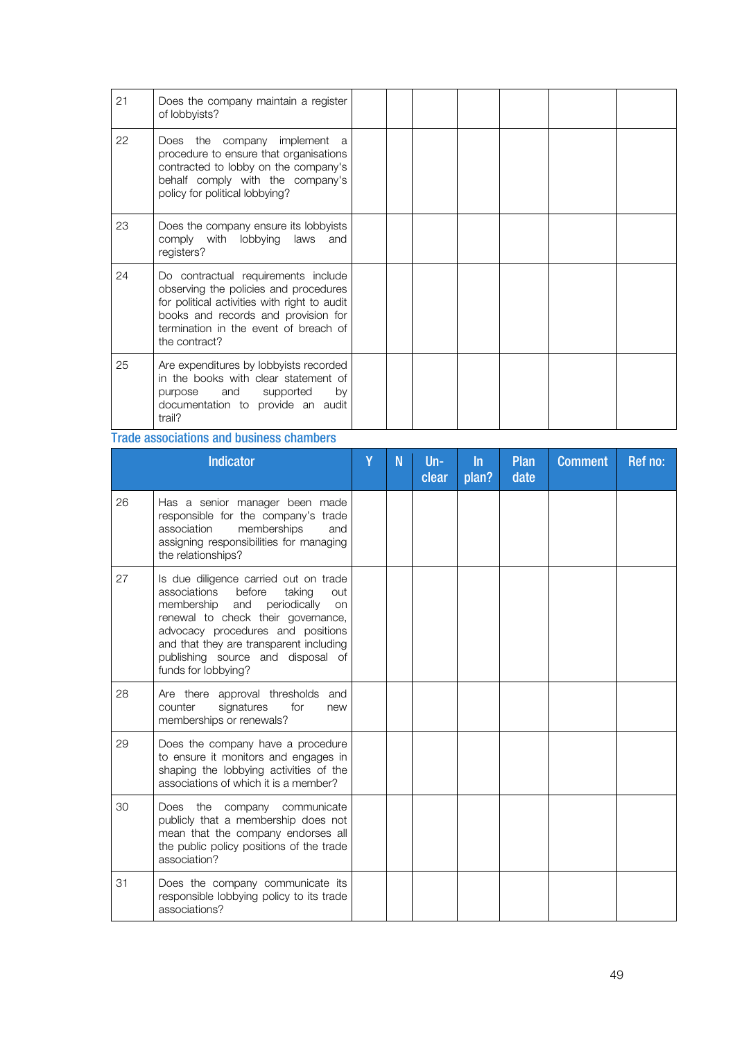| | | Y | N | Un-clear | In plan? | Plan date | Comment | Ref no: |
|---|---|---|---|---|---|---|---|---|
| 21 | Does the company maintain a register of lobbyists? | | | | | | | |
| 22 | Does the company implement a procedure to ensure that organisations contracted to lobby on the company's behalf comply with the company's policy for political lobbying? | | | | | | | |
| 23 | Does the company ensure its lobbyists comply with lobbying laws and registers? | | | | | | | |
| 24 | Do contractual requirements include observing the policies and procedures for political activities with right to audit books and records and provision for termination in the event of breach of the contract? | | | | | | | |
| 25 | Are expenditures by lobbyists recorded in the books with clear statement of purpose and supported by documentation to provide an audit trail? | | | | | | | |

## Trade associations and business chambers

| Indicator | | Y | N | Un-clear | In plan? | Plan date | Comment | Ref no: |
|---|---|---|---|---|---|---|---|---|
| 26 | Has a senior manager been made responsible for the company's trade association memberships and assigning responsibilities for managing the relationships? | | | | | | | |
| 27 | Is due diligence carried out on trade associations before taking out membership and periodically on renewal to check their governance, advocacy procedures and positions and that they are transparent including publishing source and disposal of funds for lobbying? | | | | | | | |
| 28 | Are there approval thresholds and counter signatures for new memberships or renewals? | | | | | | | |
| 29 | Does the company have a procedure to ensure it monitors and engages in shaping the lobbying activities of the associations of which it is a member? | | | | | | | |
| 30 | Does the company communicate publicly that a membership does not mean that the company endorses all the public policy positions of the trade association? | | | | | | | |
| 31 | Does the company communicate its responsible lobbying policy to its trade associations? | | | | | | | |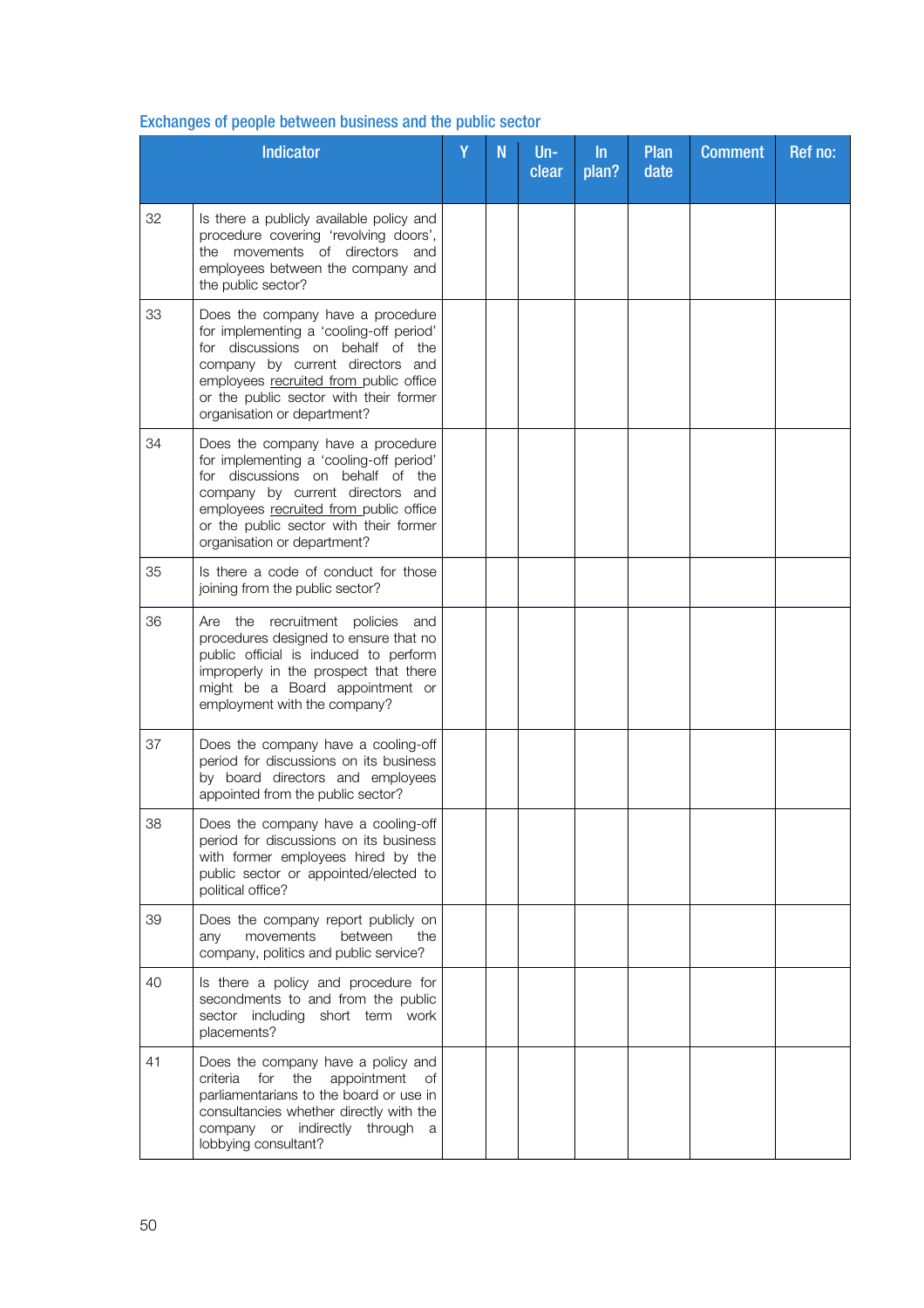### Exchanges of people between business and the public sector

| | Indicator | Y | N | Un-clear | In plan? | Plan date | Comment | Ref no: |
|---|---|---|---|---|---|---|---|---|
| 32 | Is there a publicly available policy and procedure covering 'revolving doors', the movements of directors and employees between the company and the public sector? | | | | | | | |
| 33 | Does the company have a procedure for implementing a 'cooling-off period' for discussions on behalf of the company by current directors and employees recruited from public office or the public sector with their former organisation or department? | | | | | | | |
| 34 | Does the company have a procedure for implementing a 'cooling-off period' for discussions on behalf of the company by current directors and employees recruited from public office or the public sector with their former organisation or department? | | | | | | | |
| 35 | Is there a code of conduct for those joining from the public sector? | | | | | | | |
| 36 | Are the recruitment policies and procedures designed to ensure that no public official is induced to perform improperly in the prospect that there might be a Board appointment or employment with the company? | | | | | | | |
| 37 | Does the company have a cooling-off period for discussions on its business by board directors and employees appointed from the public sector? | | | | | | | |
| 38 | Does the company have a cooling-off period for discussions on its business with former employees hired by the public sector or appointed/elected to political office? | | | | | | | |
| 39 | Does the company report publicly on any movements between the company, politics and public service? | | | | | | | |
| 40 | Is there a policy and procedure for secondments to and from the public sector including short term work placements? | | | | | | | |
| 41 | Does the company have a policy and criteria for the appointment of parliamentarians to the board or use in consultancies whether directly with the company or indirectly through a lobbying consultant? | | | | | | | |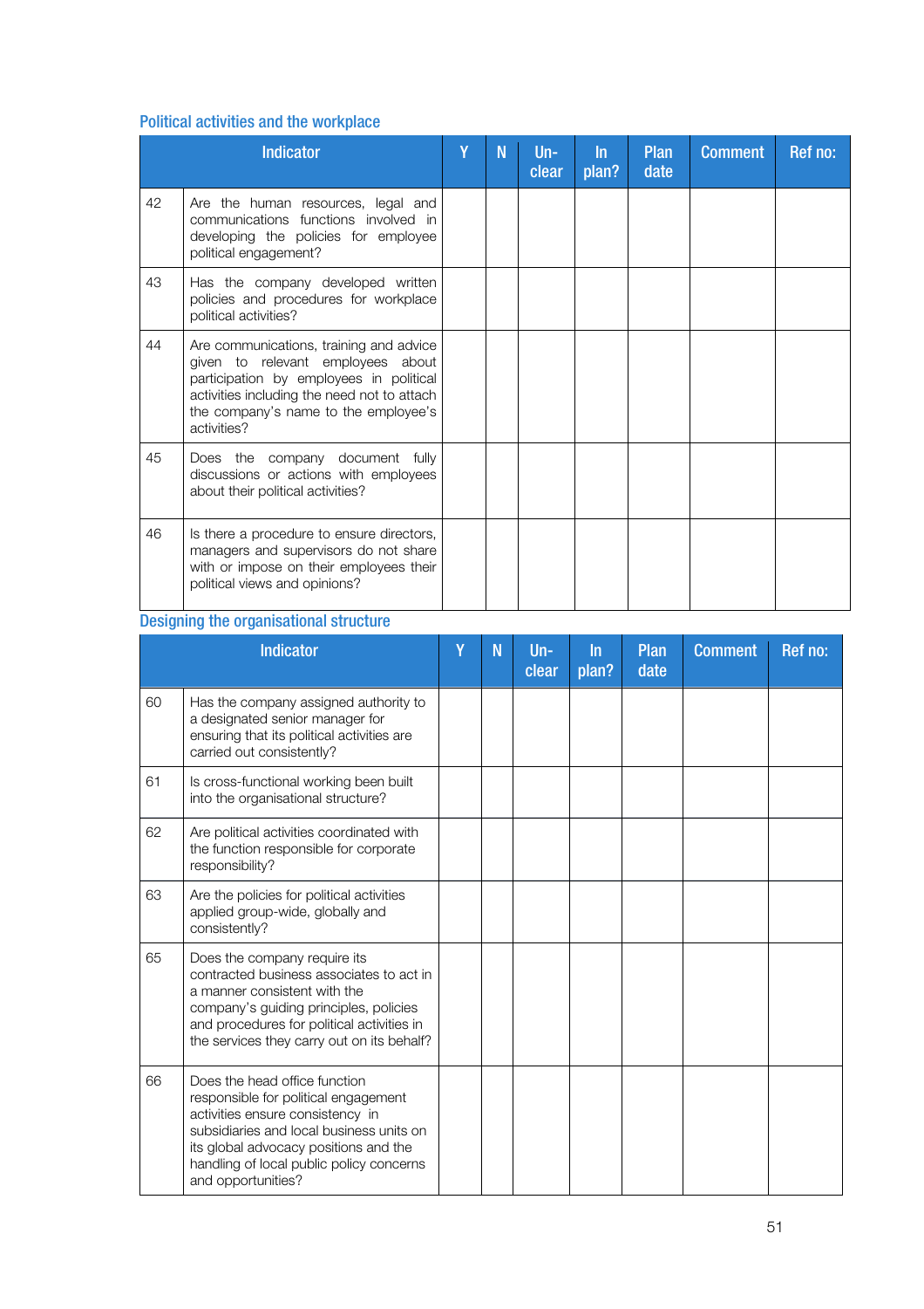### Political activities and the workplace

| | Indicator | Y | N | Un-clear | In plan? | Plan date | Comment | Ref no: |
|---|---|---|---|---|---|---|---|---|
| 42 | Are the human resources, legal and communications functions involved in developing the policies for employee political engagement? | | | | | | | |
| 43 | Has the company developed written policies and procedures for workplace political activities? | | | | | | | |
| 44 | Are communications, training and advice given to relevant employees about participation by employees in political activities including the need not to attach the company's name to the employee's activities? | | | | | | | |
| 45 | Does the company document fully discussions or actions with employees about their political activities? | | | | | | | |
| 46 | Is there a procedure to ensure directors, managers and supervisors do not share with or impose on their employees their political views and opinions? | | | | | | | |

### Designing the organisational structure

| | Indicator | Y | N | Un-clear | In plan? | Plan date | Comment | Ref no: |
|---|---|---|---|---|---|---|---|---|
| 60 | Has the company assigned authority to a designated senior manager for ensuring that its political activities are carried out consistently? | | | | | | | |
| 61 | Is cross-functional working been built into the organisational structure? | | | | | | | |
| 62 | Are political activities coordinated with the function responsible for corporate responsibility? | | | | | | | |
| 63 | Are the policies for political activities applied group-wide, globally and consistently? | | | | | | | |
| 65 | Does the company require its contracted business associates to act in a manner consistent with the company's guiding principles, policies and procedures for political activities in the services they carry out on its behalf? | | | | | | | |
| 66 | Does the head office function responsible for political engagement activities ensure consistency in subsidiaries and local business units on its global advocacy positions and the handling of local public policy concerns and opportunities? | | | | | | | |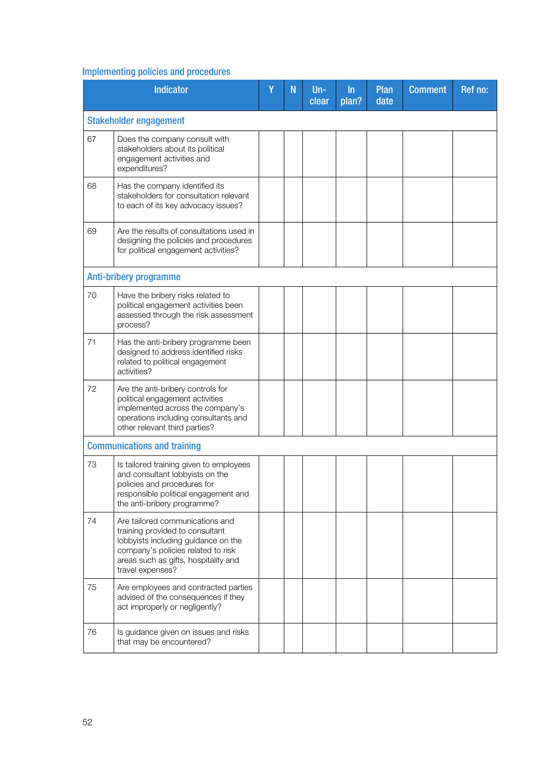## Implementing policies and procedures

| | Indicator | Y | N | Un-clear | In plan? | Plan date | Comment | Ref no: |
|---|---|---|---|---|---|---|---|---|
| **Stakeholder engagement** | | | | | | | | |
| 67 | Does the company consult with stakeholders about its political engagement activities and expenditures? | | | | | | | |
| 68 | Has the company identified its stakeholders for consultation relevant to each of its key advocacy issues? | | | | | | | |
| 69 | Are the results of consultations used in designing the policies and procedures for political engagement activities? | | | | | | | |
| **Anti-bribery programme** | | | | | | | | |
| 70 | Have the bribery risks related to political engagement activities been assessed through the risk assessment process? | | | | | | | |
| 71 | Has the anti-bribery programme been designed to address identified risks related to political engagement activities? | | | | | | | |
| 72 | Are the anti-bribery controls for political engagement activities implemented across the company's operations including consultants and other relevant third parties? | | | | | | | |
| **Communications and training** | | | | | | | | |
| 73 | Is tailored training given to employees and consultant lobbyists on the policies and procedures for responsible political engagement and the anti-bribery programme? | | | | | | | |
| 74 | Are tailored communications and training provided to consultant lobbyists including guidance on the company's policies related to risk areas such as gifts, hospitality and travel expenses? | | | | | | | |
| 75 | Are employees and contracted parties advised of the consequences if they act improperly or negligently? | | | | | | | |
| 76 | Is guidance given on issues and risks that may be encountered? | | | | | | | |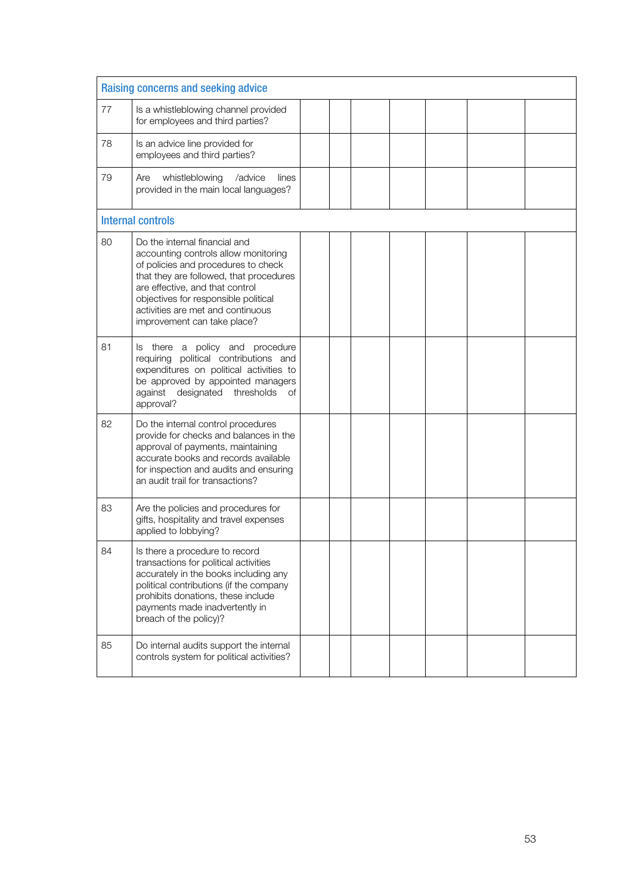| Raising concerns and seeking advice | | | | | | | | |
|---|---|---|---|---|---|---|---|---|
| 77 | Is a whistleblowing channel provided for employees and third parties? | | | | | | | |
| 78 | Is an advice line provided for employees and third parties? | | | | | | | |
| 79 | Are whistleblowing /advice lines provided in the main local languages? | | | | | | | |
| **Internal controls** | | | | | | | | |
| 80 | Do the internal financial and accounting controls allow monitoring of policies and procedures to check that they are followed, that procedures are effective, and that control objectives for responsible political activities are met and continuous improvement can take place? | | | | | | | |
| 81 | Is there a policy and procedure requiring political contributions and expenditures on political activities to be approved by appointed managers against designated thresholds of approval? | | | | | | | |
| 82 | Do the internal control procedures provide for checks and balances in the approval of payments, maintaining accurate books and records available for inspection and audits and ensuring an audit trail for transactions? | | | | | | | |
| 83 | Are the policies and procedures for gifts, hospitality and travel expenses applied to lobbying? | | | | | | | |
| 84 | Is there a procedure to record transactions for political activities accurately in the books including any political contributions (if the company prohibits donations, these include payments made inadvertently in breach of the policy)? | | | | | | | |
| 85 | Do internal audits support the internal controls system for political activities? | | | | | | | |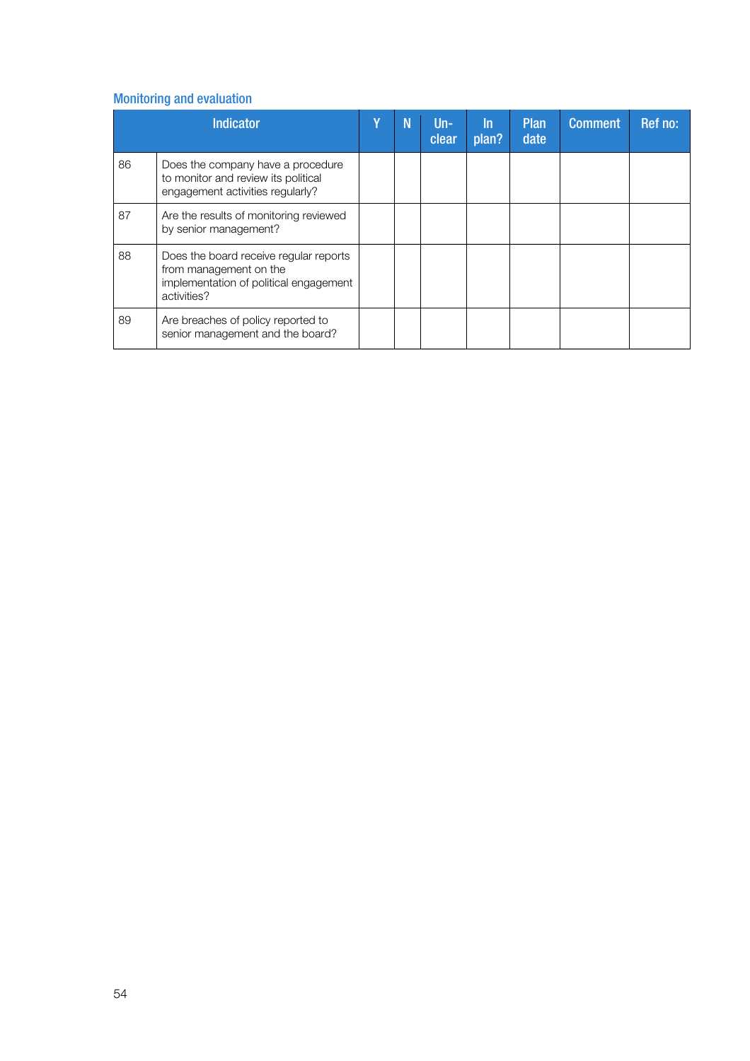### Monitoring and evaluation

| Indicator | | Y | N | Un-clear | In plan? | Plan date | Comment | Ref no: |
|---|---|---|---|---|---|---|---|---|
| 86 | Does the company have a procedure to monitor and review its political engagement activities regularly? | | | | | | | |
| 87 | Are the results of monitoring reviewed by senior management? | | | | | | | |
| 88 | Does the board receive regular reports from management on the implementation of political engagement activities? | | | | | | | |
| 89 | Are breaches of policy reported to senior management and the board? | | | | | | | |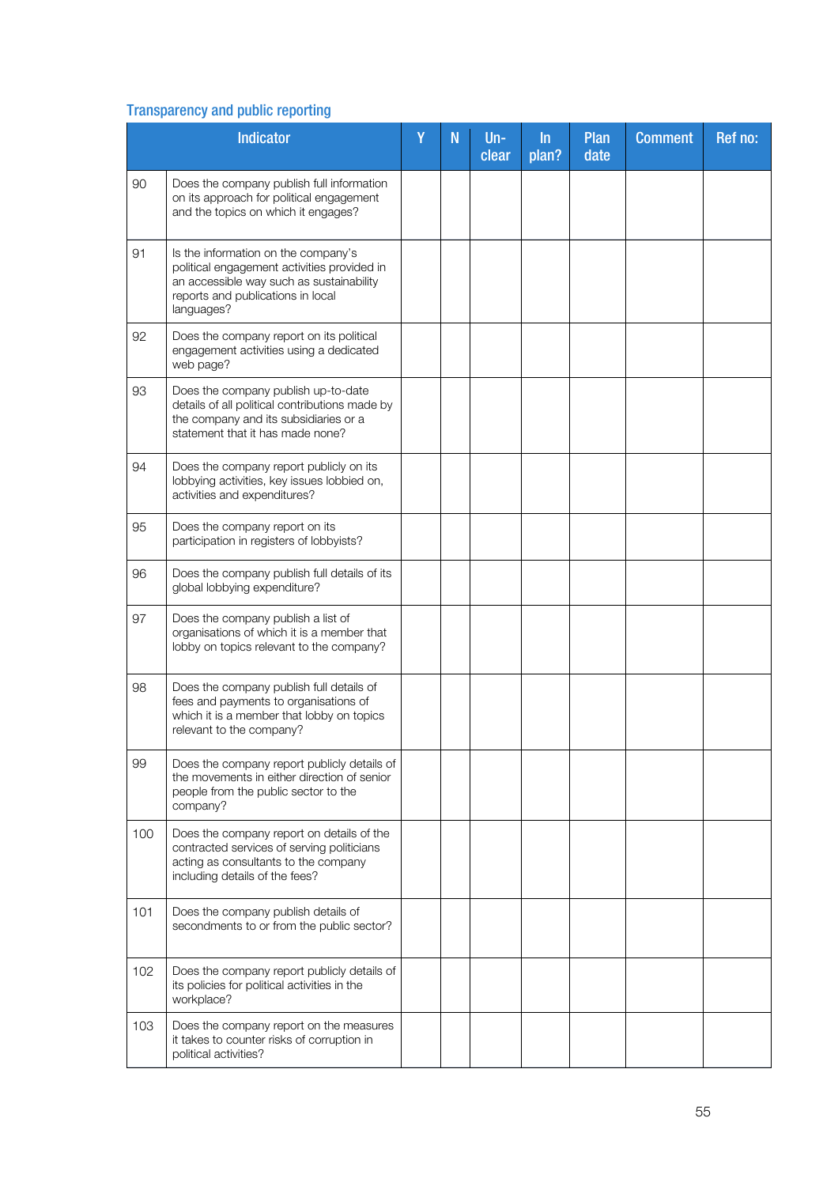## Transparency and public reporting

| | Indicator | Y | N | Un-clear | In plan? | Plan date | Comment | Ref no: |
|---|---|---|---|---|---|---|---|---|
| 90 | Does the company publish full information on its approach for political engagement and the topics on which it engages? | | | | | | | |
| 91 | Is the information on the company's political engagement activities provided in an accessible way such as sustainability reports and publications in local languages? | | | | | | | |
| 92 | Does the company report on its political engagement activities using a dedicated web page? | | | | | | | |
| 93 | Does the company publish up-to-date details of all political contributions made by the company and its subsidiaries or a statement that it has made none? | | | | | | | |
| 94 | Does the company report publicly on its lobbying activities, key issues lobbied on, activities and expenditures? | | | | | | | |
| 95 | Does the company report on its participation in registers of lobbyists? | | | | | | | |
| 96 | Does the company publish full details of its global lobbying expenditure? | | | | | | | |
| 97 | Does the company publish a list of organisations of which it is a member that lobby on topics relevant to the company? | | | | | | | |
| 98 | Does the company publish full details of fees and payments to organisations of which it is a member that lobby on topics relevant to the company? | | | | | | | |
| 99 | Does the company report publicly details of the movements in either direction of senior people from the public sector to the company? | | | | | | | |
| 100 | Does the company report on details of the contracted services of serving politicians acting as consultants to the company including details of the fees? | | | | | | | |
| 101 | Does the company publish details of secondments to or from the public sector? | | | | | | | |
| 102 | Does the company report publicly details of its policies for political activities in the workplace? | | | | | | | |
| 103 | Does the company report on the measures it takes to counter risks of corruption in political activities? | | | | | | | |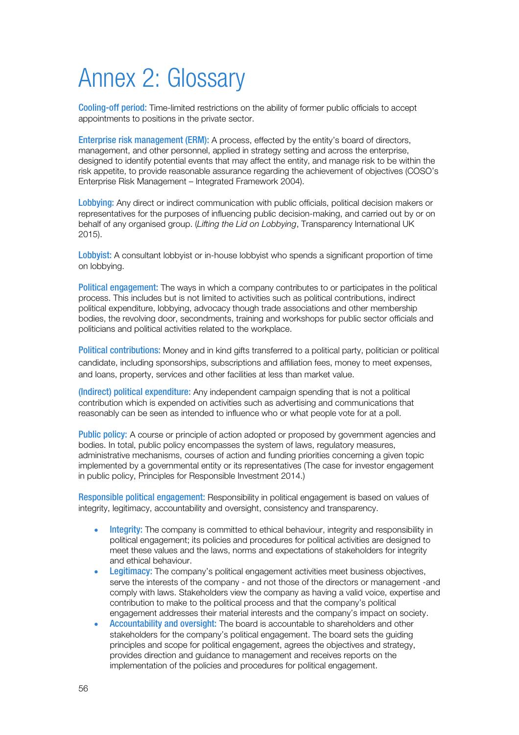# Annex 2: Glossary

**Cooling-off period:** Time-limited restrictions on the ability of former public officials to accept appointments to positions in the private sector.

**Enterprise risk management (ERM):** A process, effected by the entity's board of directors, management, and other personnel, applied in strategy setting and across the enterprise, designed to identify potential events that may affect the entity, and manage risk to be within the risk appetite, to provide reasonable assurance regarding the achievement of objectives (COSO's Enterprise Risk Management – Integrated Framework 2004).

**Lobbying:** Any direct or indirect communication with public officials, political decision makers or representatives for the purposes of influencing public decision-making, and carried out by or on behalf of any organised group. (*Lifting the Lid on Lobbying*, Transparency International UK 2015).

**Lobbyist:** A consultant lobbyist or in-house lobbyist who spends a significant proportion of time on lobbying.

**Political engagement:** The ways in which a company contributes to or participates in the political process. This includes but is not limited to activities such as political contributions, indirect political expenditure, lobbying, advocacy though trade associations and other membership bodies, the revolving door, secondments, training and workshops for public sector officials and politicians and political activities related to the workplace.

**Political contributions:** Money and in kind gifts transferred to a political party, politician or political candidate, including sponsorships, subscriptions and affiliation fees, money to meet expenses, and loans, property, services and other facilities at less than market value.

**(Indirect) political expenditure:** Any independent campaign spending that is not a political contribution which is expended on activities such as advertising and communications that reasonably can be seen as intended to influence who or what people vote for at a poll.

**Public policy:** A course or principle of action adopted or proposed by government agencies and bodies. In total, public policy encompasses the system of laws, regulatory measures, administrative mechanisms, courses of action and funding priorities concerning a given topic implemented by a governmental entity or its representatives (The case for investor engagement in public policy, Principles for Responsible Investment 2014.)

**Responsible political engagement:** Responsibility in political engagement is based on values of integrity, legitimacy, accountability and oversight, consistency and transparency.

- **Integrity:** The company is committed to ethical behaviour, integrity and responsibility in political engagement; its policies and procedures for political activities are designed to meet these values and the laws, norms and expectations of stakeholders for integrity and ethical behaviour.
- **Legitimacy:** The company's political engagement activities meet business objectives, serve the interests of the company - and not those of the directors or management -and comply with laws. Stakeholders view the company as having a valid voice, expertise and contribution to make to the political process and that the company's political engagement addresses their material interests and the company's impact on society.
- **Accountability and oversight:** The board is accountable to shareholders and other stakeholders for the company's political engagement. The board sets the guiding principles and scope for political engagement, agrees the objectives and strategy, provides direction and guidance to management and receives reports on the implementation of the policies and procedures for political engagement.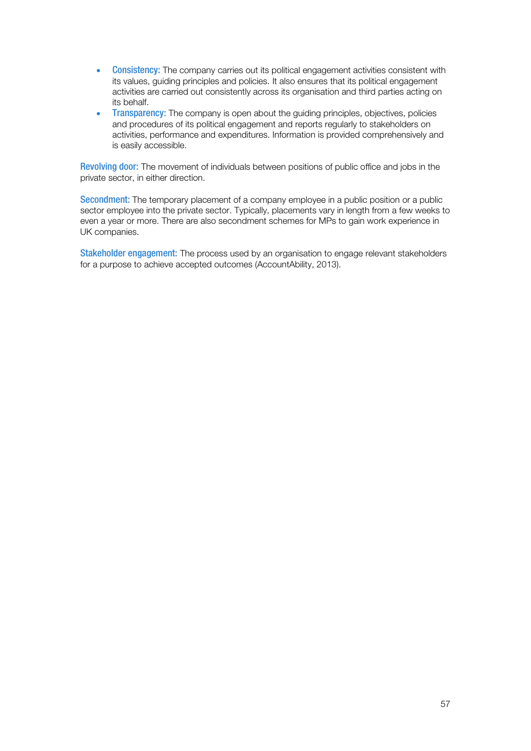- **Consistency:** The company carries out its political engagement activities consistent with its values, guiding principles and policies. It also ensures that its political engagement activities are carried out consistently across its organisation and third parties acting on its behalf.
- **Transparency:** The company is open about the guiding principles, objectives, policies and procedures of its political engagement and reports regularly to stakeholders on activities, performance and expenditures. Information is provided comprehensively and is easily accessible.

**Revolving door:** The movement of individuals between positions of public office and jobs in the private sector, in either direction.

**Secondment:** The temporary placement of a company employee in a public position or a public sector employee into the private sector. Typically, placements vary in length from a few weeks to even a year or more. There are also secondment schemes for MPs to gain work experience in UK companies.

**Stakeholder engagement:** The process used by an organisation to engage relevant stakeholders for a purpose to achieve accepted outcomes (AccountAbility, 2013).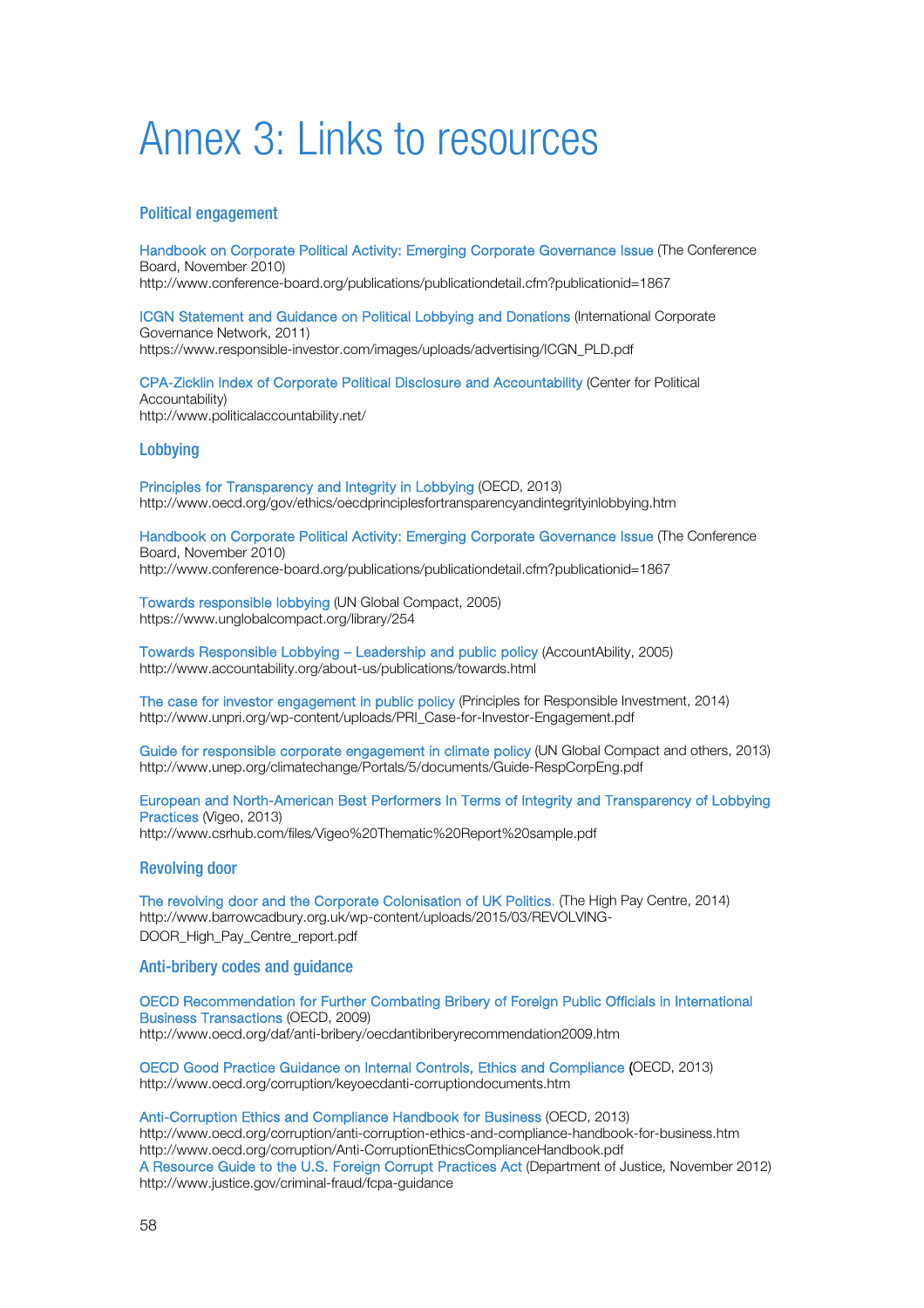# Annex 3: Links to resources

## Political engagement

Handbook on Corporate Political Activity: Emerging Corporate Governance Issue (The Conference Board, November 2010)
http://www.conference-board.org/publications/publicationdetail.cfm?publicationid=1867

ICGN Statement and Guidance on Political Lobbying and Donations (International Corporate Governance Network, 2011)
https://www.responsible-investor.com/images/uploads/advertising/ICGN_PLD.pdf

CPA-Zicklin Index of Corporate Political Disclosure and Accountability (Center for Political Accountability)
http://www.politicalaccountability.net/

## Lobbying

Principles for Transparency and Integrity in Lobbying (OECD, 2013)
http://www.oecd.org/gov/ethics/oecdprinciplesfortransparencyandintegrityinlobbying.htm

Handbook on Corporate Political Activity: Emerging Corporate Governance Issue (The Conference Board, November 2010)
http://www.conference-board.org/publications/publicationdetail.cfm?publicationid=1867

Towards responsible lobbying (UN Global Compact, 2005)
https://www.unglobalcompact.org/library/254

Towards Responsible Lobbying – Leadership and public policy (AccountAbility, 2005)
http://www.accountability.org/about-us/publications/towards.html

The case for investor engagement in public policy (Principles for Responsible Investment, 2014)
http://www.unpri.org/wp-content/uploads/PRI_Case-for-Investor-Engagement.pdf

Guide for responsible corporate engagement in climate policy (UN Global Compact and others, 2013)
http://www.unep.org/climatechange/Portals/5/documents/Guide-RespCorpEng.pdf

European and North-American Best Performers In Terms of Integrity and Transparency of Lobbying Practices (Vigeo, 2013)
http://www.csrhub.com/files/Vigeo%20Thematic%20Report%20sample.pdf

## Revolving door

The revolving door and the Corporate Colonisation of UK Politics, (The High Pay Centre, 2014)
http://www.barrowcadbury.org.uk/wp-content/uploads/2015/03/REVOLVING-DOOR_High_Pay_Centre_report.pdf

## Anti-bribery codes and guidance

OECD Recommendation for Further Combating Bribery of Foreign Public Officials in International Business Transactions (OECD, 2009)
http://www.oecd.org/daf/anti-bribery/oecdantibriberyrecommendation2009.htm

OECD Good Practice Guidance on Internal Controls, Ethics and Compliance (OECD, 2013)
http://www.oecd.org/corruption/keyoecdanti-corruptiondocuments.htm

Anti-Corruption Ethics and Compliance Handbook for Business (OECD, 2013)
http://www.oecd.org/corruption/anti-corruption-ethics-and-compliance-handbook-for-business.htm
http://www.oecd.org/corruption/Anti-CorruptionEthicsComplianceHandbook.pdf

A Resource Guide to the U.S. Foreign Corrupt Practices Act (Department of Justice, November 2012)
http://www.justice.gov/criminal-fraud/fcpa-guidance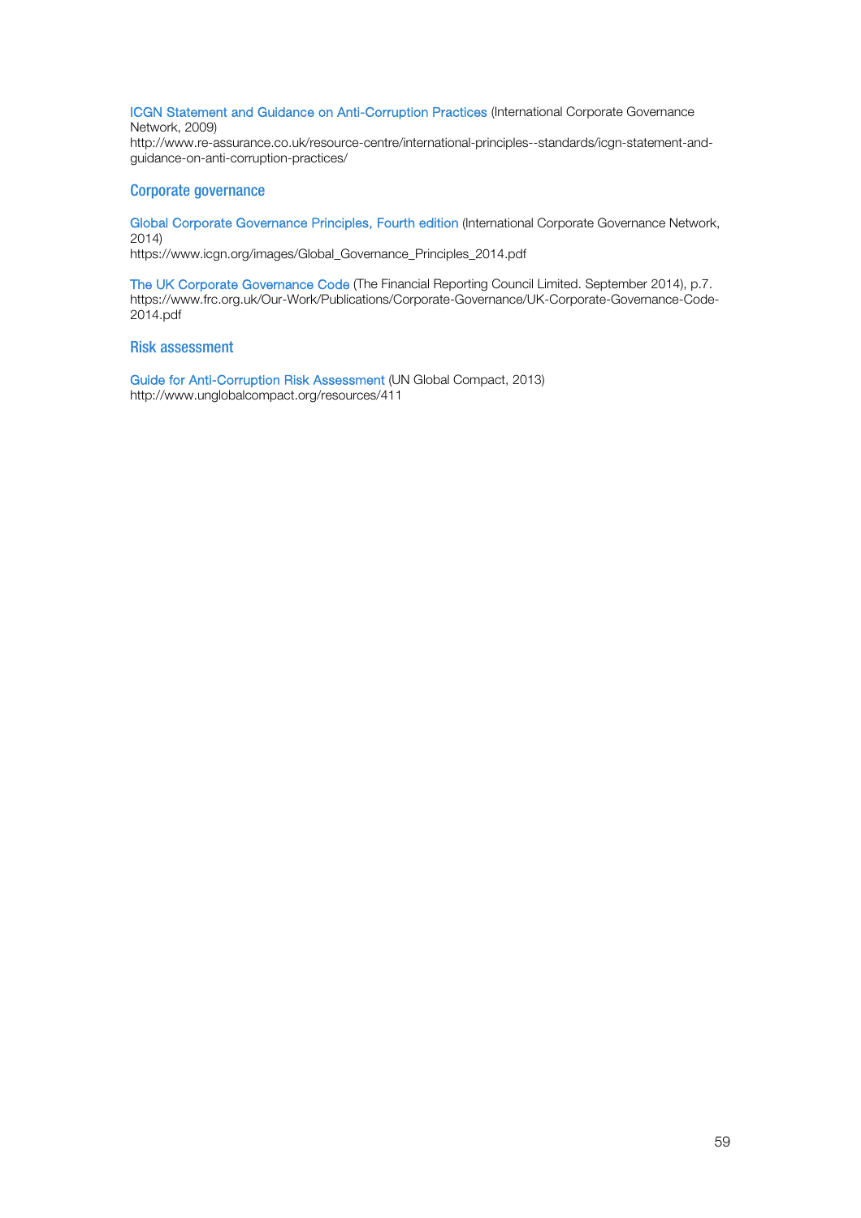ICGN Statement and Guidance on Anti-Corruption Practices (International Corporate Governance Network, 2009)
http://www.re-assurance.co.uk/resource-centre/international-principles--standards/icgn-statement-and-guidance-on-anti-corruption-practices/

## Corporate governance

Global Corporate Governance Principles, Fourth edition (International Corporate Governance Network, 2014)
https://www.icgn.org/images/Global_Governance_Principles_2014.pdf

The UK Corporate Governance Code (The Financial Reporting Council Limited. September 2014), p.7.
https://www.frc.org.uk/Our-Work/Publications/Corporate-Governance/UK-Corporate-Governance-Code-2014.pdf

## Risk assessment

Guide for Anti-Corruption Risk Assessment (UN Global Compact, 2013)
http://www.unglobalcompact.org/resources/411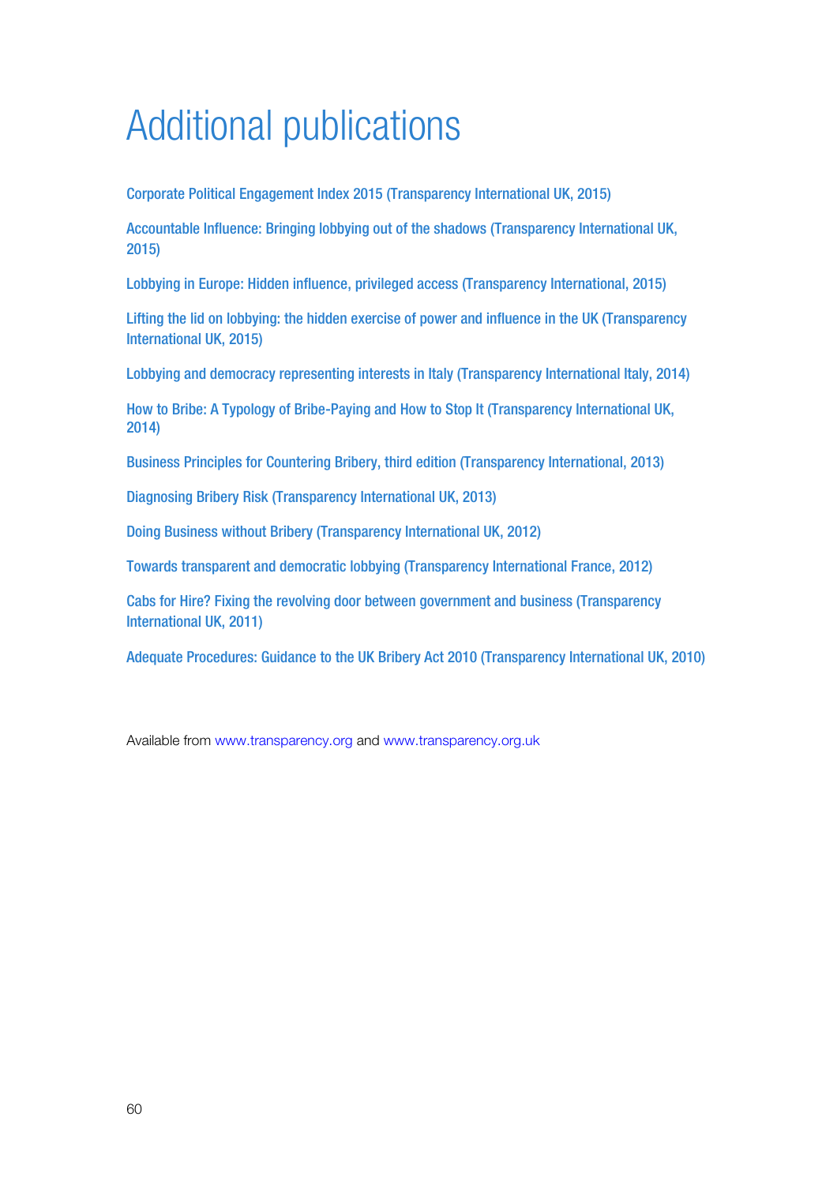# Additional publications

Corporate Political Engagement Index 2015 (Transparency International UK, 2015)

Accountable Influence: Bringing lobbying out of the shadows (Transparency International UK, 2015)

Lobbying in Europe: Hidden influence, privileged access (Transparency International, 2015)

Lifting the lid on lobbying: the hidden exercise of power and influence in the UK (Transparency International UK, 2015)

Lobbying and democracy representing interests in Italy (Transparency International Italy, 2014)

How to Bribe: A Typology of Bribe-Paying and How to Stop It (Transparency International UK, 2014)

Business Principles for Countering Bribery, third edition (Transparency International, 2013)

Diagnosing Bribery Risk (Transparency International UK, 2013)

Doing Business without Bribery (Transparency International UK, 2012)

Towards transparent and democratic lobbying (Transparency International France, 2012)

Cabs for Hire? Fixing the revolving door between government and business (Transparency International UK, 2011)

Adequate Procedures: Guidance to the UK Bribery Act 2010 (Transparency International UK, 2010)

Available from www.transparency.org and www.transparency.org.uk